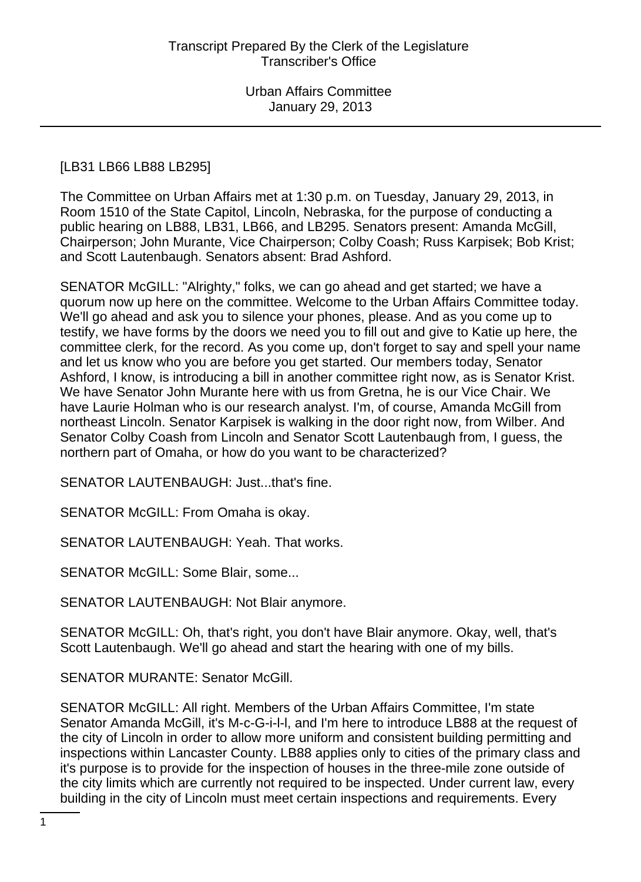[LB31 LB66 LB88 LB295]

The Committee on Urban Affairs met at 1:30 p.m. on Tuesday, January 29, 2013, in Room 1510 of the State Capitol, Lincoln, Nebraska, for the purpose of conducting a public hearing on LB88, LB31, LB66, and LB295. Senators present: Amanda McGill, Chairperson; John Murante, Vice Chairperson; Colby Coash; Russ Karpisek; Bob Krist; and Scott Lautenbaugh. Senators absent: Brad Ashford.

SENATOR McGILL: "Alrighty," folks, we can go ahead and get started; we have a quorum now up here on the committee. Welcome to the Urban Affairs Committee today. We'll go ahead and ask you to silence your phones, please. And as you come up to testify, we have forms by the doors we need you to fill out and give to Katie up here, the committee clerk, for the record. As you come up, don't forget to say and spell your name and let us know who you are before you get started. Our members today, Senator Ashford, I know, is introducing a bill in another committee right now, as is Senator Krist. We have Senator John Murante here with us from Gretna, he is our Vice Chair. We have Laurie Holman who is our research analyst. I'm, of course, Amanda McGill from northeast Lincoln. Senator Karpisek is walking in the door right now, from Wilber. And Senator Colby Coash from Lincoln and Senator Scott Lautenbaugh from, I guess, the northern part of Omaha, or how do you want to be characterized?

SENATOR LAUTENBAUGH: Just...that's fine.

SENATOR McGILL: From Omaha is okay.

SENATOR LAUTENBAUGH: Yeah. That works.

SENATOR McGILL: Some Blair, some...

SENATOR LAUTENBAUGH: Not Blair anymore.

SENATOR McGILL: Oh, that's right, you don't have Blair anymore. Okay, well, that's Scott Lautenbaugh. We'll go ahead and start the hearing with one of my bills.

SENATOR MURANTE: Senator McGill.

SENATOR McGILL: All right. Members of the Urban Affairs Committee, I'm state Senator Amanda McGill, it's M-c-G-i-l-l, and I'm here to introduce LB88 at the request of the city of Lincoln in order to allow more uniform and consistent building permitting and inspections within Lancaster County. LB88 applies only to cities of the primary class and it's purpose is to provide for the inspection of houses in the three-mile zone outside of the city limits which are currently not required to be inspected. Under current law, every building in the city of Lincoln must meet certain inspections and requirements. Every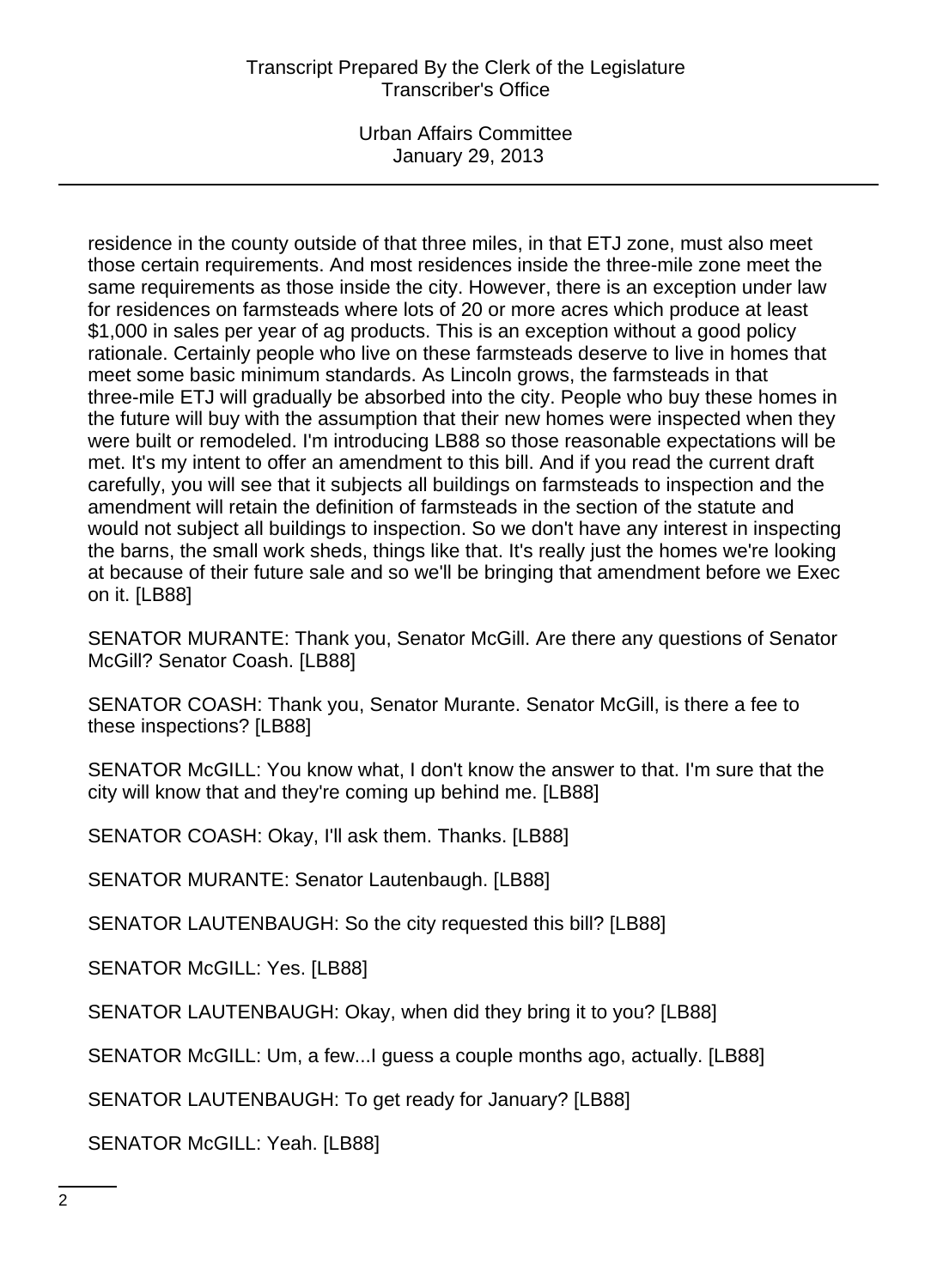residence in the county outside of that three miles, in that ETJ zone, must also meet those certain requirements. And most residences inside the three-mile zone meet the same requirements as those inside the city. However, there is an exception under law for residences on farmsteads where lots of 20 or more acres which produce at least $1,000 in sales per year of ag products. This is an exception without a good policy rationale. Certainly people who live on these farmsteads deserve to live in homes that meet some basic minimum standards. As Lincoln grows, the farmsteads in that three-mile ETJ will gradually be absorbed into the city. People who buy these homes in the future will buy with the assumption that their new homes were inspected when they were built or remodeled. I'm introducing LB88 so those reasonable expectations will be met. It's my intent to offer an amendment to this bill. And if you read the current draft carefully, you will see that it subjects all buildings on farmsteads to inspection and the amendment will retain the definition of farmsteads in the section of the statute and would not subject all buildings to inspection. So we don't have any interest in inspecting the barns, the small work sheds, things like that. It's really just the homes we're looking at because of their future sale and so we'll be bringing that amendment before we Exec on it. [LB88]

SENATOR MURANTE: Thank you, Senator McGill. Are there any questions of Senator McGill? Senator Coash. [LB88]

SENATOR COASH: Thank you, Senator Murante. Senator McGill, is there a fee to these inspections? [LB88]

SENATOR McGILL: You know what, I don't know the answer to that. I'm sure that the city will know that and they're coming up behind me. [LB88]

SENATOR COASH: Okay, I'll ask them. Thanks. [LB88]

SENATOR MURANTE: Senator Lautenbaugh. [LB88]

SENATOR LAUTENBAUGH: So the city requested this bill? [LB88]

SENATOR McGILL: Yes. [LB88]

SENATOR LAUTENBAUGH: Okay, when did they bring it to you? [LB88]

SENATOR McGILL: Um, a few...I guess a couple months ago, actually. [LB88]

SENATOR LAUTENBAUGH: To get ready for January? [LB88]

SENATOR McGILL: Yeah. [LB88]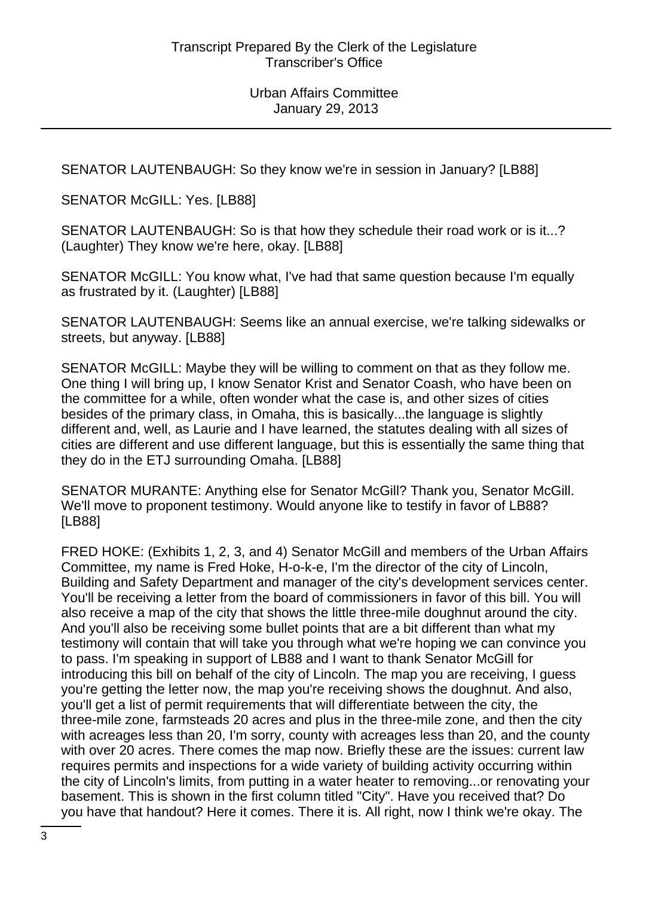SENATOR LAUTENBAUGH: So they know we're in session in January? [LB88]

SENATOR McGILL: Yes. [LB88]

SENATOR LAUTENBAUGH: So is that how they schedule their road work or is it...? (Laughter) They know we're here, okay. [LB88]

SENATOR McGILL: You know what, I've had that same question because I'm equally as frustrated by it. (Laughter) [LB88]

SENATOR LAUTENBAUGH: Seems like an annual exercise, we're talking sidewalks or streets, but anyway. [LB88]

SENATOR McGILL: Maybe they will be willing to comment on that as they follow me. One thing I will bring up, I know Senator Krist and Senator Coash, who have been on the committee for a while, often wonder what the case is, and other sizes of cities besides of the primary class, in Omaha, this is basically...the language is slightly different and, well, as Laurie and I have learned, the statutes dealing with all sizes of cities are different and use different language, but this is essentially the same thing that they do in the ETJ surrounding Omaha. [LB88]

SENATOR MURANTE: Anything else for Senator McGill? Thank you, Senator McGill. We'll move to proponent testimony. Would anyone like to testify in favor of LB88? [LB88]

FRED HOKE: (Exhibits 1, 2, 3, and 4) Senator McGill and members of the Urban Affairs Committee, my name is Fred Hoke, H-o-k-e, I'm the director of the city of Lincoln, Building and Safety Department and manager of the city's development services center. You'll be receiving a letter from the board of commissioners in favor of this bill. You will also receive a map of the city that shows the little three-mile doughnut around the city. And you'll also be receiving some bullet points that are a bit different than what my testimony will contain that will take you through what we're hoping we can convince you to pass. I'm speaking in support of LB88 and I want to thank Senator McGill for introducing this bill on behalf of the city of Lincoln. The map you are receiving, I guess you're getting the letter now, the map you're receiving shows the doughnut. And also, you'll get a list of permit requirements that will differentiate between the city, the three-mile zone, farmsteads 20 acres and plus in the three-mile zone, and then the city with acreages less than 20, I'm sorry, county with acreages less than 20, and the county with over 20 acres. There comes the map now. Briefly these are the issues: current law requires permits and inspections for a wide variety of building activity occurring within the city of Lincoln's limits, from putting in a water heater to removing...or renovating your basement. This is shown in the first column titled "City". Have you received that? Do you have that handout? Here it comes. There it is. All right, now I think we're okay. The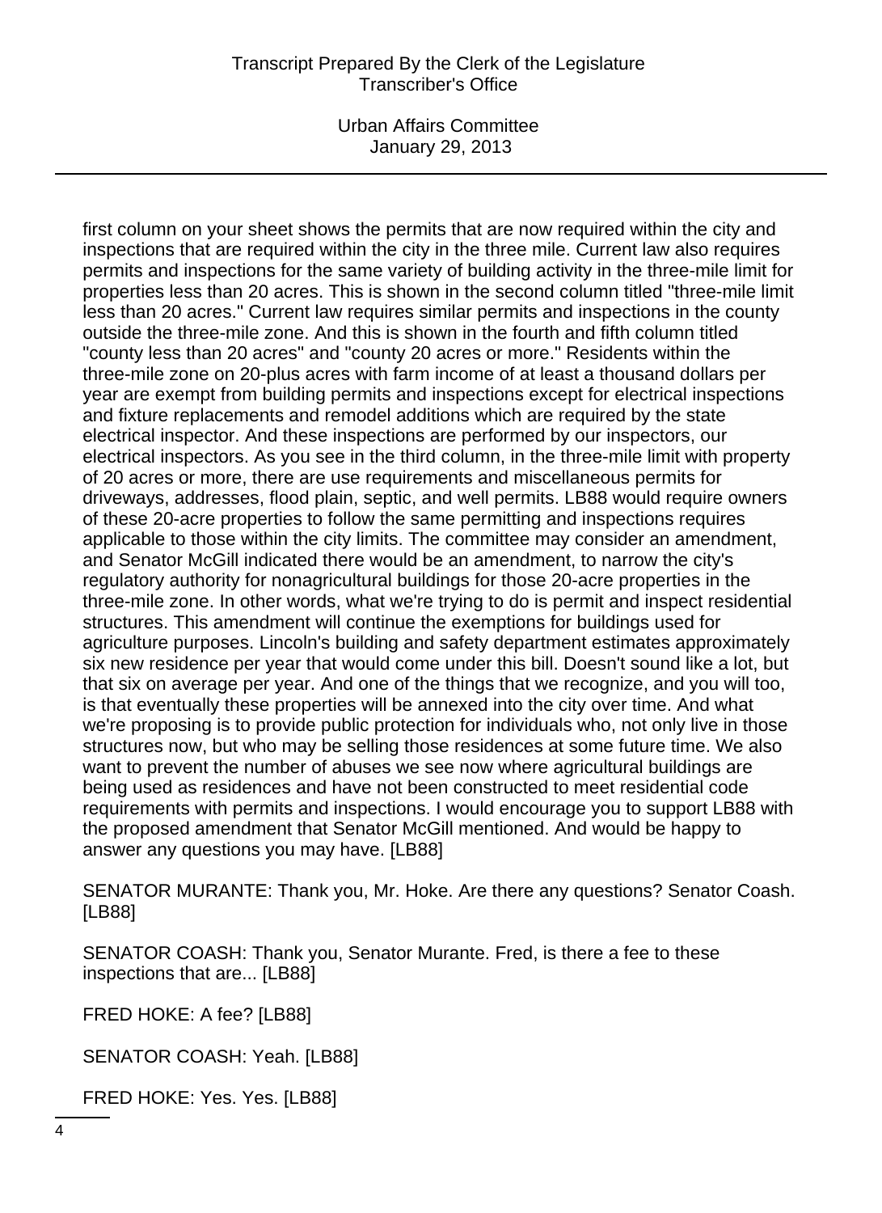first column on your sheet shows the permits that are now required within the city and inspections that are required within the city in the three mile. Current law also requires permits and inspections for the same variety of building activity in the three-mile limit for properties less than 20 acres. This is shown in the second column titled "three-mile limit less than 20 acres." Current law requires similar permits and inspections in the county outside the three-mile zone. And this is shown in the fourth and fifth column titled "county less than 20 acres" and "county 20 acres or more." Residents within the three-mile zone on 20-plus acres with farm income of at least a thousand dollars per year are exempt from building permits and inspections except for electrical inspections and fixture replacements and remodel additions which are required by the state electrical inspector. And these inspections are performed by our inspectors, our electrical inspectors. As you see in the third column, in the three-mile limit with property of 20 acres or more, there are use requirements and miscellaneous permits for driveways, addresses, flood plain, septic, and well permits. LB88 would require owners of these 20-acre properties to follow the same permitting and inspections requires applicable to those within the city limits. The committee may consider an amendment, and Senator McGill indicated there would be an amendment, to narrow the city's regulatory authority for nonagricultural buildings for those 20-acre properties in the three-mile zone. In other words, what we're trying to do is permit and inspect residential structures. This amendment will continue the exemptions for buildings used for agriculture purposes. Lincoln's building and safety department estimates approximately six new residence per year that would come under this bill. Doesn't sound like a lot, but that six on average per year. And one of the things that we recognize, and you will too, is that eventually these properties will be annexed into the city over time. And what we're proposing is to provide public protection for individuals who, not only live in those structures now, but who may be selling those residences at some future time. We also want to prevent the number of abuses we see now where agricultural buildings are being used as residences and have not been constructed to meet residential code requirements with permits and inspections. I would encourage you to support LB88 with the proposed amendment that Senator McGill mentioned. And would be happy to answer any questions you may have. [LB88]

SENATOR MURANTE: Thank you, Mr. Hoke. Are there any questions? Senator Coash. [LB88]

SENATOR COASH: Thank you, Senator Murante. Fred, is there a fee to these inspections that are... [LB88]

FRED HOKE: A fee? [LB88]

SENATOR COASH: Yeah. [LB88]

FRED HOKE: Yes. Yes. [LB88]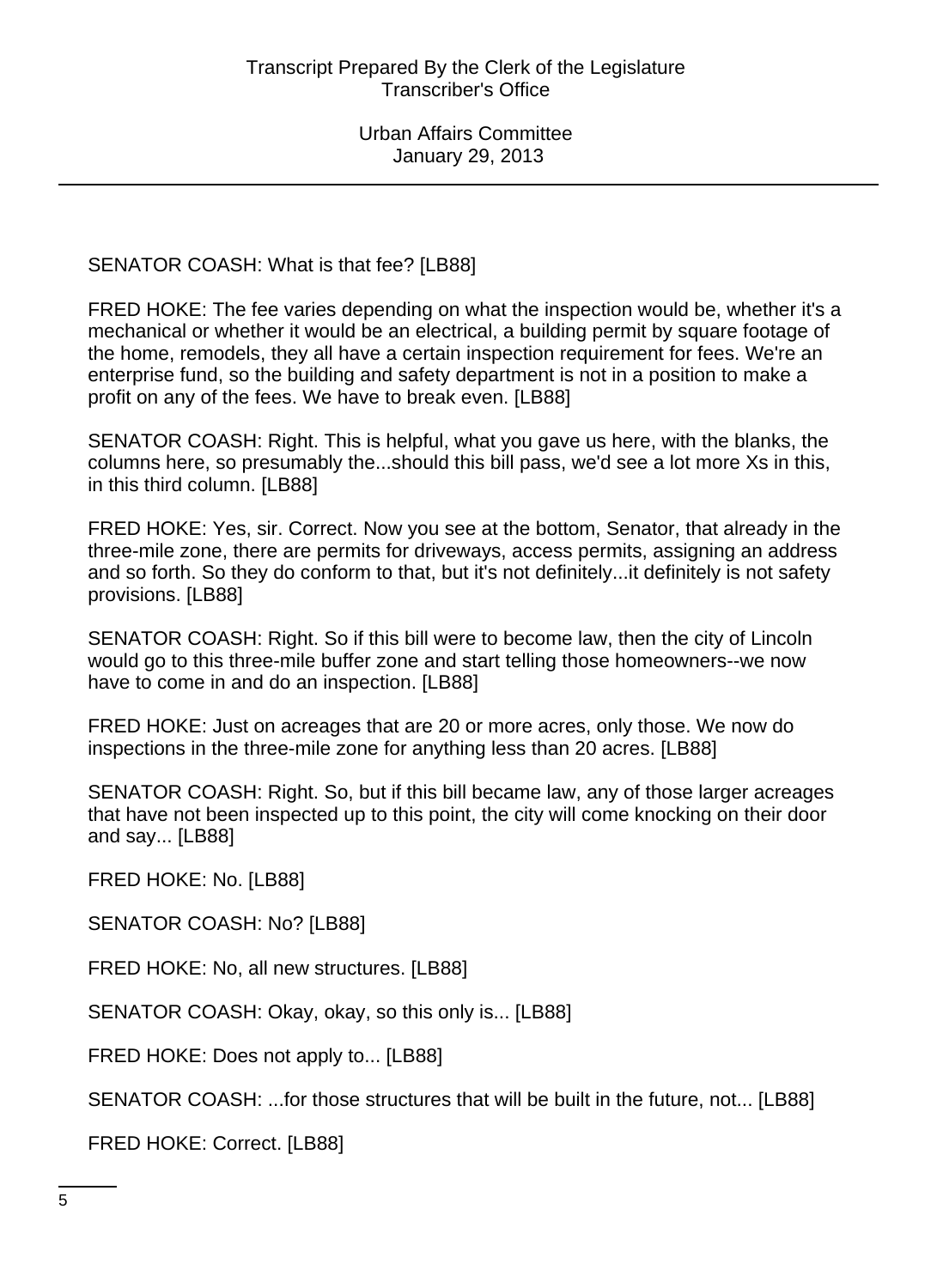SENATOR COASH: What is that fee? [LB88]

FRED HOKE: The fee varies depending on what the inspection would be, whether it's a mechanical or whether it would be an electrical, a building permit by square footage of the home, remodels, they all have a certain inspection requirement for fees. We're an enterprise fund, so the building and safety department is not in a position to make a profit on any of the fees. We have to break even. [LB88]

SENATOR COASH: Right. This is helpful, what you gave us here, with the blanks, the columns here, so presumably the...should this bill pass, we'd see a lot more Xs in this, in this third column. [LB88]

FRED HOKE: Yes, sir. Correct. Now you see at the bottom, Senator, that already in the three-mile zone, there are permits for driveways, access permits, assigning an address and so forth. So they do conform to that, but it's not definitely...it definitely is not safety provisions. [LB88]

SENATOR COASH: Right. So if this bill were to become law, then the city of Lincoln would go to this three-mile buffer zone and start telling those homeowners--we now have to come in and do an inspection. [LB88]

FRED HOKE: Just on acreages that are 20 or more acres, only those. We now do inspections in the three-mile zone for anything less than 20 acres. [LB88]

SENATOR COASH: Right. So, but if this bill became law, any of those larger acreages that have not been inspected up to this point, the city will come knocking on their door and say... [LB88]

FRED HOKE: No. [LB88]

SENATOR COASH: No? [LB88]

FRED HOKE: No, all new structures. [LB88]

SENATOR COASH: Okay, okay, so this only is... [LB88]

FRED HOKE: Does not apply to... [LB88]

SENATOR COASH: ...for those structures that will be built in the future, not... [LB88]

FRED HOKE: Correct. [LB88]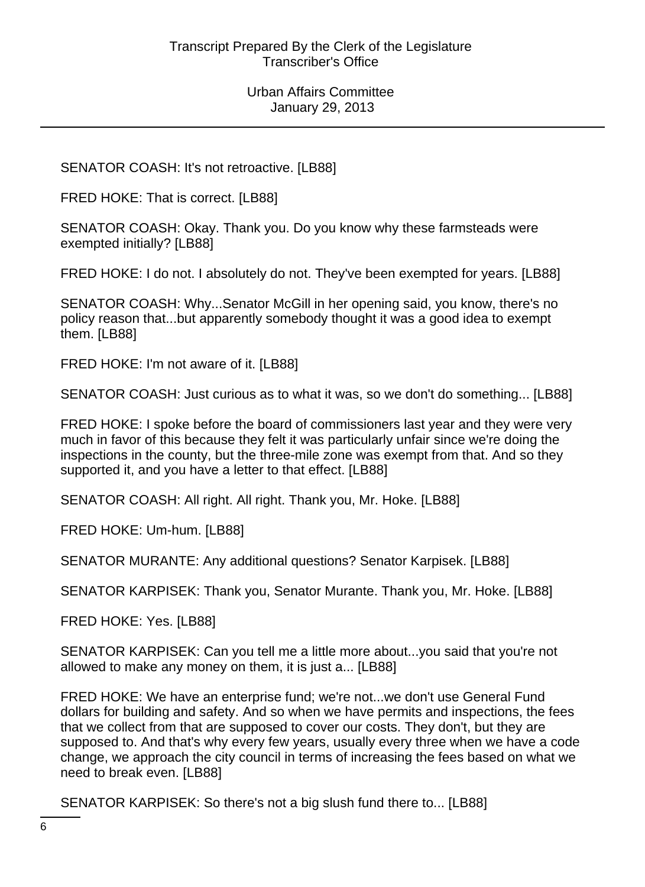SENATOR COASH: It's not retroactive. [LB88]

FRED HOKE: That is correct. [LB88]

SENATOR COASH: Okay. Thank you. Do you know why these farmsteads were exempted initially? [LB88]

FRED HOKE: I do not. I absolutely do not. They've been exempted for years. [LB88]

SENATOR COASH: Why...Senator McGill in her opening said, you know, there's no policy reason that...but apparently somebody thought it was a good idea to exempt them. [LB88]

FRED HOKE: I'm not aware of it. [LB88]

SENATOR COASH: Just curious as to what it was, so we don't do something... [LB88]

FRED HOKE: I spoke before the board of commissioners last year and they were very much in favor of this because they felt it was particularly unfair since we're doing the inspections in the county, but the three-mile zone was exempt from that. And so they supported it, and you have a letter to that effect. [LB88]

SENATOR COASH: All right. All right. Thank you, Mr. Hoke. [LB88]

FRED HOKE: Um-hum. [LB88]

SENATOR MURANTE: Any additional questions? Senator Karpisek. [LB88]

SENATOR KARPISEK: Thank you, Senator Murante. Thank you, Mr. Hoke. [LB88]

FRED HOKE: Yes. [LB88]

SENATOR KARPISEK: Can you tell me a little more about...you said that you're not allowed to make any money on them, it is just a... [LB88]

FRED HOKE: We have an enterprise fund; we're not...we don't use General Fund dollars for building and safety. And so when we have permits and inspections, the fees that we collect from that are supposed to cover our costs. They don't, but they are supposed to. And that's why every few years, usually every three when we have a code change, we approach the city council in terms of increasing the fees based on what we need to break even. [LB88]

SENATOR KARPISEK: So there's not a big slush fund there to... [LB88]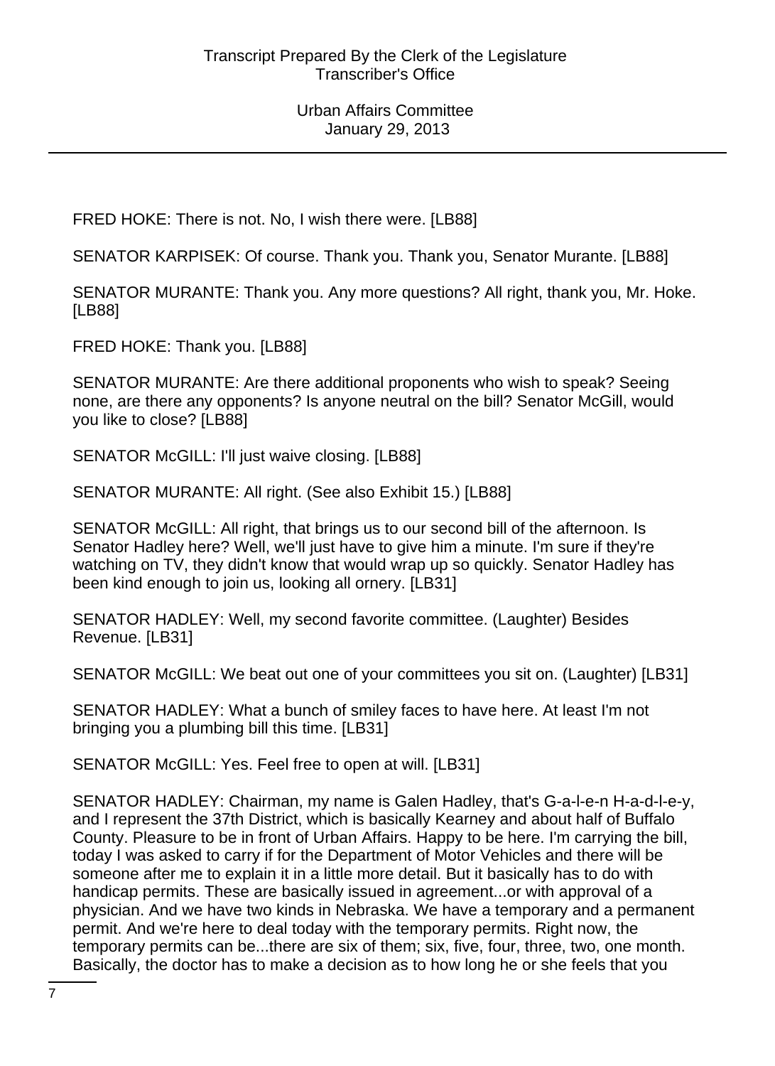FRED HOKE: There is not. No, I wish there were. [LB88]

SENATOR KARPISEK: Of course. Thank you. Thank you, Senator Murante. [LB88]

SENATOR MURANTE: Thank you. Any more questions? All right, thank you, Mr. Hoke. [LB88]

FRED HOKE: Thank you. [LB88]

SENATOR MURANTE: Are there additional proponents who wish to speak? Seeing none, are there any opponents? Is anyone neutral on the bill? Senator McGill, would you like to close? [LB88]

SENATOR McGILL: I'll just waive closing. [LB88]

SENATOR MURANTE: All right. (See also Exhibit 15.) [LB88]

SENATOR McGILL: All right, that brings us to our second bill of the afternoon. Is Senator Hadley here? Well, we'll just have to give him a minute. I'm sure if they're watching on TV, they didn't know that would wrap up so quickly. Senator Hadley has been kind enough to join us, looking all ornery. [LB31]

SENATOR HADLEY: Well, my second favorite committee. (Laughter) Besides Revenue. [LB31]

SENATOR McGILL: We beat out one of your committees you sit on. (Laughter) [LB31]

SENATOR HADLEY: What a bunch of smiley faces to have here. At least I'm not bringing you a plumbing bill this time. [LB31]

SENATOR McGILL: Yes. Feel free to open at will. [LB31]

SENATOR HADLEY: Chairman, my name is Galen Hadley, that's G-a-l-e-n H-a-d-l-e-y, and I represent the 37th District, which is basically Kearney and about half of Buffalo County. Pleasure to be in front of Urban Affairs. Happy to be here. I'm carrying the bill, today I was asked to carry if for the Department of Motor Vehicles and there will be someone after me to explain it in a little more detail. But it basically has to do with handicap permits. These are basically issued in agreement...or with approval of a physician. And we have two kinds in Nebraska. We have a temporary and a permanent permit. And we're here to deal today with the temporary permits. Right now, the temporary permits can be...there are six of them; six, five, four, three, two, one month. Basically, the doctor has to make a decision as to how long he or she feels that you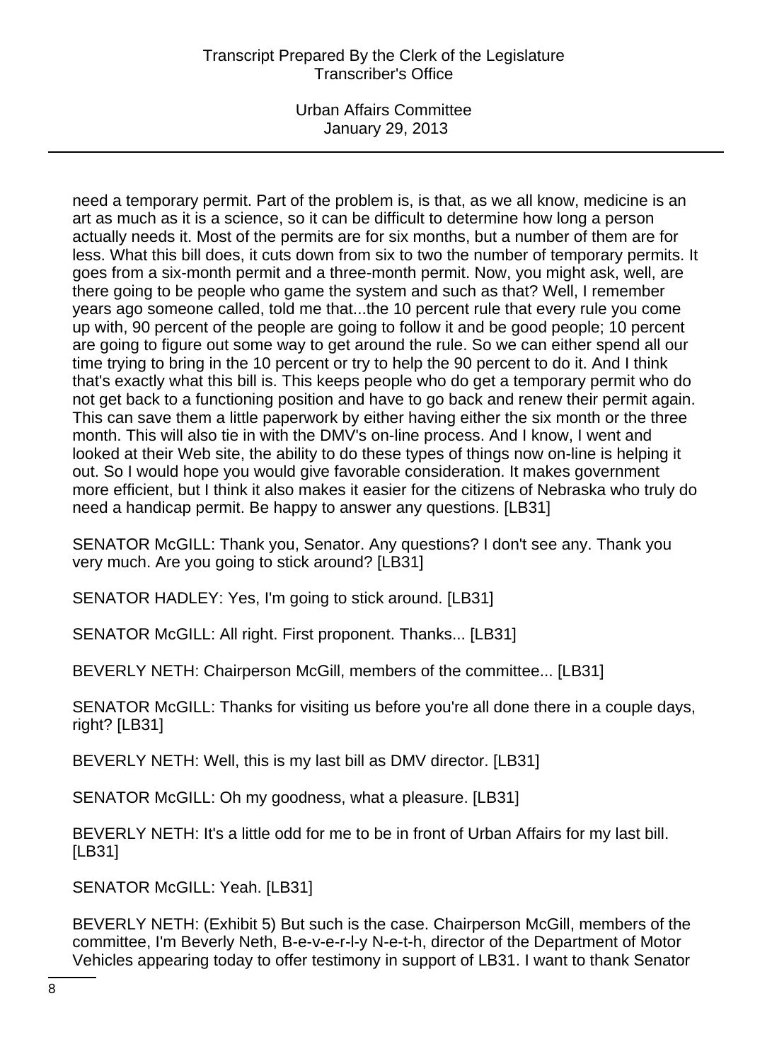need a temporary permit. Part of the problem is, is that, as we all know, medicine is an art as much as it is a science, so it can be difficult to determine how long a person actually needs it. Most of the permits are for six months, but a number of them are for less. What this bill does, it cuts down from six to two the number of temporary permits. It goes from a six-month permit and a three-month permit. Now, you might ask, well, are there going to be people who game the system and such as that? Well, I remember years ago someone called, told me that...the 10 percent rule that every rule you come up with, 90 percent of the people are going to follow it and be good people; 10 percent are going to figure out some way to get around the rule. So we can either spend all our time trying to bring in the 10 percent or try to help the 90 percent to do it. And I think that's exactly what this bill is. This keeps people who do get a temporary permit who do not get back to a functioning position and have to go back and renew their permit again. This can save them a little paperwork by either having either the six month or the three month. This will also tie in with the DMV's on-line process. And I know, I went and looked at their Web site, the ability to do these types of things now on-line is helping it out. So I would hope you would give favorable consideration. It makes government more efficient, but I think it also makes it easier for the citizens of Nebraska who truly do need a handicap permit. Be happy to answer any questions. [LB31]

SENATOR McGILL: Thank you, Senator. Any questions? I don't see any. Thank you very much. Are you going to stick around? [LB31]

SENATOR HADLEY: Yes, I'm going to stick around. [LB31]

SENATOR McGILL: All right. First proponent. Thanks... [LB31]

BEVERLY NETH: Chairperson McGill, members of the committee... [LB31]

SENATOR McGILL: Thanks for visiting us before you're all done there in a couple days, right? [LB31]

BEVERLY NETH: Well, this is my last bill as DMV director. [LB31]

SENATOR McGILL: Oh my goodness, what a pleasure. [LB31]

BEVERLY NETH: It's a little odd for me to be in front of Urban Affairs for my last bill. [LB31]

SENATOR McGILL: Yeah. [LB31]

BEVERLY NETH: (Exhibit 5) But such is the case. Chairperson McGill, members of the committee, I'm Beverly Neth, B-e-v-e-r-l-y N-e-t-h, director of the Department of Motor Vehicles appearing today to offer testimony in support of LB31. I want to thank Senator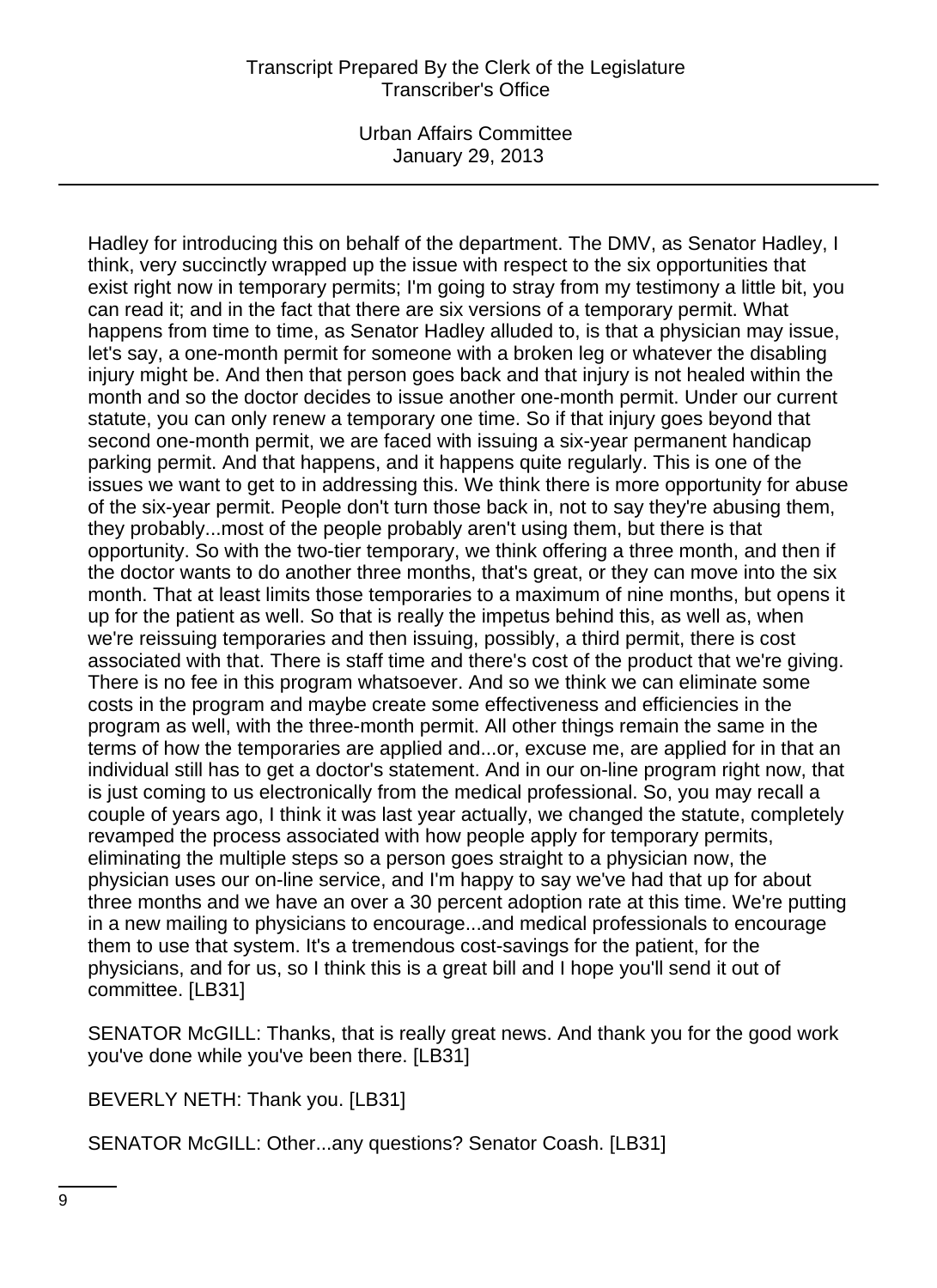Hadley for introducing this on behalf of the department. The DMV, as Senator Hadley, I think, very succinctly wrapped up the issue with respect to the six opportunities that exist right now in temporary permits; I'm going to stray from my testimony a little bit, you can read it; and in the fact that there are six versions of a temporary permit. What happens from time to time, as Senator Hadley alluded to, is that a physician may issue, let's say, a one-month permit for someone with a broken leg or whatever the disabling injury might be. And then that person goes back and that injury is not healed within the month and so the doctor decides to issue another one-month permit. Under our current statute, you can only renew a temporary one time. So if that injury goes beyond that second one-month permit, we are faced with issuing a six-year permanent handicap parking permit. And that happens, and it happens quite regularly. This is one of the issues we want to get to in addressing this. We think there is more opportunity for abuse of the six-year permit. People don't turn those back in, not to say they're abusing them, they probably...most of the people probably aren't using them, but there is that opportunity. So with the two-tier temporary, we think offering a three month, and then if the doctor wants to do another three months, that's great, or they can move into the six month. That at least limits those temporaries to a maximum of nine months, but opens it up for the patient as well. So that is really the impetus behind this, as well as, when we're reissuing temporaries and then issuing, possibly, a third permit, there is cost associated with that. There is staff time and there's cost of the product that we're giving. There is no fee in this program whatsoever. And so we think we can eliminate some costs in the program and maybe create some effectiveness and efficiencies in the program as well, with the three-month permit. All other things remain the same in the terms of how the temporaries are applied and...or, excuse me, are applied for in that an individual still has to get a doctor's statement. And in our on-line program right now, that is just coming to us electronically from the medical professional. So, you may recall a couple of years ago, I think it was last year actually, we changed the statute, completely revamped the process associated with how people apply for temporary permits, eliminating the multiple steps so a person goes straight to a physician now, the physician uses our on-line service, and I'm happy to say we've had that up for about three months and we have an over a 30 percent adoption rate at this time. We're putting in a new mailing to physicians to encourage...and medical professionals to encourage them to use that system. It's a tremendous cost-savings for the patient, for the physicians, and for us, so I think this is a great bill and I hope you'll send it out of committee. [LB31]

SENATOR McGILL: Thanks, that is really great news. And thank you for the good work you've done while you've been there. [LB31]

BEVERLY NETH: Thank you. [LB31]

SENATOR McGILL: Other...any questions? Senator Coash. [LB31]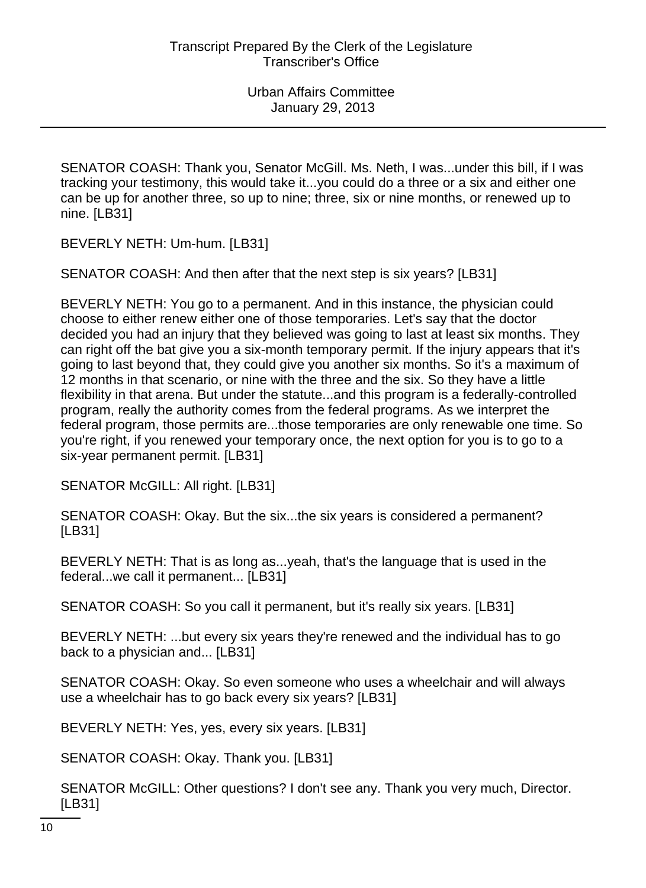SENATOR COASH: Thank you, Senator McGill. Ms. Neth, I was...under this bill, if I was tracking your testimony, this would take it...you could do a three or a six and either one can be up for another three, so up to nine; three, six or nine months, or renewed up to nine. [LB31]

BEVERLY NETH: Um-hum. [LB31]

SENATOR COASH: And then after that the next step is six years? [LB31]

BEVERLY NETH: You go to a permanent. And in this instance, the physician could choose to either renew either one of those temporaries. Let's say that the doctor decided you had an injury that they believed was going to last at least six months. They can right off the bat give you a six-month temporary permit. If the injury appears that it's going to last beyond that, they could give you another six months. So it's a maximum of 12 months in that scenario, or nine with the three and the six. So they have a little flexibility in that arena. But under the statute...and this program is a federally-controlled program, really the authority comes from the federal programs. As we interpret the federal program, those permits are...those temporaries are only renewable one time. So you're right, if you renewed your temporary once, the next option for you is to go to a six-year permanent permit. [LB31]

SENATOR McGILL: All right. [LB31]

SENATOR COASH: Okay. But the six...the six years is considered a permanent? [LB31]

BEVERLY NETH: That is as long as...yeah, that's the language that is used in the federal...we call it permanent... [LB31]

SENATOR COASH: So you call it permanent, but it's really six years. [LB31]

BEVERLY NETH: ...but every six years they're renewed and the individual has to go back to a physician and... [LB31]

SENATOR COASH: Okay. So even someone who uses a wheelchair and will always use a wheelchair has to go back every six years? [LB31]

BEVERLY NETH: Yes, yes, every six years. [LB31]

SENATOR COASH: Okay. Thank you. [LB31]

SENATOR McGILL: Other questions? I don't see any. Thank you very much, Director. [LB31]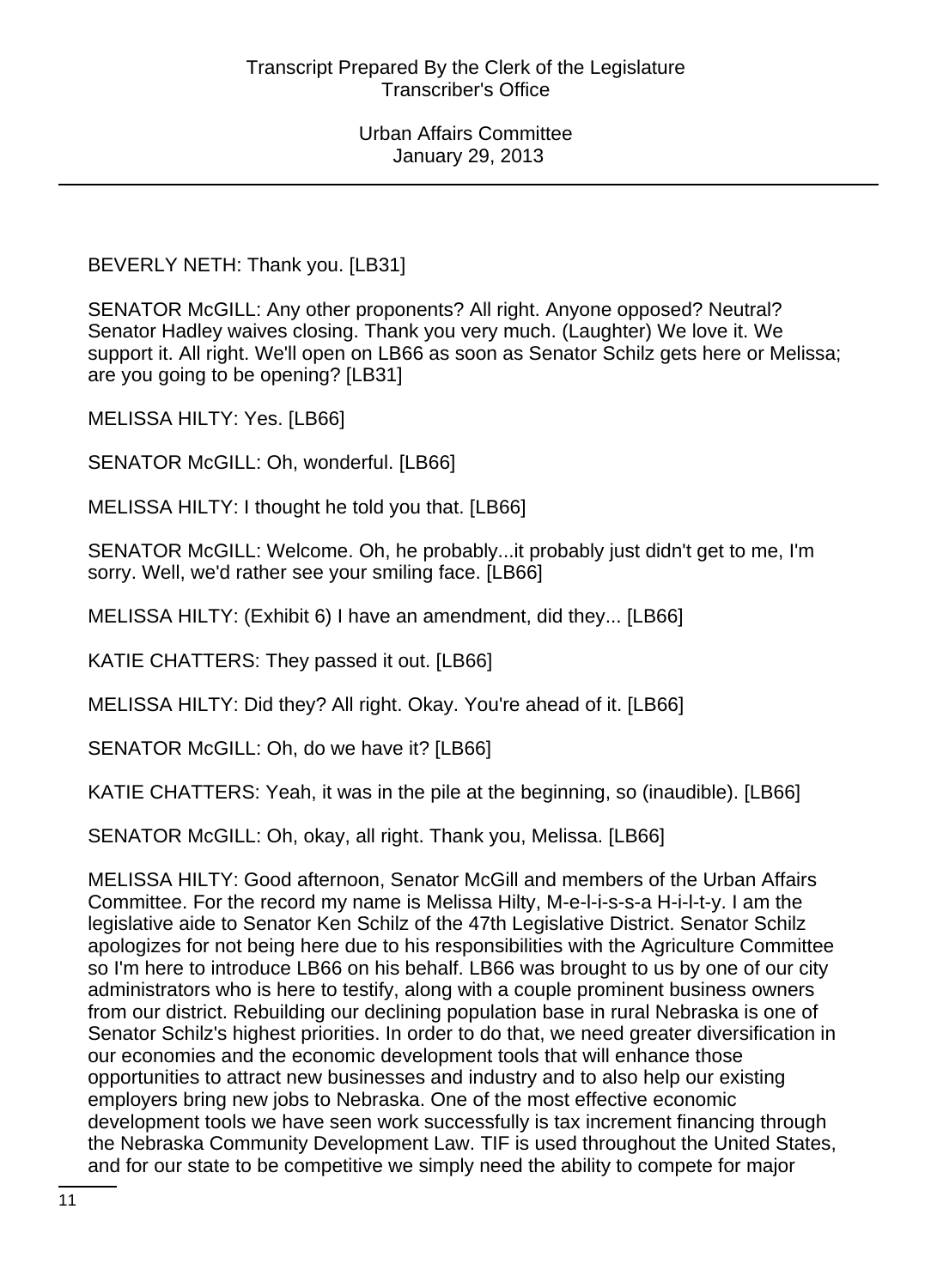BEVERLY NETH: Thank you. [LB31]

SENATOR McGILL: Any other proponents? All right. Anyone opposed? Neutral? Senator Hadley waives closing. Thank you very much. (Laughter) We love it. We support it. All right. We'll open on LB66 as soon as Senator Schilz gets here or Melissa; are you going to be opening? [LB31]

MELISSA HILTY: Yes. [LB66]

SENATOR McGILL: Oh, wonderful. [LB66]

MELISSA HILTY: I thought he told you that. [LB66]

SENATOR McGILL: Welcome. Oh, he probably...it probably just didn't get to me, I'm sorry. Well, we'd rather see your smiling face. [LB66]

MELISSA HILTY: (Exhibit 6) I have an amendment, did they... [LB66]

KATIE CHATTERS: They passed it out. [LB66]

MELISSA HILTY: Did they? All right. Okay. You're ahead of it. [LB66]

SENATOR McGILL: Oh, do we have it? [LB66]

KATIE CHATTERS: Yeah, it was in the pile at the beginning, so (inaudible). [LB66]

SENATOR McGILL: Oh, okay, all right. Thank you, Melissa. [LB66]

MELISSA HILTY: Good afternoon, Senator McGill and members of the Urban Affairs Committee. For the record my name is Melissa Hilty, M-e-l-i-s-s-a H-i-l-t-y. I am the legislative aide to Senator Ken Schilz of the 47th Legislative District. Senator Schilz apologizes for not being here due to his responsibilities with the Agriculture Committee so I'm here to introduce LB66 on his behalf. LB66 was brought to us by one of our city administrators who is here to testify, along with a couple prominent business owners from our district. Rebuilding our declining population base in rural Nebraska is one of Senator Schilz's highest priorities. In order to do that, we need greater diversification in our economies and the economic development tools that will enhance those opportunities to attract new businesses and industry and to also help our existing employers bring new jobs to Nebraska. One of the most effective economic development tools we have seen work successfully is tax increment financing through the Nebraska Community Development Law. TIF is used throughout the United States, and for our state to be competitive we simply need the ability to compete for major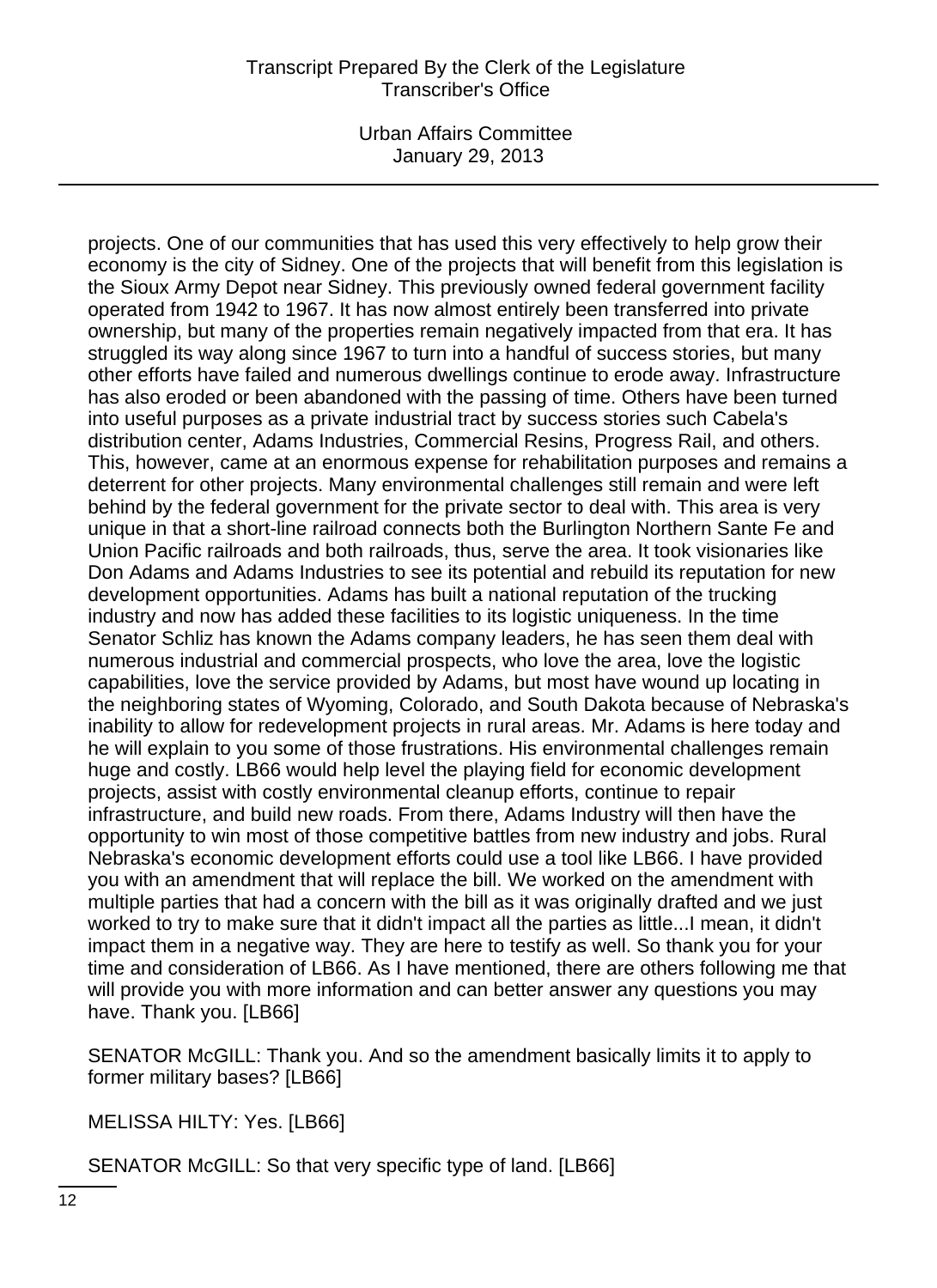projects. One of our communities that has used this very effectively to help grow their economy is the city of Sidney. One of the projects that will benefit from this legislation is the Sioux Army Depot near Sidney. This previously owned federal government facility operated from 1942 to 1967. It has now almost entirely been transferred into private ownership, but many of the properties remain negatively impacted from that era. It has struggled its way along since 1967 to turn into a handful of success stories, but many other efforts have failed and numerous dwellings continue to erode away. Infrastructure has also eroded or been abandoned with the passing of time. Others have been turned into useful purposes as a private industrial tract by success stories such Cabela's distribution center, Adams Industries, Commercial Resins, Progress Rail, and others. This, however, came at an enormous expense for rehabilitation purposes and remains a deterrent for other projects. Many environmental challenges still remain and were left behind by the federal government for the private sector to deal with. This area is very unique in that a short-line railroad connects both the Burlington Northern Sante Fe and Union Pacific railroads and both railroads, thus, serve the area. It took visionaries like Don Adams and Adams Industries to see its potential and rebuild its reputation for new development opportunities. Adams has built a national reputation of the trucking industry and now has added these facilities to its logistic uniqueness. In the time Senator Schliz has known the Adams company leaders, he has seen them deal with numerous industrial and commercial prospects, who love the area, love the logistic capabilities, love the service provided by Adams, but most have wound up locating in the neighboring states of Wyoming, Colorado, and South Dakota because of Nebraska's inability to allow for redevelopment projects in rural areas. Mr. Adams is here today and he will explain to you some of those frustrations. His environmental challenges remain huge and costly. LB66 would help level the playing field for economic development projects, assist with costly environmental cleanup efforts, continue to repair infrastructure, and build new roads. From there, Adams Industry will then have the opportunity to win most of those competitive battles from new industry and jobs. Rural Nebraska's economic development efforts could use a tool like LB66. I have provided you with an amendment that will replace the bill. We worked on the amendment with multiple parties that had a concern with the bill as it was originally drafted and we just worked to try to make sure that it didn't impact all the parties as little...I mean, it didn't impact them in a negative way. They are here to testify as well. So thank you for your time and consideration of LB66. As I have mentioned, there are others following me that will provide you with more information and can better answer any questions you may have. Thank you. [LB66]

SENATOR McGILL: Thank you. And so the amendment basically limits it to apply to former military bases? [LB66]

MELISSA HILTY: Yes. [LB66]

SENATOR McGILL: So that very specific type of land. [LB66]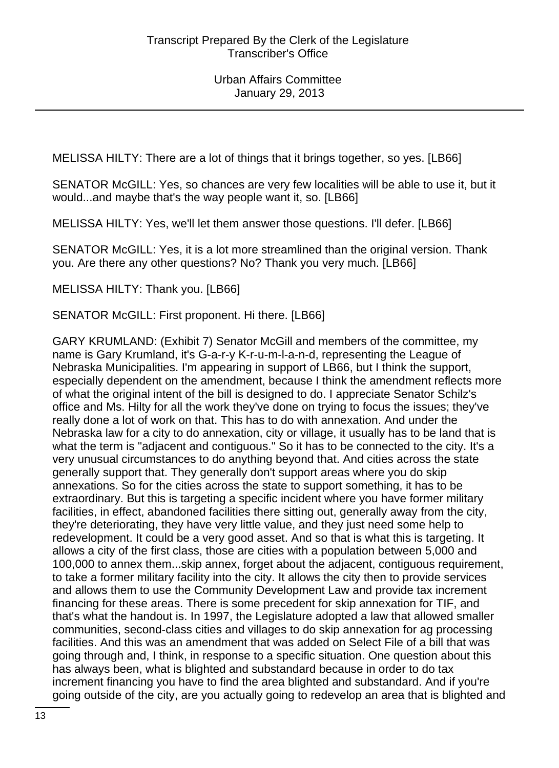MELISSA HILTY: There are a lot of things that it brings together, so yes. [LB66]

SENATOR McGILL: Yes, so chances are very few localities will be able to use it, but it would...and maybe that's the way people want it, so. [LB66]

MELISSA HILTY: Yes, we'll let them answer those questions. I'll defer. [LB66]

SENATOR McGILL: Yes, it is a lot more streamlined than the original version. Thank you. Are there any other questions? No? Thank you very much. [LB66]

MELISSA HILTY: Thank you. [LB66]

SENATOR McGILL: First proponent. Hi there. [LB66]

GARY KRUMLAND: (Exhibit 7) Senator McGill and members of the committee, my name is Gary Krumland, it's G-a-r-y K-r-u-m-l-a-n-d, representing the League of Nebraska Municipalities. I'm appearing in support of LB66, but I think the support, especially dependent on the amendment, because I think the amendment reflects more of what the original intent of the bill is designed to do. I appreciate Senator Schilz's office and Ms. Hilty for all the work they've done on trying to focus the issues; they've really done a lot of work on that. This has to do with annexation. And under the Nebraska law for a city to do annexation, city or village, it usually has to be land that is what the term is "adjacent and contiguous." So it has to be connected to the city. It's a very unusual circumstances to do anything beyond that. And cities across the state generally support that. They generally don't support areas where you do skip annexations. So for the cities across the state to support something, it has to be extraordinary. But this is targeting a specific incident where you have former military facilities, in effect, abandoned facilities there sitting out, generally away from the city, they're deteriorating, they have very little value, and they just need some help to redevelopment. It could be a very good asset. And so that is what this is targeting. It allows a city of the first class, those are cities with a population between 5,000 and 100,000 to annex them...skip annex, forget about the adjacent, contiguous requirement, to take a former military facility into the city. It allows the city then to provide services and allows them to use the Community Development Law and provide tax increment financing for these areas. There is some precedent for skip annexation for TIF, and that's what the handout is. In 1997, the Legislature adopted a law that allowed smaller communities, second-class cities and villages to do skip annexation for ag processing facilities. And this was an amendment that was added on Select File of a bill that was going through and, I think, in response to a specific situation. One question about this has always been, what is blighted and substandard because in order to do tax increment financing you have to find the area blighted and substandard. And if you're going outside of the city, are you actually going to redevelop an area that is blighted and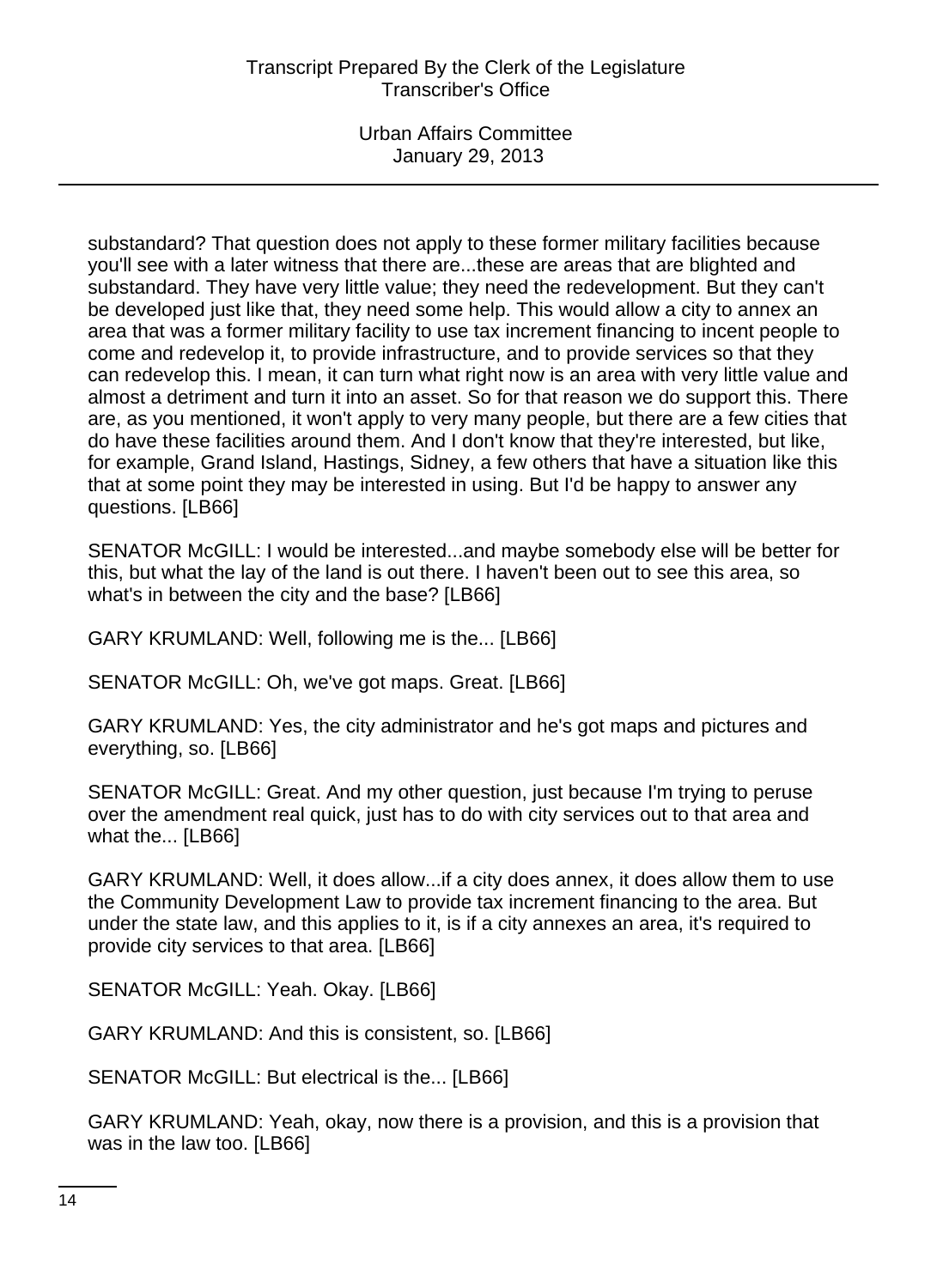substandard? That question does not apply to these former military facilities because you'll see with a later witness that there are...these are areas that are blighted and substandard. They have very little value; they need the redevelopment. But they can't be developed just like that, they need some help. This would allow a city to annex an area that was a former military facility to use tax increment financing to incent people to come and redevelop it, to provide infrastructure, and to provide services so that they can redevelop this. I mean, it can turn what right now is an area with very little value and almost a detriment and turn it into an asset. So for that reason we do support this. There are, as you mentioned, it won't apply to very many people, but there are a few cities that do have these facilities around them. And I don't know that they're interested, but like, for example, Grand Island, Hastings, Sidney, a few others that have a situation like this that at some point they may be interested in using. But I'd be happy to answer any questions. [LB66]

SENATOR McGILL: I would be interested...and maybe somebody else will be better for this, but what the lay of the land is out there. I haven't been out to see this area, so what's in between the city and the base? [LB66]

GARY KRUMLAND: Well, following me is the... [LB66]

SENATOR McGILL: Oh, we've got maps. Great. [LB66]

GARY KRUMLAND: Yes, the city administrator and he's got maps and pictures and everything, so. [LB66]

SENATOR McGILL: Great. And my other question, just because I'm trying to peruse over the amendment real quick, just has to do with city services out to that area and what the... [LB66]

GARY KRUMLAND: Well, it does allow...if a city does annex, it does allow them to use the Community Development Law to provide tax increment financing to the area. But under the state law, and this applies to it, is if a city annexes an area, it's required to provide city services to that area. [LB66]

SENATOR McGILL: Yeah. Okay. [LB66]

GARY KRUMLAND: And this is consistent, so. [LB66]

SENATOR McGILL: But electrical is the... [LB66]

GARY KRUMLAND: Yeah, okay, now there is a provision, and this is a provision that was in the law too. [LB66]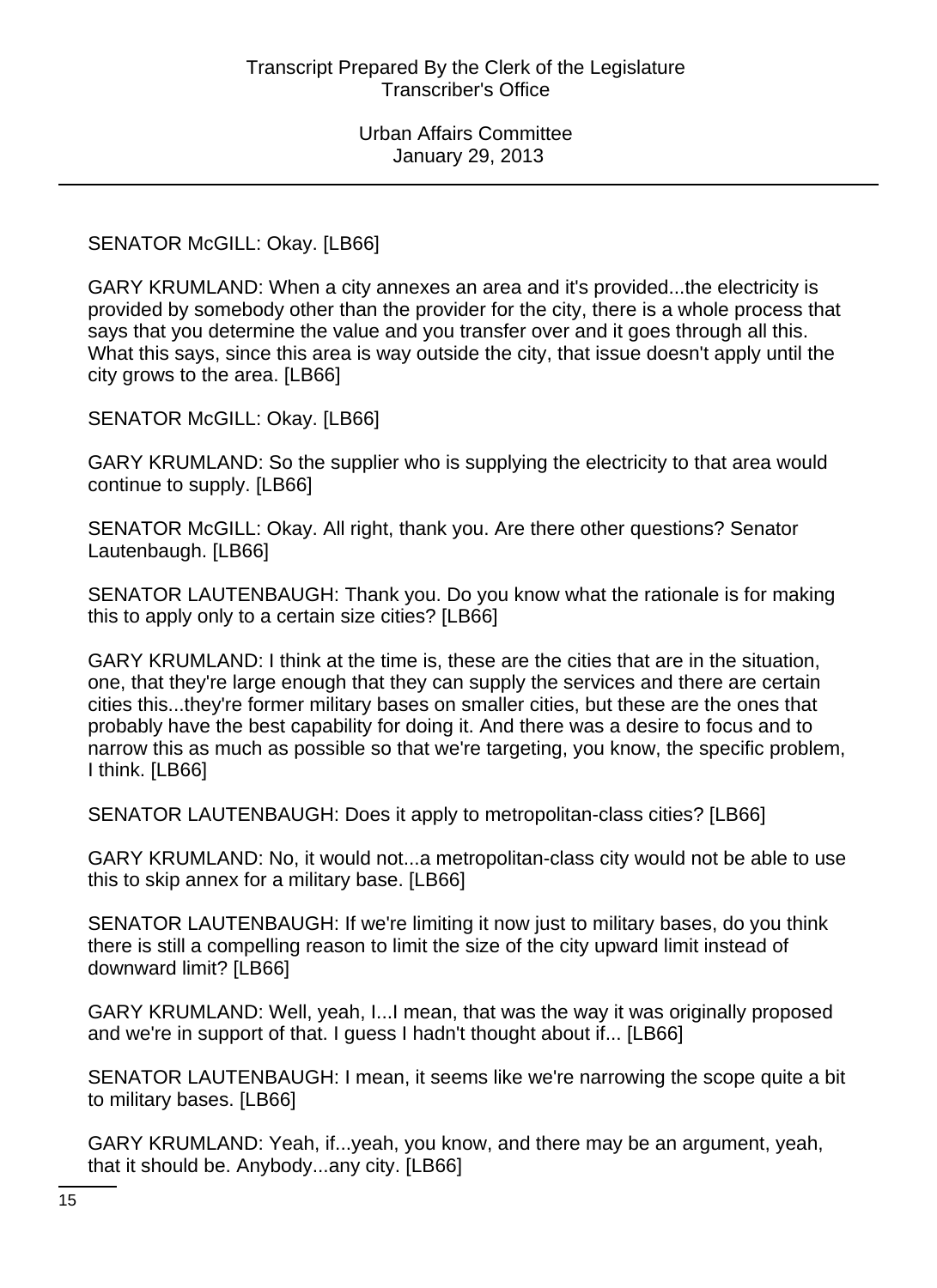SENATOR McGILL: Okay. [LB66]

GARY KRUMLAND: When a city annexes an area and it's provided...the electricity is provided by somebody other than the provider for the city, there is a whole process that says that you determine the value and you transfer over and it goes through all this. What this says, since this area is way outside the city, that issue doesn't apply until the city grows to the area. [LB66]

SENATOR McGILL: Okay. [LB66]

GARY KRUMLAND: So the supplier who is supplying the electricity to that area would continue to supply. [LB66]

SENATOR McGILL: Okay. All right, thank you. Are there other questions? Senator Lautenbaugh. [LB66]

SENATOR LAUTENBAUGH: Thank you. Do you know what the rationale is for making this to apply only to a certain size cities? [LB66]

GARY KRUMLAND: I think at the time is, these are the cities that are in the situation, one, that they're large enough that they can supply the services and there are certain cities this...they're former military bases on smaller cities, but these are the ones that probably have the best capability for doing it. And there was a desire to focus and to narrow this as much as possible so that we're targeting, you know, the specific problem, I think. [LB66]

SENATOR LAUTENBAUGH: Does it apply to metropolitan-class cities? [LB66]

GARY KRUMLAND: No, it would not...a metropolitan-class city would not be able to use this to skip annex for a military base. [LB66]

SENATOR LAUTENBAUGH: If we're limiting it now just to military bases, do you think there is still a compelling reason to limit the size of the city upward limit instead of downward limit? [LB66]

GARY KRUMLAND: Well, yeah, I...I mean, that was the way it was originally proposed and we're in support of that. I guess I hadn't thought about if... [LB66]

SENATOR LAUTENBAUGH: I mean, it seems like we're narrowing the scope quite a bit to military bases. [LB66]

GARY KRUMLAND: Yeah, if...yeah, you know, and there may be an argument, yeah, that it should be. Anybody...any city. [LB66]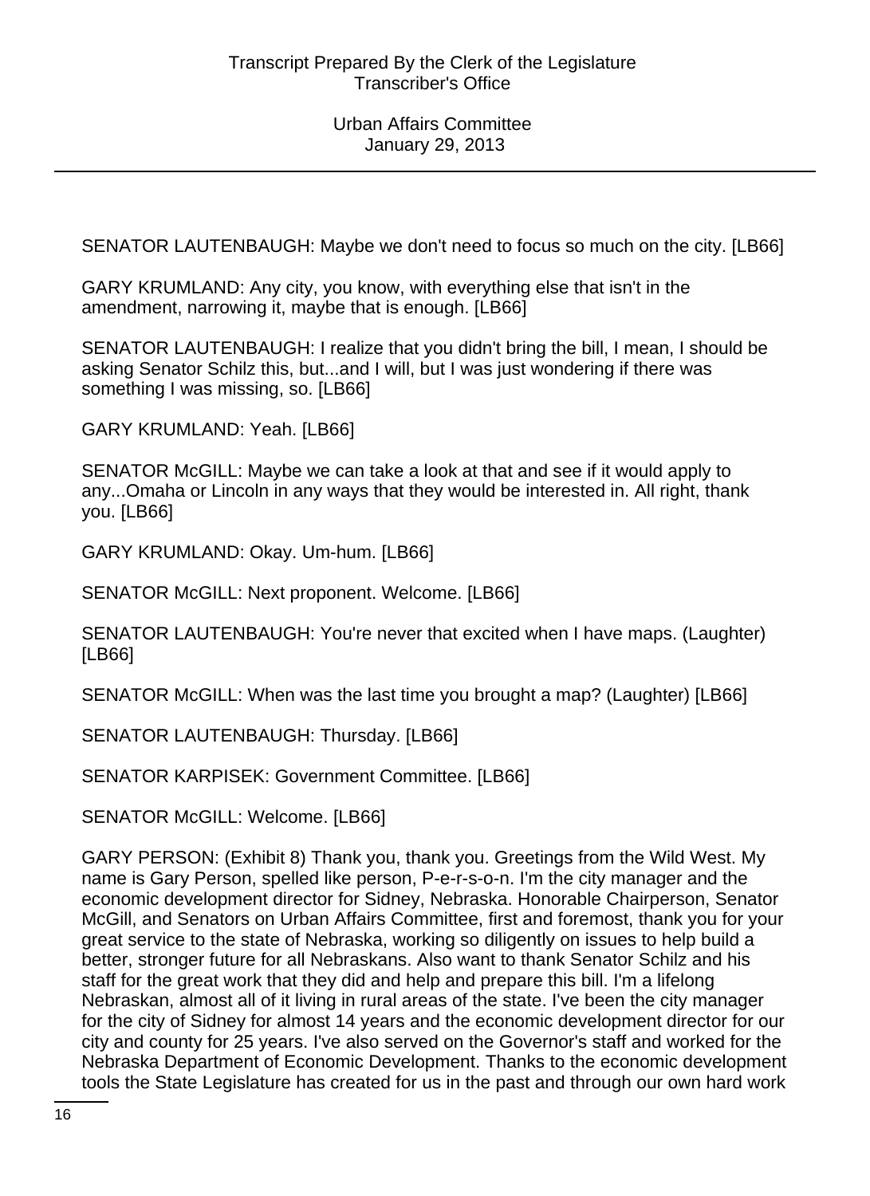SENATOR LAUTENBAUGH: Maybe we don't need to focus so much on the city. [LB66]

GARY KRUMLAND: Any city, you know, with everything else that isn't in the amendment, narrowing it, maybe that is enough. [LB66]

SENATOR LAUTENBAUGH: I realize that you didn't bring the bill, I mean, I should be asking Senator Schilz this, but...and I will, but I was just wondering if there was something I was missing, so. [LB66]

GARY KRUMLAND: Yeah. [LB66]

SENATOR McGILL: Maybe we can take a look at that and see if it would apply to any...Omaha or Lincoln in any ways that they would be interested in. All right, thank you. [LB66]

GARY KRUMLAND: Okay. Um-hum. [LB66]

SENATOR McGILL: Next proponent. Welcome. [LB66]

SENATOR LAUTENBAUGH: You're never that excited when I have maps. (Laughter) [LB66]

SENATOR McGILL: When was the last time you brought a map? (Laughter) [LB66]

SENATOR LAUTENBAUGH: Thursday. [LB66]

SENATOR KARPISEK: Government Committee. [LB66]

SENATOR McGILL: Welcome. [LB66]

GARY PERSON: (Exhibit 8) Thank you, thank you. Greetings from the Wild West. My name is Gary Person, spelled like person, P-e-r-s-o-n. I'm the city manager and the economic development director for Sidney, Nebraska. Honorable Chairperson, Senator McGill, and Senators on Urban Affairs Committee, first and foremost, thank you for your great service to the state of Nebraska, working so diligently on issues to help build a better, stronger future for all Nebraskans. Also want to thank Senator Schilz and his staff for the great work that they did and help and prepare this bill. I'm a lifelong Nebraskan, almost all of it living in rural areas of the state. I've been the city manager for the city of Sidney for almost 14 years and the economic development director for our city and county for 25 years. I've also served on the Governor's staff and worked for the Nebraska Department of Economic Development. Thanks to the economic development tools the State Legislature has created for us in the past and through our own hard work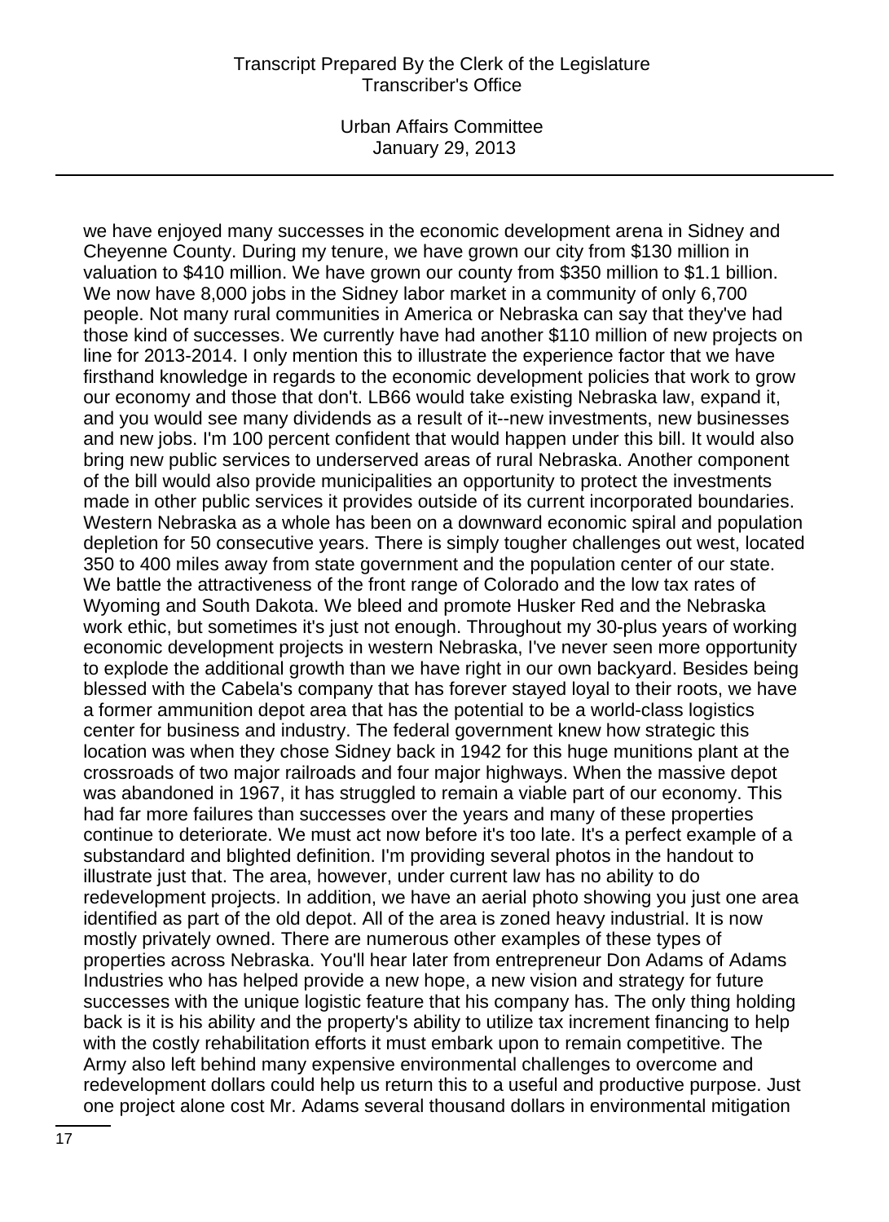we have enjoyed many successes in the economic development arena in Sidney and Cheyenne County. During my tenure, we have grown our city from $130 million in valuation to $410 million. We have grown our county from $350 million to $1.1 billion. We now have 8,000 jobs in the Sidney labor market in a community of only 6,700 people. Not many rural communities in America or Nebraska can say that they've had those kind of successes. We currently have had another $110 million of new projects on line for 2013-2014. I only mention this to illustrate the experience factor that we have firsthand knowledge in regards to the economic development policies that work to grow our economy and those that don't. LB66 would take existing Nebraska law, expand it, and you would see many dividends as a result of it--new investments, new businesses and new jobs. I'm 100 percent confident that would happen under this bill. It would also bring new public services to underserved areas of rural Nebraska. Another component of the bill would also provide municipalities an opportunity to protect the investments made in other public services it provides outside of its current incorporated boundaries. Western Nebraska as a whole has been on a downward economic spiral and population depletion for 50 consecutive years. There is simply tougher challenges out west, located 350 to 400 miles away from state government and the population center of our state. We battle the attractiveness of the front range of Colorado and the low tax rates of Wyoming and South Dakota. We bleed and promote Husker Red and the Nebraska work ethic, but sometimes it's just not enough. Throughout my 30-plus years of working economic development projects in western Nebraska, I've never seen more opportunity to explode the additional growth than we have right in our own backyard. Besides being blessed with the Cabela's company that has forever stayed loyal to their roots, we have a former ammunition depot area that has the potential to be a world-class logistics center for business and industry. The federal government knew how strategic this location was when they chose Sidney back in 1942 for this huge munitions plant at the crossroads of two major railroads and four major highways. When the massive depot was abandoned in 1967, it has struggled to remain a viable part of our economy. This had far more failures than successes over the years and many of these properties continue to deteriorate. We must act now before it's too late. It's a perfect example of a substandard and blighted definition. I'm providing several photos in the handout to illustrate just that. The area, however, under current law has no ability to do redevelopment projects. In addition, we have an aerial photo showing you just one area identified as part of the old depot. All of the area is zoned heavy industrial. It is now mostly privately owned. There are numerous other examples of these types of properties across Nebraska. You'll hear later from entrepreneur Don Adams of Adams Industries who has helped provide a new hope, a new vision and strategy for future successes with the unique logistic feature that his company has. The only thing holding back is it is his ability and the property's ability to utilize tax increment financing to help with the costly rehabilitation efforts it must embark upon to remain competitive. The Army also left behind many expensive environmental challenges to overcome and redevelopment dollars could help us return this to a useful and productive purpose. Just one project alone cost Mr. Adams several thousand dollars in environmental mitigation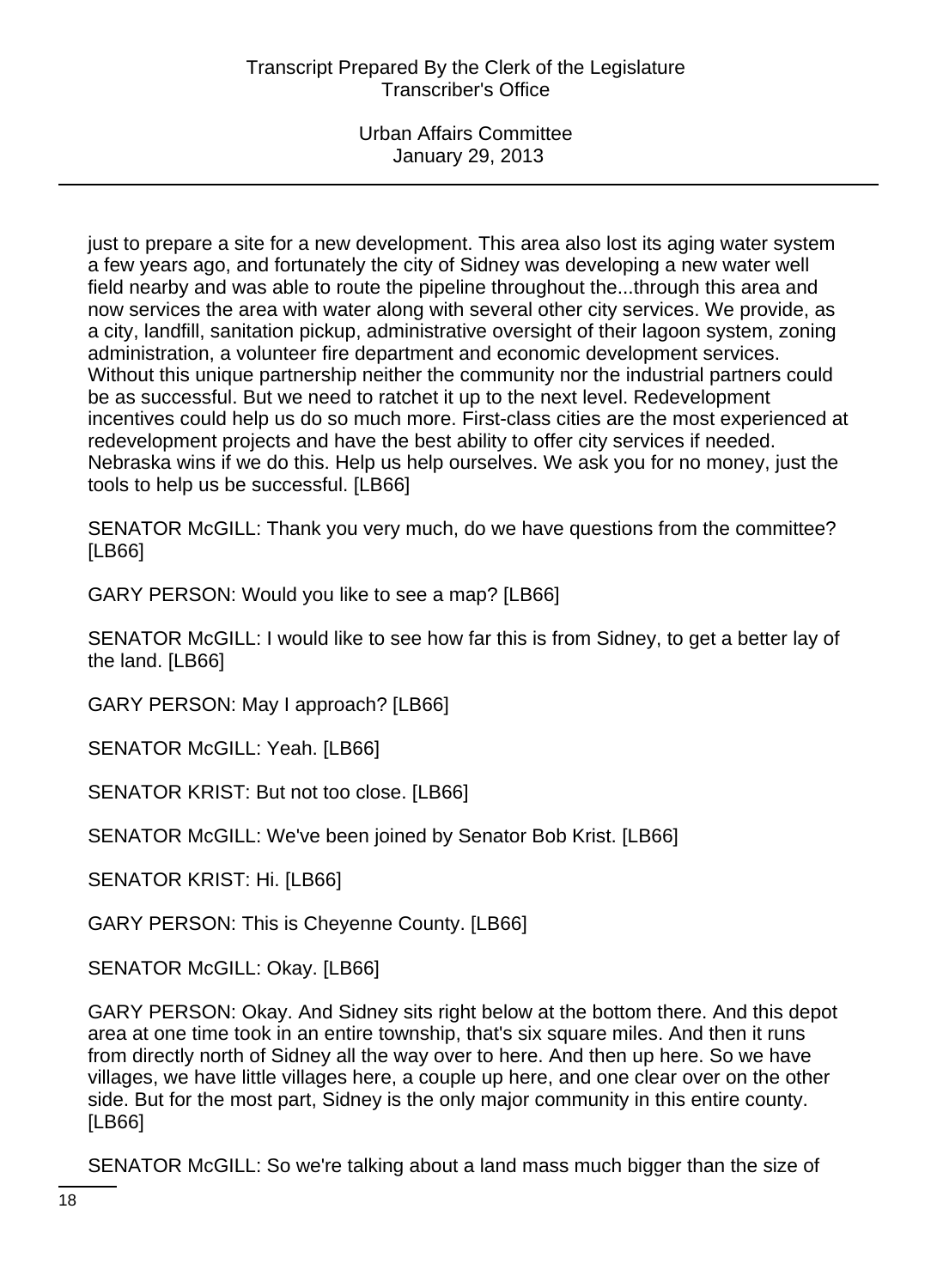just to prepare a site for a new development. This area also lost its aging water system a few years ago, and fortunately the city of Sidney was developing a new water well field nearby and was able to route the pipeline throughout the...through this area and now services the area with water along with several other city services. We provide, as a city, landfill, sanitation pickup, administrative oversight of their lagoon system, zoning administration, a volunteer fire department and economic development services. Without this unique partnership neither the community nor the industrial partners could be as successful. But we need to ratchet it up to the next level. Redevelopment incentives could help us do so much more. First-class cities are the most experienced at redevelopment projects and have the best ability to offer city services if needed. Nebraska wins if we do this. Help us help ourselves. We ask you for no money, just the tools to help us be successful. [LB66]

SENATOR McGILL: Thank you very much, do we have questions from the committee? [LB66]

GARY PERSON: Would you like to see a map? [LB66]

SENATOR McGILL: I would like to see how far this is from Sidney, to get a better lay of the land. [LB66]

GARY PERSON: May I approach? [LB66]

SENATOR McGILL: Yeah. [LB66]

SENATOR KRIST: But not too close. [LB66]

SENATOR McGILL: We've been joined by Senator Bob Krist. [LB66]

SENATOR KRIST: Hi. [LB66]

GARY PERSON: This is Cheyenne County. [LB66]

SENATOR McGILL: Okay. [LB66]

GARY PERSON: Okay. And Sidney sits right below at the bottom there. And this depot area at one time took in an entire township, that's six square miles. And then it runs from directly north of Sidney all the way over to here. And then up here. So we have villages, we have little villages here, a couple up here, and one clear over on the other side. But for the most part, Sidney is the only major community in this entire county. [LB66]

SENATOR McGILL: So we're talking about a land mass much bigger than the size of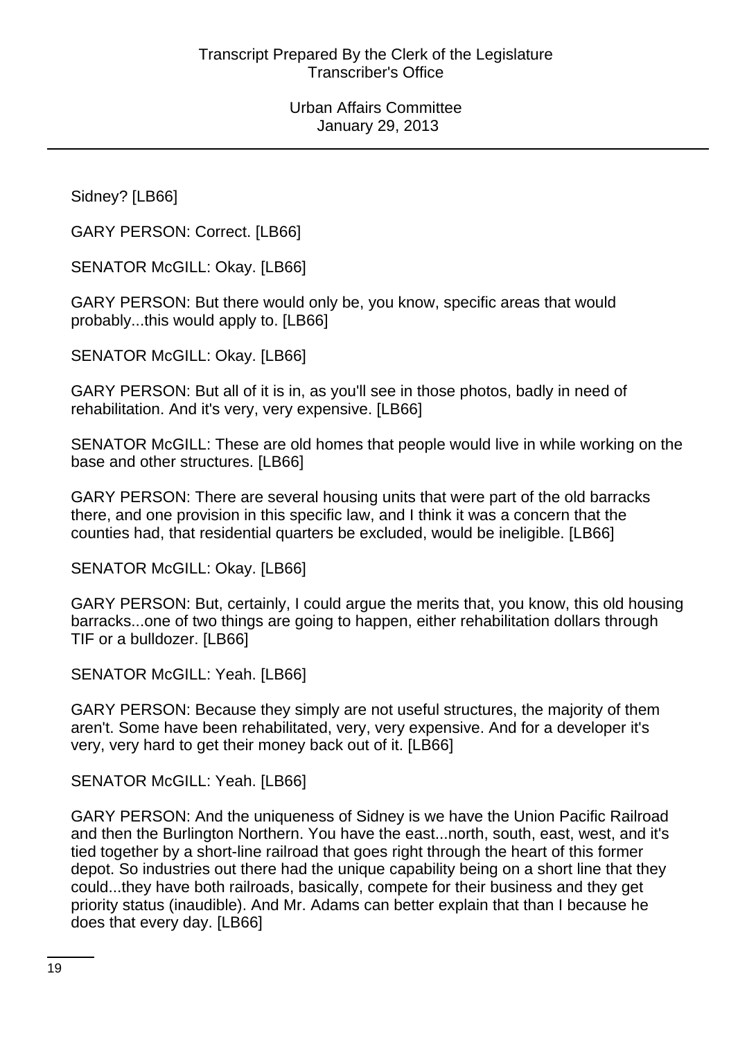Sidney? [LB66]

GARY PERSON: Correct. [LB66]

SENATOR McGILL: Okay. [LB66]

GARY PERSON: But there would only be, you know, specific areas that would probably...this would apply to. [LB66]

SENATOR McGILL: Okay. [LB66]

GARY PERSON: But all of it is in, as you'll see in those photos, badly in need of rehabilitation. And it's very, very expensive. [LB66]

SENATOR McGILL: These are old homes that people would live in while working on the base and other structures. [LB66]

GARY PERSON: There are several housing units that were part of the old barracks there, and one provision in this specific law, and I think it was a concern that the counties had, that residential quarters be excluded, would be ineligible. [LB66]

SENATOR McGILL: Okay. [LB66]

GARY PERSON: But, certainly, I could argue the merits that, you know, this old housing barracks...one of two things are going to happen, either rehabilitation dollars through TIF or a bulldozer. [LB66]

SENATOR McGILL: Yeah. [LB66]

GARY PERSON: Because they simply are not useful structures, the majority of them aren't. Some have been rehabilitated, very, very expensive. And for a developer it's very, very hard to get their money back out of it. [LB66]

SENATOR McGILL: Yeah. [LB66]

GARY PERSON: And the uniqueness of Sidney is we have the Union Pacific Railroad and then the Burlington Northern. You have the east...north, south, east, west, and it's tied together by a short-line railroad that goes right through the heart of this former depot. So industries out there had the unique capability being on a short line that they could...they have both railroads, basically, compete for their business and they get priority status (inaudible). And Mr. Adams can better explain that than I because he does that every day. [LB66]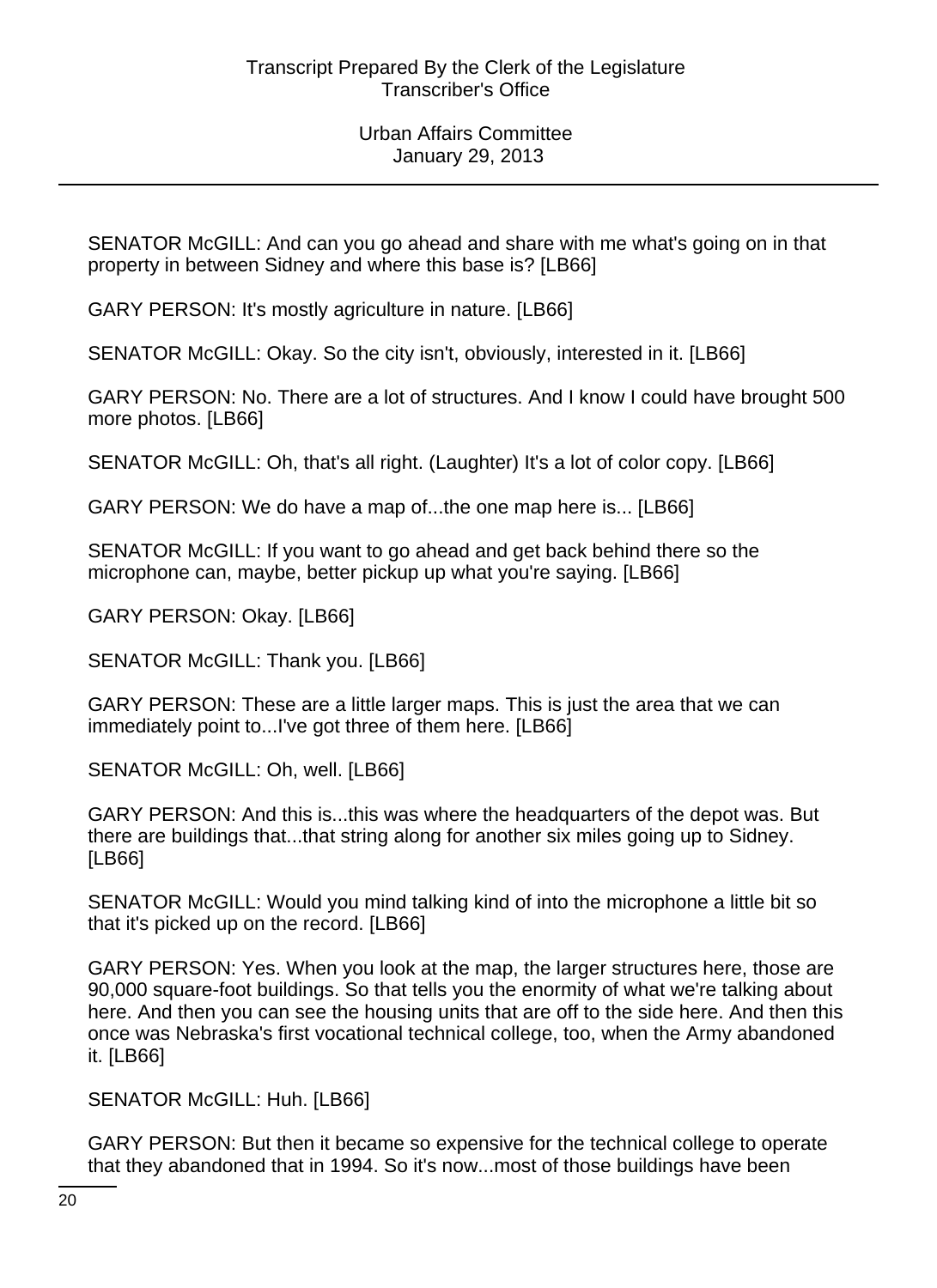SENATOR McGILL: And can you go ahead and share with me what's going on in that property in between Sidney and where this base is? [LB66]

GARY PERSON: It's mostly agriculture in nature. [LB66]

SENATOR McGILL: Okay. So the city isn't, obviously, interested in it. [LB66]

GARY PERSON: No. There are a lot of structures. And I know I could have brought 500 more photos. [LB66]

SENATOR McGILL: Oh, that's all right. (Laughter) It's a lot of color copy. [LB66]

GARY PERSON: We do have a map of...the one map here is... [LB66]

SENATOR McGILL: If you want to go ahead and get back behind there so the microphone can, maybe, better pickup up what you're saying. [LB66]

GARY PERSON: Okay. [LB66]

SENATOR McGILL: Thank you. [LB66]

GARY PERSON: These are a little larger maps. This is just the area that we can immediately point to...I've got three of them here. [LB66]

SENATOR McGILL: Oh, well. [LB66]

GARY PERSON: And this is...this was where the headquarters of the depot was. But there are buildings that...that string along for another six miles going up to Sidney. [LB66]

SENATOR McGILL: Would you mind talking kind of into the microphone a little bit so that it's picked up on the record. [LB66]

GARY PERSON: Yes. When you look at the map, the larger structures here, those are 90,000 square-foot buildings. So that tells you the enormity of what we're talking about here. And then you can see the housing units that are off to the side here. And then this once was Nebraska's first vocational technical college, too, when the Army abandoned it. [LB66]

SENATOR McGILL: Huh. [LB66]

GARY PERSON: But then it became so expensive for the technical college to operate that they abandoned that in 1994. So it's now...most of those buildings have been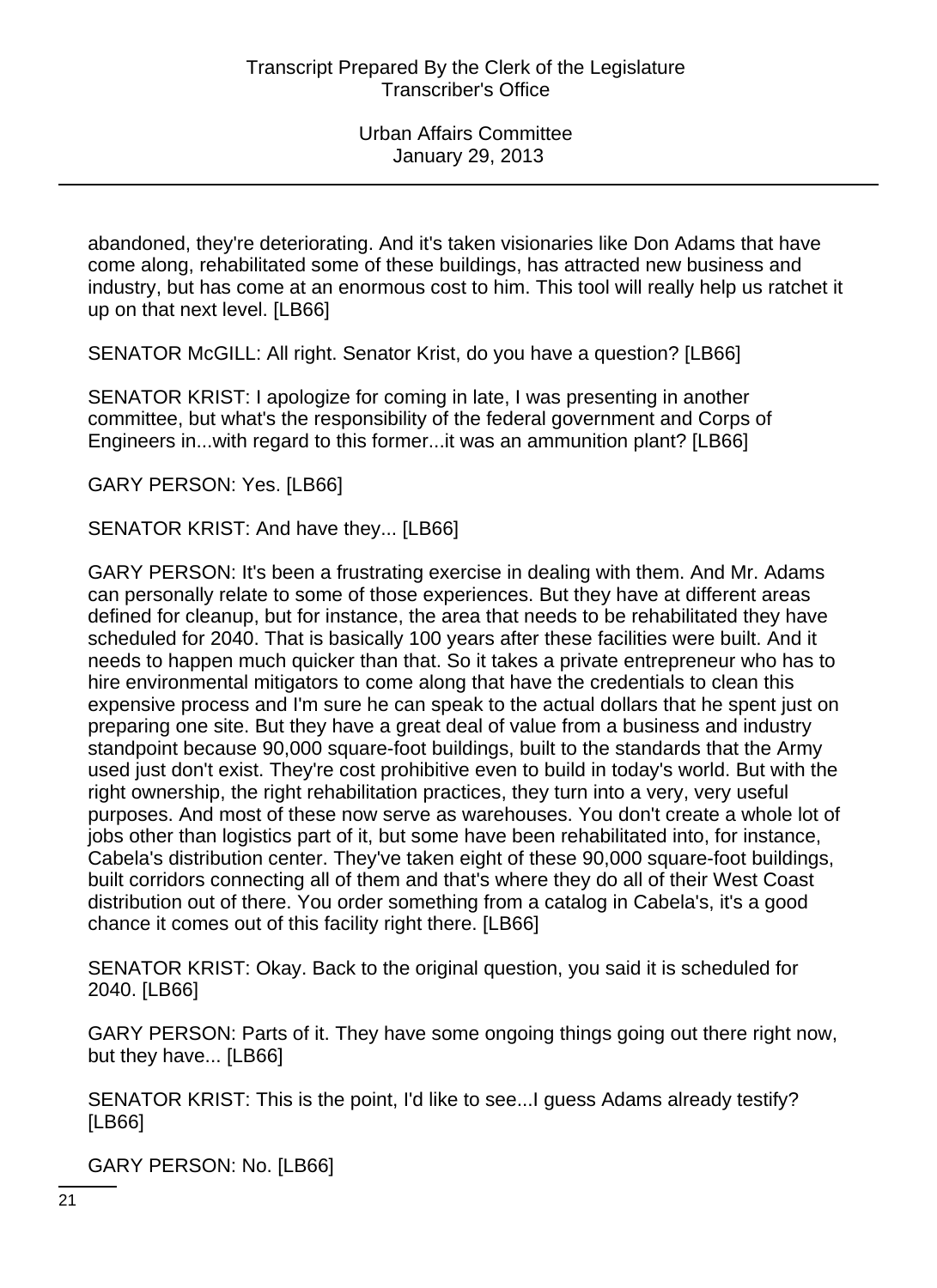abandoned, they're deteriorating. And it's taken visionaries like Don Adams that have come along, rehabilitated some of these buildings, has attracted new business and industry, but has come at an enormous cost to him. This tool will really help us ratchet it up on that next level. [LB66]

SENATOR McGILL: All right. Senator Krist, do you have a question? [LB66]

SENATOR KRIST: I apologize for coming in late, I was presenting in another committee, but what's the responsibility of the federal government and Corps of Engineers in...with regard to this former...it was an ammunition plant? [LB66]

GARY PERSON: Yes. [LB66]

SENATOR KRIST: And have they... [LB66]

GARY PERSON: It's been a frustrating exercise in dealing with them. And Mr. Adams can personally relate to some of those experiences. But they have at different areas defined for cleanup, but for instance, the area that needs to be rehabilitated they have scheduled for 2040. That is basically 100 years after these facilities were built. And it needs to happen much quicker than that. So it takes a private entrepreneur who has to hire environmental mitigators to come along that have the credentials to clean this expensive process and I'm sure he can speak to the actual dollars that he spent just on preparing one site. But they have a great deal of value from a business and industry standpoint because 90,000 square-foot buildings, built to the standards that the Army used just don't exist. They're cost prohibitive even to build in today's world. But with the right ownership, the right rehabilitation practices, they turn into a very, very useful purposes. And most of these now serve as warehouses. You don't create a whole lot of jobs other than logistics part of it, but some have been rehabilitated into, for instance, Cabela's distribution center. They've taken eight of these 90,000 square-foot buildings, built corridors connecting all of them and that's where they do all of their West Coast distribution out of there. You order something from a catalog in Cabela's, it's a good chance it comes out of this facility right there. [LB66]

SENATOR KRIST: Okay. Back to the original question, you said it is scheduled for 2040. [LB66]

GARY PERSON: Parts of it. They have some ongoing things going out there right now, but they have... [LB66]

SENATOR KRIST: This is the point, I'd like to see...I guess Adams already testify? [LB66]

GARY PERSON: No. [LB66]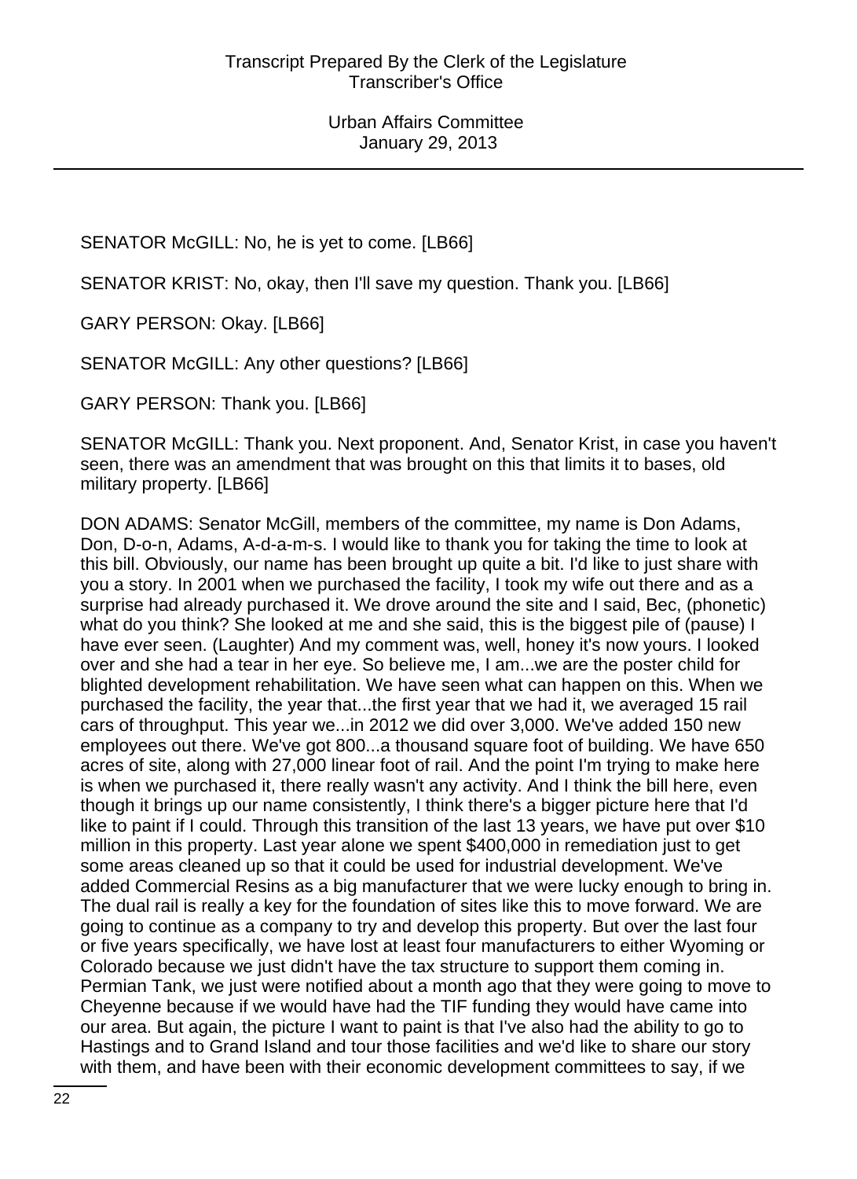SENATOR McGILL: No, he is yet to come. [LB66]

SENATOR KRIST: No, okay, then I'll save my question. Thank you. [LB66]

GARY PERSON: Okay. [LB66]

SENATOR McGILL: Any other questions? [LB66]

GARY PERSON: Thank you. [LB66]

SENATOR McGILL: Thank you. Next proponent. And, Senator Krist, in case you haven't seen, there was an amendment that was brought on this that limits it to bases, old military property. [LB66]

DON ADAMS: Senator McGill, members of the committee, my name is Don Adams, Don, D-o-n, Adams, A-d-a-m-s. I would like to thank you for taking the time to look at this bill. Obviously, our name has been brought up quite a bit. I'd like to just share with you a story. In 2001 when we purchased the facility, I took my wife out there and as a surprise had already purchased it. We drove around the site and I said, Bec, (phonetic) what do you think? She looked at me and she said, this is the biggest pile of (pause) I have ever seen. (Laughter) And my comment was, well, honey it's now yours. I looked over and she had a tear in her eye. So believe me, I am...we are the poster child for blighted development rehabilitation. We have seen what can happen on this. When we purchased the facility, the year that...the first year that we had it, we averaged 15 rail cars of throughput. This year we...in 2012 we did over 3,000. We've added 150 new employees out there. We've got 800...a thousand square foot of building. We have 650 acres of site, along with 27,000 linear foot of rail. And the point I'm trying to make here is when we purchased it, there really wasn't any activity. And I think the bill here, even though it brings up our name consistently, I think there's a bigger picture here that I'd like to paint if I could. Through this transition of the last 13 years, we have put over $10 million in this property. Last year alone we spent $400,000 in remediation just to get some areas cleaned up so that it could be used for industrial development. We've added Commercial Resins as a big manufacturer that we were lucky enough to bring in. The dual rail is really a key for the foundation of sites like this to move forward. We are going to continue as a company to try and develop this property. But over the last four or five years specifically, we have lost at least four manufacturers to either Wyoming or Colorado because we just didn't have the tax structure to support them coming in. Permian Tank, we just were notified about a month ago that they were going to move to Cheyenne because if we would have had the TIF funding they would have came into our area. But again, the picture I want to paint is that I've also had the ability to go to Hastings and to Grand Island and tour those facilities and we'd like to share our story with them, and have been with their economic development committees to say, if we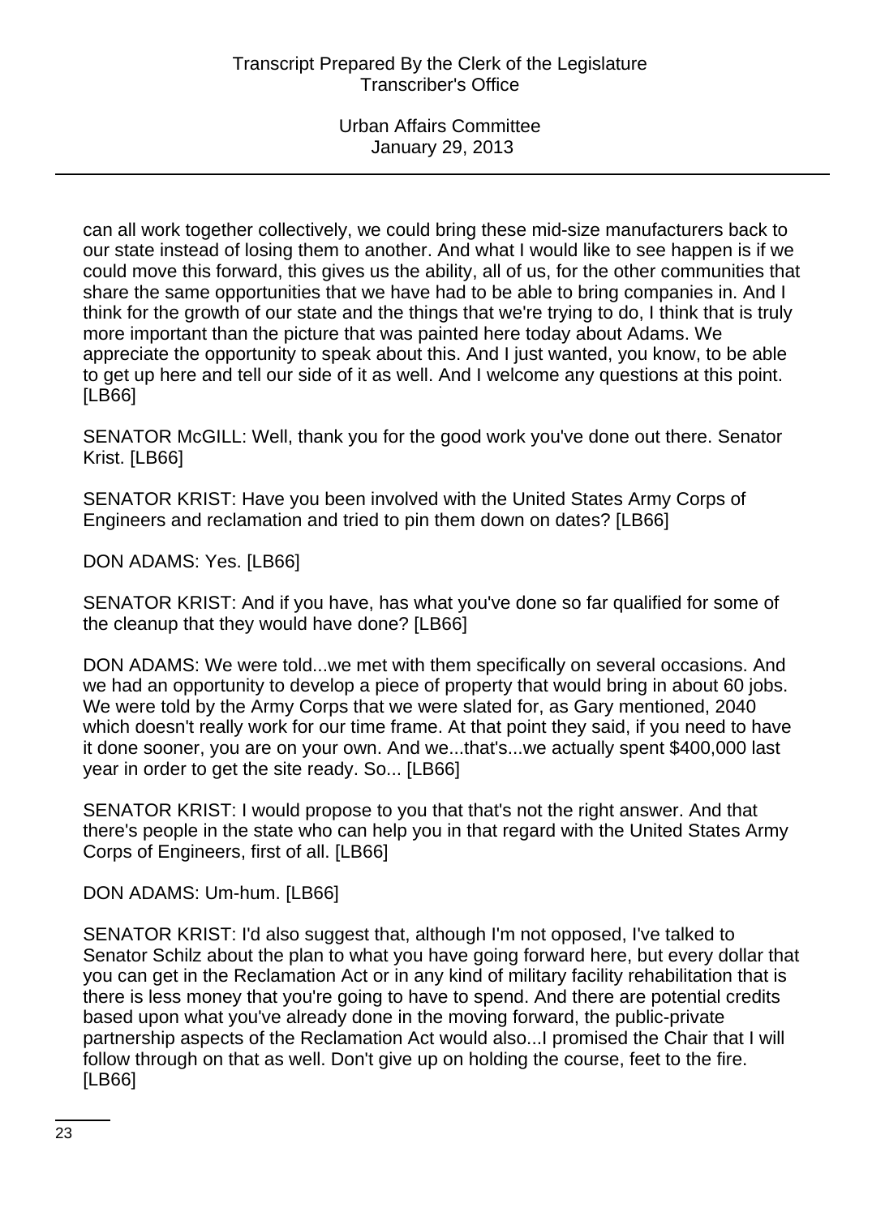can all work together collectively, we could bring these mid-size manufacturers back to our state instead of losing them to another. And what I would like to see happen is if we could move this forward, this gives us the ability, all of us, for the other communities that share the same opportunities that we have had to be able to bring companies in. And I think for the growth of our state and the things that we're trying to do, I think that is truly more important than the picture that was painted here today about Adams. We appreciate the opportunity to speak about this. And I just wanted, you know, to be able to get up here and tell our side of it as well. And I welcome any questions at this point. [LB66]

SENATOR McGILL: Well, thank you for the good work you've done out there. Senator Krist. [LB66]

SENATOR KRIST: Have you been involved with the United States Army Corps of Engineers and reclamation and tried to pin them down on dates? [LB66]

DON ADAMS: Yes. [LB66]

SENATOR KRIST: And if you have, has what you've done so far qualified for some of the cleanup that they would have done? [LB66]

DON ADAMS: We were told...we met with them specifically on several occasions. And we had an opportunity to develop a piece of property that would bring in about 60 jobs. We were told by the Army Corps that we were slated for, as Gary mentioned, 2040 which doesn't really work for our time frame. At that point they said, if you need to have it done sooner, you are on your own. And we...that's...we actually spent $400,000 last year in order to get the site ready. So... [LB66]

SENATOR KRIST: I would propose to you that that's not the right answer. And that there's people in the state who can help you in that regard with the United States Army Corps of Engineers, first of all. [LB66]

DON ADAMS: Um-hum. [LB66]

SENATOR KRIST: I'd also suggest that, although I'm not opposed, I've talked to Senator Schilz about the plan to what you have going forward here, but every dollar that you can get in the Reclamation Act or in any kind of military facility rehabilitation that is there is less money that you're going to have to spend. And there are potential credits based upon what you've already done in the moving forward, the public-private partnership aspects of the Reclamation Act would also...I promised the Chair that I will follow through on that as well. Don't give up on holding the course, feet to the fire. [LB66]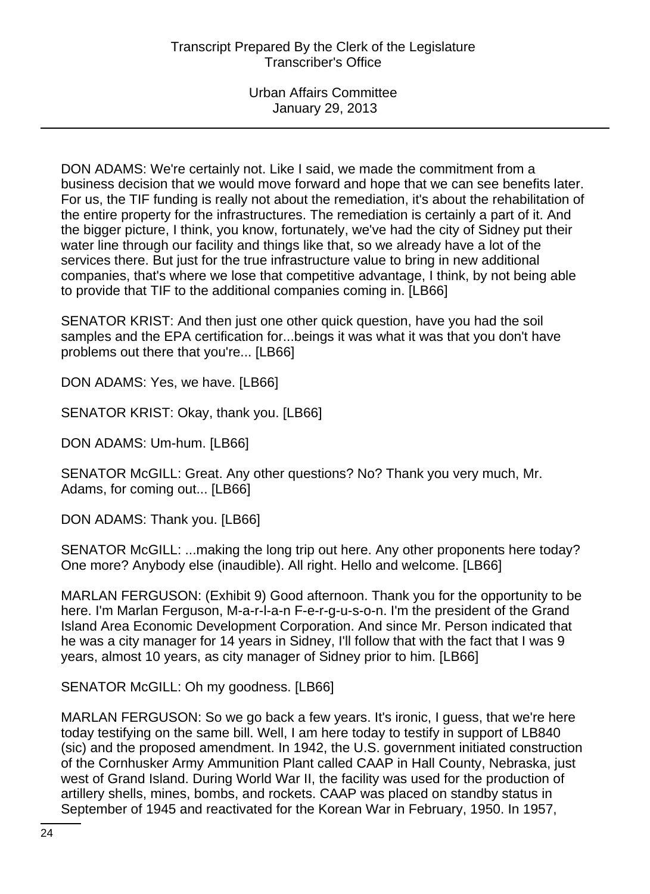DON ADAMS: We're certainly not. Like I said, we made the commitment from a business decision that we would move forward and hope that we can see benefits later. For us, the TIF funding is really not about the remediation, it's about the rehabilitation of the entire property for the infrastructures. The remediation is certainly a part of it. And the bigger picture, I think, you know, fortunately, we've had the city of Sidney put their water line through our facility and things like that, so we already have a lot of the services there. But just for the true infrastructure value to bring in new additional companies, that's where we lose that competitive advantage, I think, by not being able to provide that TIF to the additional companies coming in. [LB66]

SENATOR KRIST: And then just one other quick question, have you had the soil samples and the EPA certification for...beings it was what it was that you don't have problems out there that you're... [LB66]

DON ADAMS: Yes, we have. [LB66]

SENATOR KRIST: Okay, thank you. [LB66]

DON ADAMS: Um-hum. [LB66]

SENATOR McGILL: Great. Any other questions? No? Thank you very much, Mr. Adams, for coming out... [LB66]

DON ADAMS: Thank you. [LB66]

SENATOR McGILL: ...making the long trip out here. Any other proponents here today? One more? Anybody else (inaudible). All right. Hello and welcome. [LB66]

MARLAN FERGUSON: (Exhibit 9) Good afternoon. Thank you for the opportunity to be here. I'm Marlan Ferguson, M-a-r-l-a-n F-e-r-g-u-s-o-n. I'm the president of the Grand Island Area Economic Development Corporation. And since Mr. Person indicated that he was a city manager for 14 years in Sidney, I'll follow that with the fact that I was 9 years, almost 10 years, as city manager of Sidney prior to him. [LB66]

SENATOR McGILL: Oh my goodness. [LB66]

MARLAN FERGUSON: So we go back a few years. It's ironic, I guess, that we're here today testifying on the same bill. Well, I am here today to testify in support of LB840 (sic) and the proposed amendment. In 1942, the U.S. government initiated construction of the Cornhusker Army Ammunition Plant called CAAP in Hall County, Nebraska, just west of Grand Island. During World War II, the facility was used for the production of artillery shells, mines, bombs, and rockets. CAAP was placed on standby status in September of 1945 and reactivated for the Korean War in February, 1950. In 1957,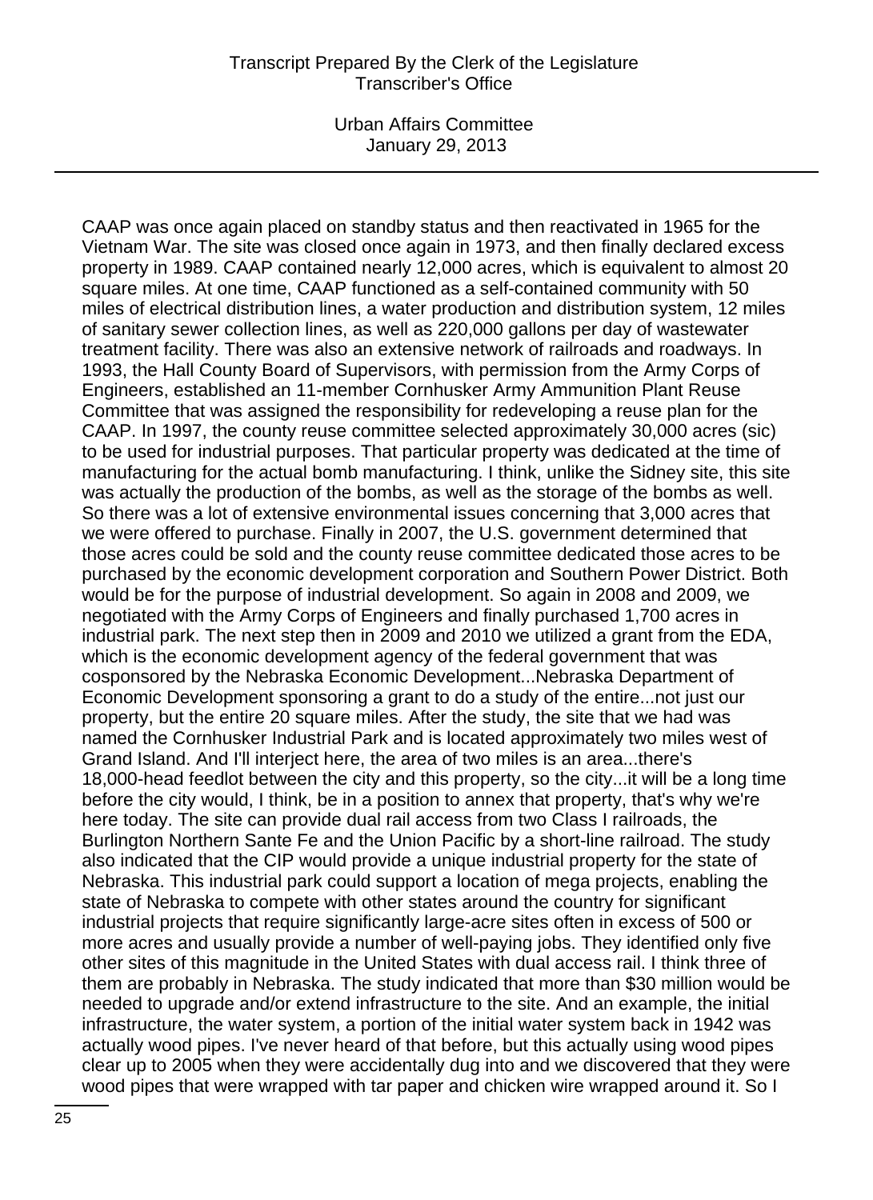CAAP was once again placed on standby status and then reactivated in 1965 for the Vietnam War. The site was closed once again in 1973, and then finally declared excess property in 1989. CAAP contained nearly 12,000 acres, which is equivalent to almost 20 square miles. At one time, CAAP functioned as a self-contained community with 50 miles of electrical distribution lines, a water production and distribution system, 12 miles of sanitary sewer collection lines, as well as 220,000 gallons per day of wastewater treatment facility. There was also an extensive network of railroads and roadways. In 1993, the Hall County Board of Supervisors, with permission from the Army Corps of Engineers, established an 11-member Cornhusker Army Ammunition Plant Reuse Committee that was assigned the responsibility for redeveloping a reuse plan for the CAAP. In 1997, the county reuse committee selected approximately 30,000 acres (sic) to be used for industrial purposes. That particular property was dedicated at the time of manufacturing for the actual bomb manufacturing. I think, unlike the Sidney site, this site was actually the production of the bombs, as well as the storage of the bombs as well. So there was a lot of extensive environmental issues concerning that 3,000 acres that we were offered to purchase. Finally in 2007, the U.S. government determined that those acres could be sold and the county reuse committee dedicated those acres to be purchased by the economic development corporation and Southern Power District. Both would be for the purpose of industrial development. So again in 2008 and 2009, we negotiated with the Army Corps of Engineers and finally purchased 1,700 acres in industrial park. The next step then in 2009 and 2010 we utilized a grant from the EDA, which is the economic development agency of the federal government that was cosponsored by the Nebraska Economic Development...Nebraska Department of Economic Development sponsoring a grant to do a study of the entire...not just our property, but the entire 20 square miles. After the study, the site that we had was named the Cornhusker Industrial Park and is located approximately two miles west of Grand Island. And I'll interject here, the area of two miles is an area...there's 18,000-head feedlot between the city and this property, so the city...it will be a long time before the city would, I think, be in a position to annex that property, that's why we're here today. The site can provide dual rail access from two Class I railroads, the Burlington Northern Sante Fe and the Union Pacific by a short-line railroad. The study also indicated that the CIP would provide a unique industrial property for the state of Nebraska. This industrial park could support a location of mega projects, enabling the state of Nebraska to compete with other states around the country for significant industrial projects that require significantly large-acre sites often in excess of 500 or more acres and usually provide a number of well-paying jobs. They identified only five other sites of this magnitude in the United States with dual access rail. I think three of them are probably in Nebraska. The study indicated that more than $30 million would be needed to upgrade and/or extend infrastructure to the site. And an example, the initial infrastructure, the water system, a portion of the initial water system back in 1942 was actually wood pipes. I've never heard of that before, but this actually using wood pipes clear up to 2005 when they were accidentally dug into and we discovered that they were wood pipes that were wrapped with tar paper and chicken wire wrapped around it. So I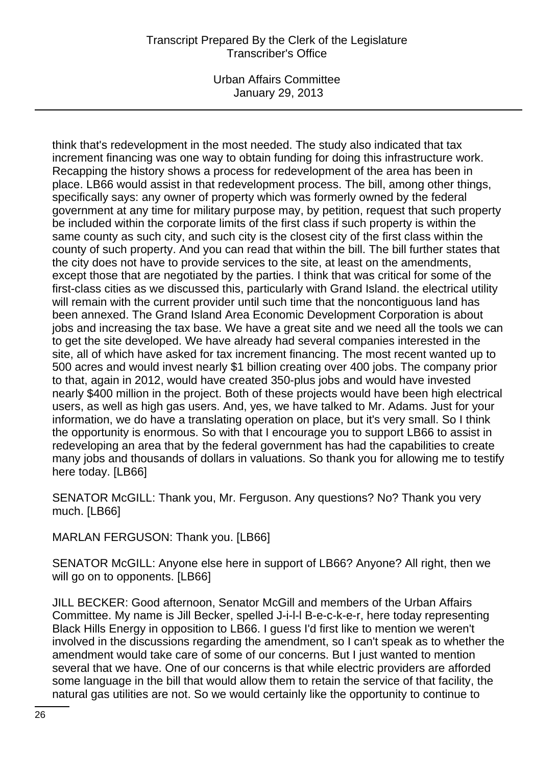think that's redevelopment in the most needed. The study also indicated that tax increment financing was one way to obtain funding for doing this infrastructure work. Recapping the history shows a process for redevelopment of the area has been in place. LB66 would assist in that redevelopment process. The bill, among other things, specifically says: any owner of property which was formerly owned by the federal government at any time for military purpose may, by petition, request that such property be included within the corporate limits of the first class if such property is within the same county as such city, and such city is the closest city of the first class within the county of such property. And you can read that within the bill. The bill further states that the city does not have to provide services to the site, at least on the amendments, except those that are negotiated by the parties. I think that was critical for some of the first-class cities as we discussed this, particularly with Grand Island. the electrical utility will remain with the current provider until such time that the noncontiguous land has been annexed. The Grand Island Area Economic Development Corporation is about jobs and increasing the tax base. We have a great site and we need all the tools we can to get the site developed. We have already had several companies interested in the site, all of which have asked for tax increment financing. The most recent wanted up to 500 acres and would invest nearly $1 billion creating over 400 jobs. The company prior to that, again in 2012, would have created 350-plus jobs and would have invested nearly $400 million in the project. Both of these projects would have been high electrical users, as well as high gas users. And, yes, we have talked to Mr. Adams. Just for your information, we do have a translating operation on place, but it's very small. So I think the opportunity is enormous. So with that I encourage you to support LB66 to assist in redeveloping an area that by the federal government has had the capabilities to create many jobs and thousands of dollars in valuations. So thank you for allowing me to testify here today. [LB66]

SENATOR McGILL: Thank you, Mr. Ferguson. Any questions? No? Thank you very much. [LB66]

MARLAN FERGUSON: Thank you. [LB66]

SENATOR McGILL: Anyone else here in support of LB66? Anyone? All right, then we will go on to opponents. [LB66]

JILL BECKER: Good afternoon, Senator McGill and members of the Urban Affairs Committee. My name is Jill Becker, spelled J-i-l-l B-e-c-k-e-r, here today representing Black Hills Energy in opposition to LB66. I guess I'd first like to mention we weren't involved in the discussions regarding the amendment, so I can't speak as to whether the amendment would take care of some of our concerns. But I just wanted to mention several that we have. One of our concerns is that while electric providers are afforded some language in the bill that would allow them to retain the service of that facility, the natural gas utilities are not. So we would certainly like the opportunity to continue to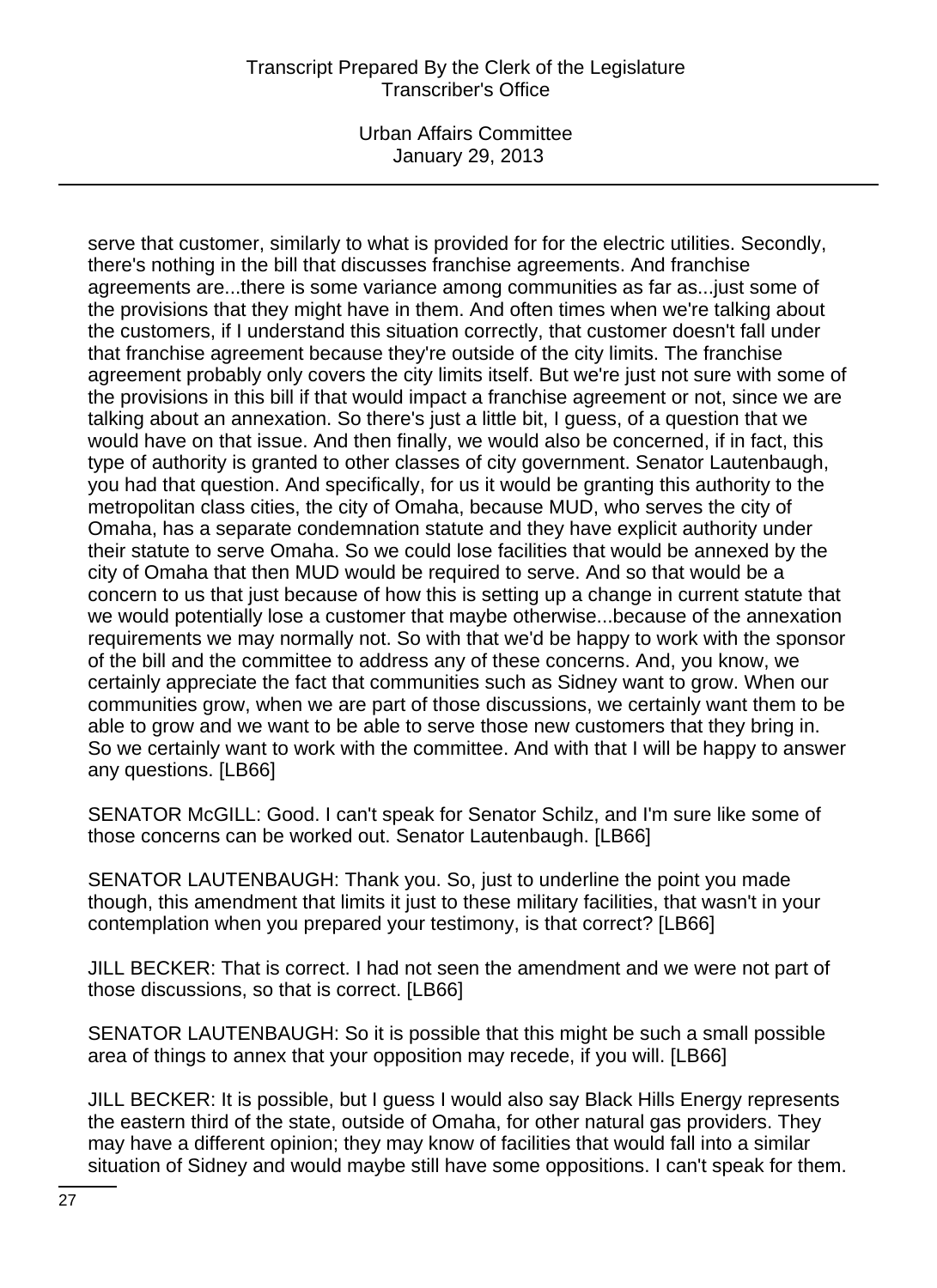serve that customer, similarly to what is provided for for the electric utilities. Secondly, there's nothing in the bill that discusses franchise agreements. And franchise agreements are...there is some variance among communities as far as...just some of the provisions that they might have in them. And often times when we're talking about the customers, if I understand this situation correctly, that customer doesn't fall under that franchise agreement because they're outside of the city limits. The franchise agreement probably only covers the city limits itself. But we're just not sure with some of the provisions in this bill if that would impact a franchise agreement or not, since we are talking about an annexation. So there's just a little bit, I guess, of a question that we would have on that issue. And then finally, we would also be concerned, if in fact, this type of authority is granted to other classes of city government. Senator Lautenbaugh, you had that question. And specifically, for us it would be granting this authority to the metropolitan class cities, the city of Omaha, because MUD, who serves the city of Omaha, has a separate condemnation statute and they have explicit authority under their statute to serve Omaha. So we could lose facilities that would be annexed by the city of Omaha that then MUD would be required to serve. And so that would be a concern to us that just because of how this is setting up a change in current statute that we would potentially lose a customer that maybe otherwise...because of the annexation requirements we may normally not. So with that we'd be happy to work with the sponsor of the bill and the committee to address any of these concerns. And, you know, we certainly appreciate the fact that communities such as Sidney want to grow. When our communities grow, when we are part of those discussions, we certainly want them to be able to grow and we want to be able to serve those new customers that they bring in. So we certainly want to work with the committee. And with that I will be happy to answer any questions. [LB66]

SENATOR McGILL: Good. I can't speak for Senator Schilz, and I'm sure like some of those concerns can be worked out. Senator Lautenbaugh. [LB66]

SENATOR LAUTENBAUGH: Thank you. So, just to underline the point you made though, this amendment that limits it just to these military facilities, that wasn't in your contemplation when you prepared your testimony, is that correct? [LB66]

JILL BECKER: That is correct. I had not seen the amendment and we were not part of those discussions, so that is correct. [LB66]

SENATOR LAUTENBAUGH: So it is possible that this might be such a small possible area of things to annex that your opposition may recede, if you will. [LB66]

JILL BECKER: It is possible, but I guess I would also say Black Hills Energy represents the eastern third of the state, outside of Omaha, for other natural gas providers. They may have a different opinion; they may know of facilities that would fall into a similar situation of Sidney and would maybe still have some oppositions. I can't speak for them.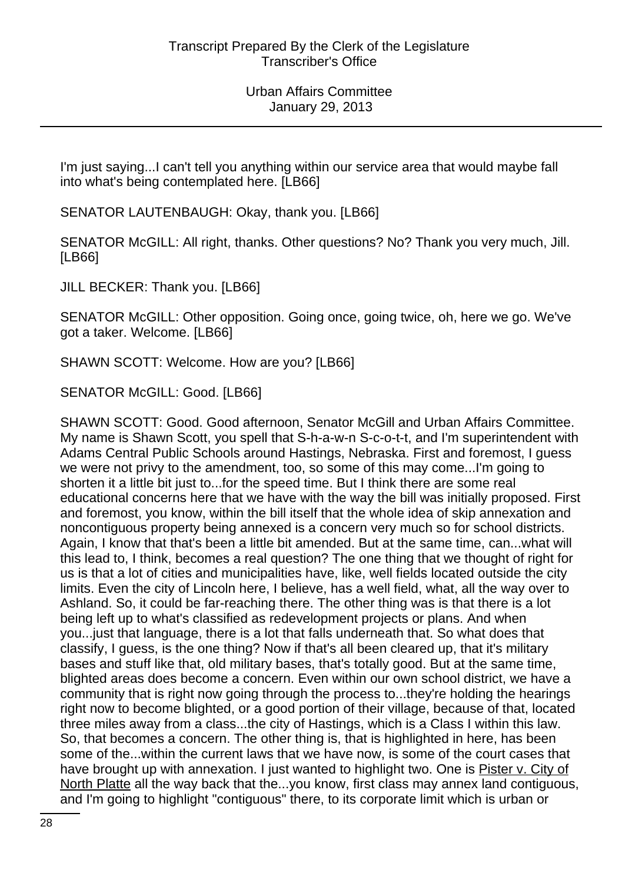I'm just saying...I can't tell you anything within our service area that would maybe fall into what's being contemplated here. [LB66]

SENATOR LAUTENBAUGH: Okay, thank you. [LB66]

SENATOR McGILL: All right, thanks. Other questions? No? Thank you very much, Jill. [LB66]

JILL BECKER: Thank you. [LB66]

SENATOR McGILL: Other opposition. Going once, going twice, oh, here we go. We've got a taker. Welcome. [LB66]

SHAWN SCOTT: Welcome. How are you? [LB66]

SENATOR McGILL: Good. [LB66]

SHAWN SCOTT: Good. Good afternoon, Senator McGill and Urban Affairs Committee. My name is Shawn Scott, you spell that S-h-a-w-n S-c-o-t-t, and I'm superintendent with Adams Central Public Schools around Hastings, Nebraska. First and foremost, I guess we were not privy to the amendment, too, so some of this may come...I'm going to shorten it a little bit just to...for the speed time. But I think there are some real educational concerns here that we have with the way the bill was initially proposed. First and foremost, you know, within the bill itself that the whole idea of skip annexation and noncontiguous property being annexed is a concern very much so for school districts. Again, I know that that's been a little bit amended. But at the same time, can...what will this lead to, I think, becomes a real question? The one thing that we thought of right for us is that a lot of cities and municipalities have, like, well fields located outside the city limits. Even the city of Lincoln here, I believe, has a well field, what, all the way over to Ashland. So, it could be far-reaching there. The other thing was is that there is a lot being left up to what's classified as redevelopment projects or plans. And when you...just that language, there is a lot that falls underneath that. So what does that classify, I guess, is the one thing? Now if that's all been cleared up, that it's military bases and stuff like that, old military bases, that's totally good. But at the same time, blighted areas does become a concern. Even within our own school district, we have a community that is right now going through the process to...they're holding the hearings right now to become blighted, or a good portion of their village, because of that, located three miles away from a class...the city of Hastings, which is a Class I within this law. So, that becomes a concern. The other thing is, that is highlighted in here, has been some of the...within the current laws that we have now, is some of the court cases that have brought up with annexation. I just wanted to highlight two. One is Pister v. City of North Platte all the way back that the...you know, first class may annex land contiguous, and I'm going to highlight "contiguous" there, to its corporate limit which is urban or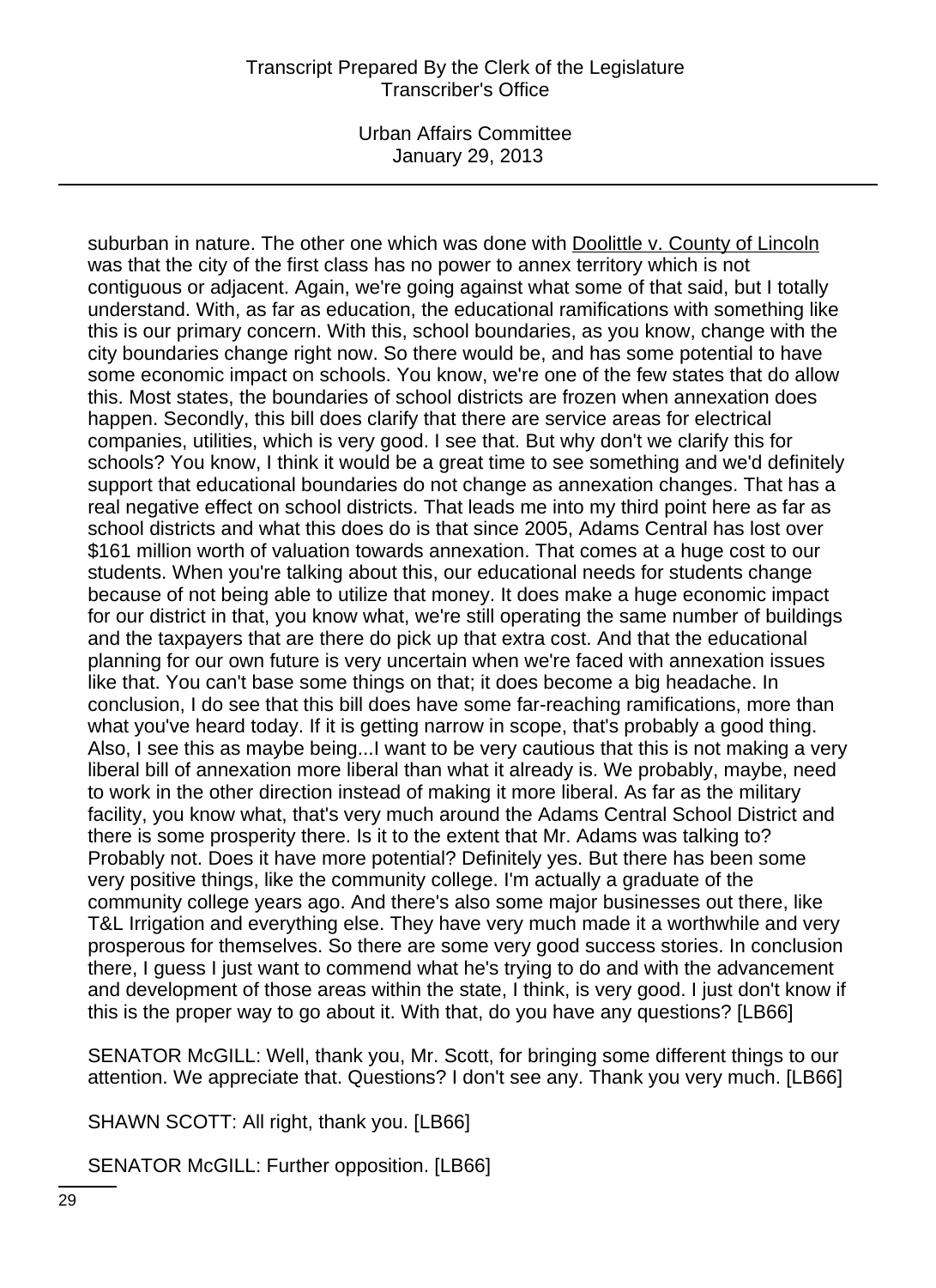suburban in nature. The other one which was done with Doolittle v. County of Lincoln was that the city of the first class has no power to annex territory which is not contiguous or adjacent. Again, we're going against what some of that said, but I totally understand. With, as far as education, the educational ramifications with something like this is our primary concern. With this, school boundaries, as you know, change with the city boundaries change right now. So there would be, and has some potential to have some economic impact on schools. You know, we're one of the few states that do allow this. Most states, the boundaries of school districts are frozen when annexation does happen. Secondly, this bill does clarify that there are service areas for electrical companies, utilities, which is very good. I see that. But why don't we clarify this for schools? You know, I think it would be a great time to see something and we'd definitely support that educational boundaries do not change as annexation changes. That has a real negative effect on school districts. That leads me into my third point here as far as school districts and what this does do is that since 2005, Adams Central has lost over $161 million worth of valuation towards annexation. That comes at a huge cost to our students. When you're talking about this, our educational needs for students change because of not being able to utilize that money. It does make a huge economic impact for our district in that, you know what, we're still operating the same number of buildings and the taxpayers that are there do pick up that extra cost. And that the educational planning for our own future is very uncertain when we're faced with annexation issues like that. You can't base some things on that; it does become a big headache. In conclusion, I do see that this bill does have some far-reaching ramifications, more than what you've heard today. If it is getting narrow in scope, that's probably a good thing. Also, I see this as maybe being...I want to be very cautious that this is not making a very liberal bill of annexation more liberal than what it already is. We probably, maybe, need to work in the other direction instead of making it more liberal. As far as the military facility, you know what, that's very much around the Adams Central School District and there is some prosperity there. Is it to the extent that Mr. Adams was talking to? Probably not. Does it have more potential? Definitely yes. But there has been some very positive things, like the community college. I'm actually a graduate of the community college years ago. And there's also some major businesses out there, like T&L Irrigation and everything else. They have very much made it a worthwhile and very prosperous for themselves. So there are some very good success stories. In conclusion there, I guess I just want to commend what he's trying to do and with the advancement and development of those areas within the state, I think, is very good. I just don't know if this is the proper way to go about it. With that, do you have any questions? [LB66]

SENATOR McGILL: Well, thank you, Mr. Scott, for bringing some different things to our attention. We appreciate that. Questions? I don't see any. Thank you very much. [LB66]

SHAWN SCOTT: All right, thank you. [LB66]

SENATOR McGILL: Further opposition. [LB66]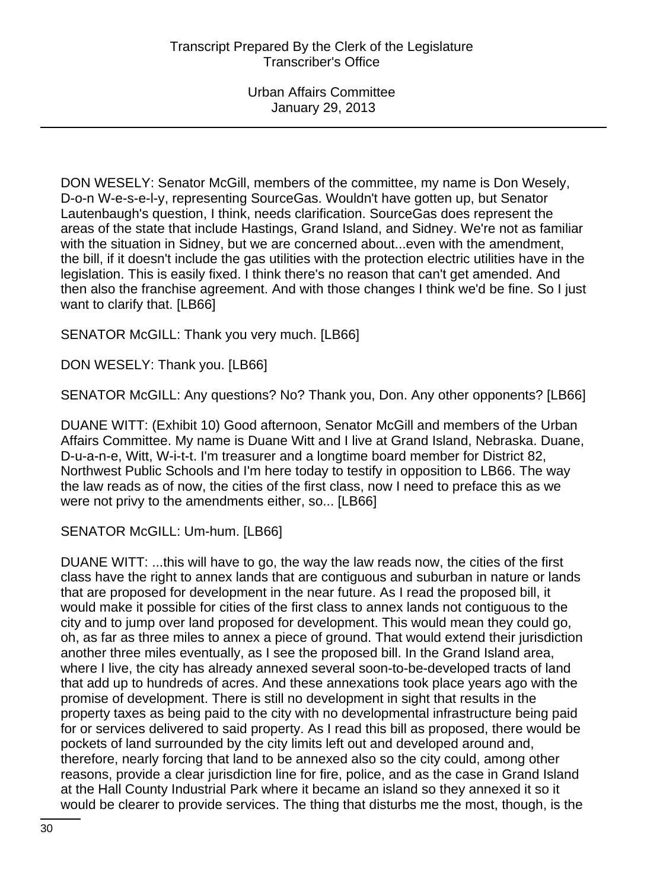DON WESELY: Senator McGill, members of the committee, my name is Don Wesely, D-o-n W-e-s-e-l-y, representing SourceGas. Wouldn't have gotten up, but Senator Lautenbaugh's question, I think, needs clarification. SourceGas does represent the areas of the state that include Hastings, Grand Island, and Sidney. We're not as familiar with the situation in Sidney, but we are concerned about...even with the amendment, the bill, if it doesn't include the gas utilities with the protection electric utilities have in the legislation. This is easily fixed. I think there's no reason that can't get amended. And then also the franchise agreement. And with those changes I think we'd be fine. So I just want to clarify that. [LB66]

SENATOR McGILL: Thank you very much. [LB66]

DON WESELY: Thank you. [LB66]

SENATOR McGILL: Any questions? No? Thank you, Don. Any other opponents? [LB66]

DUANE WITT: (Exhibit 10) Good afternoon, Senator McGill and members of the Urban Affairs Committee. My name is Duane Witt and I live at Grand Island, Nebraska. Duane, D-u-a-n-e, Witt, W-i-t-t. I'm treasurer and a longtime board member for District 82, Northwest Public Schools and I'm here today to testify in opposition to LB66. The way the law reads as of now, the cities of the first class, now I need to preface this as we were not privy to the amendments either, so... [LB66]

SENATOR McGILL: Um-hum. [LB66]

DUANE WITT: ...this will have to go, the way the law reads now, the cities of the first class have the right to annex lands that are contiguous and suburban in nature or lands that are proposed for development in the near future. As I read the proposed bill, it would make it possible for cities of the first class to annex lands not contiguous to the city and to jump over land proposed for development. This would mean they could go, oh, as far as three miles to annex a piece of ground. That would extend their jurisdiction another three miles eventually, as I see the proposed bill. In the Grand Island area, where I live, the city has already annexed several soon-to-be-developed tracts of land that add up to hundreds of acres. And these annexations took place years ago with the promise of development. There is still no development in sight that results in the property taxes as being paid to the city with no developmental infrastructure being paid for or services delivered to said property. As I read this bill as proposed, there would be pockets of land surrounded by the city limits left out and developed around and, therefore, nearly forcing that land to be annexed also so the city could, among other reasons, provide a clear jurisdiction line for fire, police, and as the case in Grand Island at the Hall County Industrial Park where it became an island so they annexed it so it would be clearer to provide services. The thing that disturbs me the most, though, is the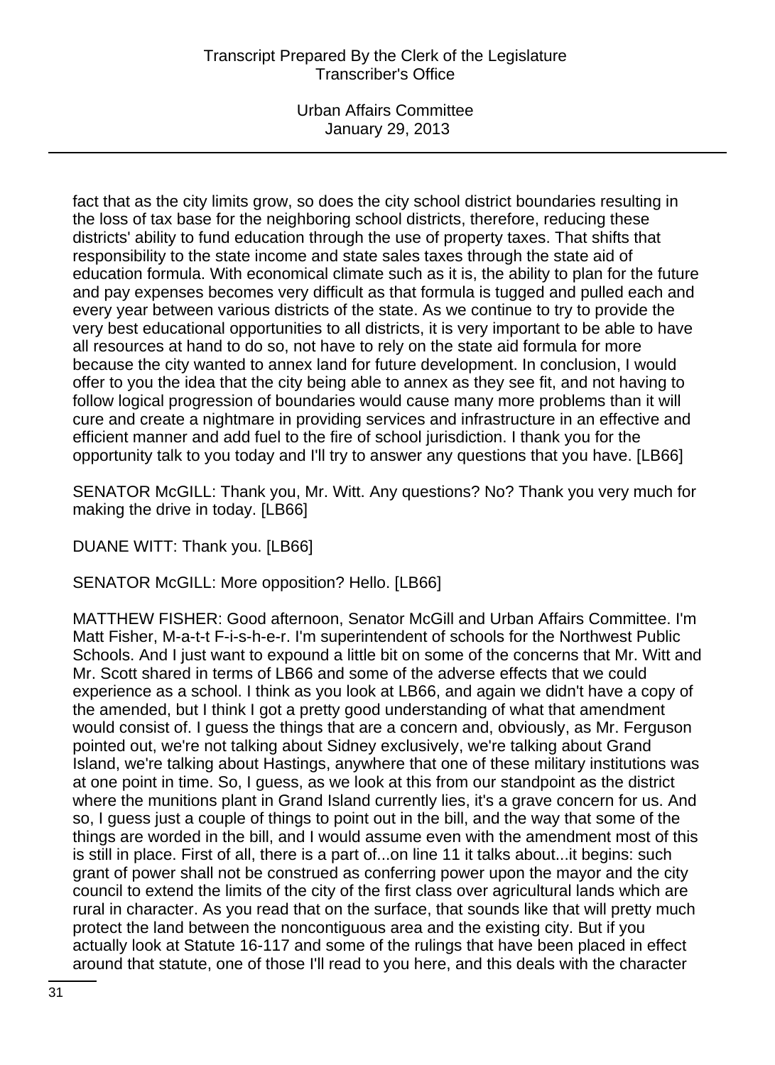fact that as the city limits grow, so does the city school district boundaries resulting in the loss of tax base for the neighboring school districts, therefore, reducing these districts' ability to fund education through the use of property taxes. That shifts that responsibility to the state income and state sales taxes through the state aid of education formula. With economical climate such as it is, the ability to plan for the future and pay expenses becomes very difficult as that formula is tugged and pulled each and every year between various districts of the state. As we continue to try to provide the very best educational opportunities to all districts, it is very important to be able to have all resources at hand to do so, not have to rely on the state aid formula for more because the city wanted to annex land for future development. In conclusion, I would offer to you the idea that the city being able to annex as they see fit, and not having to follow logical progression of boundaries would cause many more problems than it will cure and create a nightmare in providing services and infrastructure in an effective and efficient manner and add fuel to the fire of school jurisdiction. I thank you for the opportunity talk to you today and I'll try to answer any questions that you have. [LB66]

SENATOR McGILL: Thank you, Mr. Witt. Any questions? No? Thank you very much for making the drive in today. [LB66]

DUANE WITT: Thank you. [LB66]

SENATOR McGILL: More opposition? Hello. [LB66]

MATTHEW FISHER: Good afternoon, Senator McGill and Urban Affairs Committee. I'm Matt Fisher, M-a-t-t F-i-s-h-e-r. I'm superintendent of schools for the Northwest Public Schools. And I just want to expound a little bit on some of the concerns that Mr. Witt and Mr. Scott shared in terms of LB66 and some of the adverse effects that we could experience as a school. I think as you look at LB66, and again we didn't have a copy of the amended, but I think I got a pretty good understanding of what that amendment would consist of. I guess the things that are a concern and, obviously, as Mr. Ferguson pointed out, we're not talking about Sidney exclusively, we're talking about Grand Island, we're talking about Hastings, anywhere that one of these military institutions was at one point in time. So, I guess, as we look at this from our standpoint as the district where the munitions plant in Grand Island currently lies, it's a grave concern for us. And so, I guess just a couple of things to point out in the bill, and the way that some of the things are worded in the bill, and I would assume even with the amendment most of this is still in place. First of all, there is a part of...on line 11 it talks about...it begins: such grant of power shall not be construed as conferring power upon the mayor and the city council to extend the limits of the city of the first class over agricultural lands which are rural in character. As you read that on the surface, that sounds like that will pretty much protect the land between the noncontiguous area and the existing city. But if you actually look at Statute 16-117 and some of the rulings that have been placed in effect around that statute, one of those I'll read to you here, and this deals with the character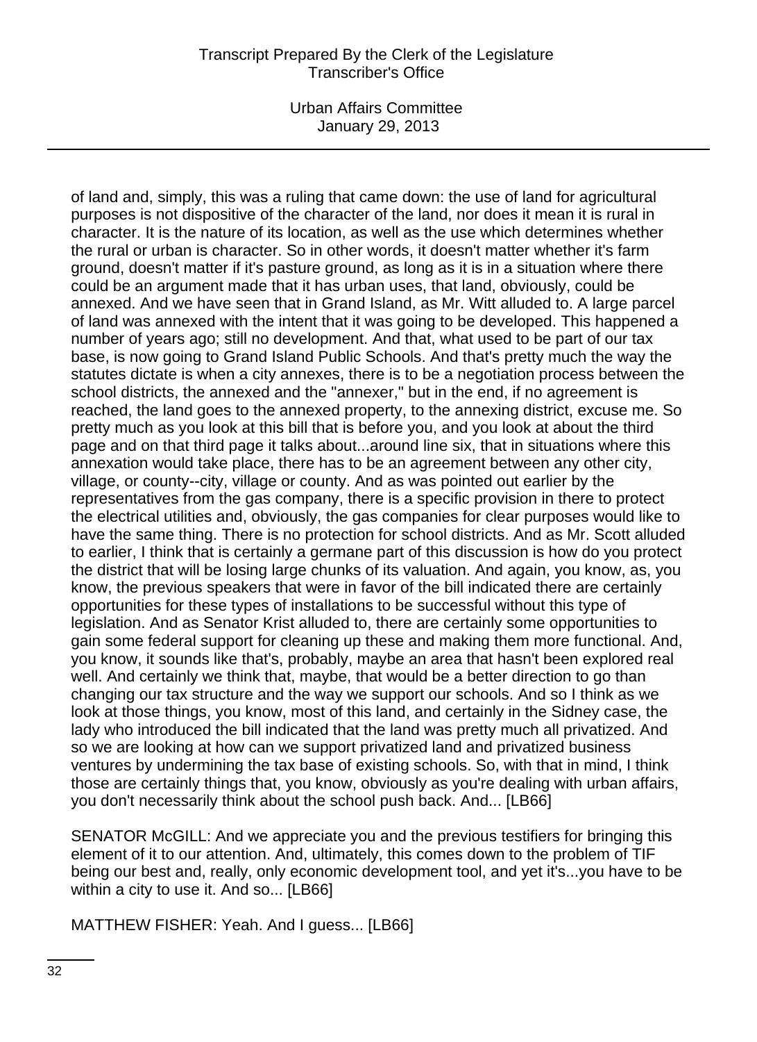of land and, simply, this was a ruling that came down: the use of land for agricultural purposes is not dispositive of the character of the land, nor does it mean it is rural in character. It is the nature of its location, as well as the use which determines whether the rural or urban is character. So in other words, it doesn't matter whether it's farm ground, doesn't matter if it's pasture ground, as long as it is in a situation where there could be an argument made that it has urban uses, that land, obviously, could be annexed. And we have seen that in Grand Island, as Mr. Witt alluded to. A large parcel of land was annexed with the intent that it was going to be developed. This happened a number of years ago; still no development. And that, what used to be part of our tax base, is now going to Grand Island Public Schools. And that's pretty much the way the statutes dictate is when a city annexes, there is to be a negotiation process between the school districts, the annexed and the "annexer," but in the end, if no agreement is reached, the land goes to the annexed property, to the annexing district, excuse me. So pretty much as you look at this bill that is before you, and you look at about the third page and on that third page it talks about...around line six, that in situations where this annexation would take place, there has to be an agreement between any other city, village, or county--city, village or county. And as was pointed out earlier by the representatives from the gas company, there is a specific provision in there to protect the electrical utilities and, obviously, the gas companies for clear purposes would like to have the same thing. There is no protection for school districts. And as Mr. Scott alluded to earlier, I think that is certainly a germane part of this discussion is how do you protect the district that will be losing large chunks of its valuation. And again, you know, as, you know, the previous speakers that were in favor of the bill indicated there are certainly opportunities for these types of installations to be successful without this type of legislation. And as Senator Krist alluded to, there are certainly some opportunities to gain some federal support for cleaning up these and making them more functional. And, you know, it sounds like that's, probably, maybe an area that hasn't been explored real well. And certainly we think that, maybe, that would be a better direction to go than changing our tax structure and the way we support our schools. And so I think as we look at those things, you know, most of this land, and certainly in the Sidney case, the lady who introduced the bill indicated that the land was pretty much all privatized. And so we are looking at how can we support privatized land and privatized business ventures by undermining the tax base of existing schools. So, with that in mind, I think those are certainly things that, you know, obviously as you're dealing with urban affairs, you don't necessarily think about the school push back. And... [LB66]

SENATOR McGILL: And we appreciate you and the previous testifiers for bringing this element of it to our attention. And, ultimately, this comes down to the problem of TIF being our best and, really, only economic development tool, and yet it's...you have to be within a city to use it. And so... [LB66]

MATTHEW FISHER: Yeah. And I guess... [LB66]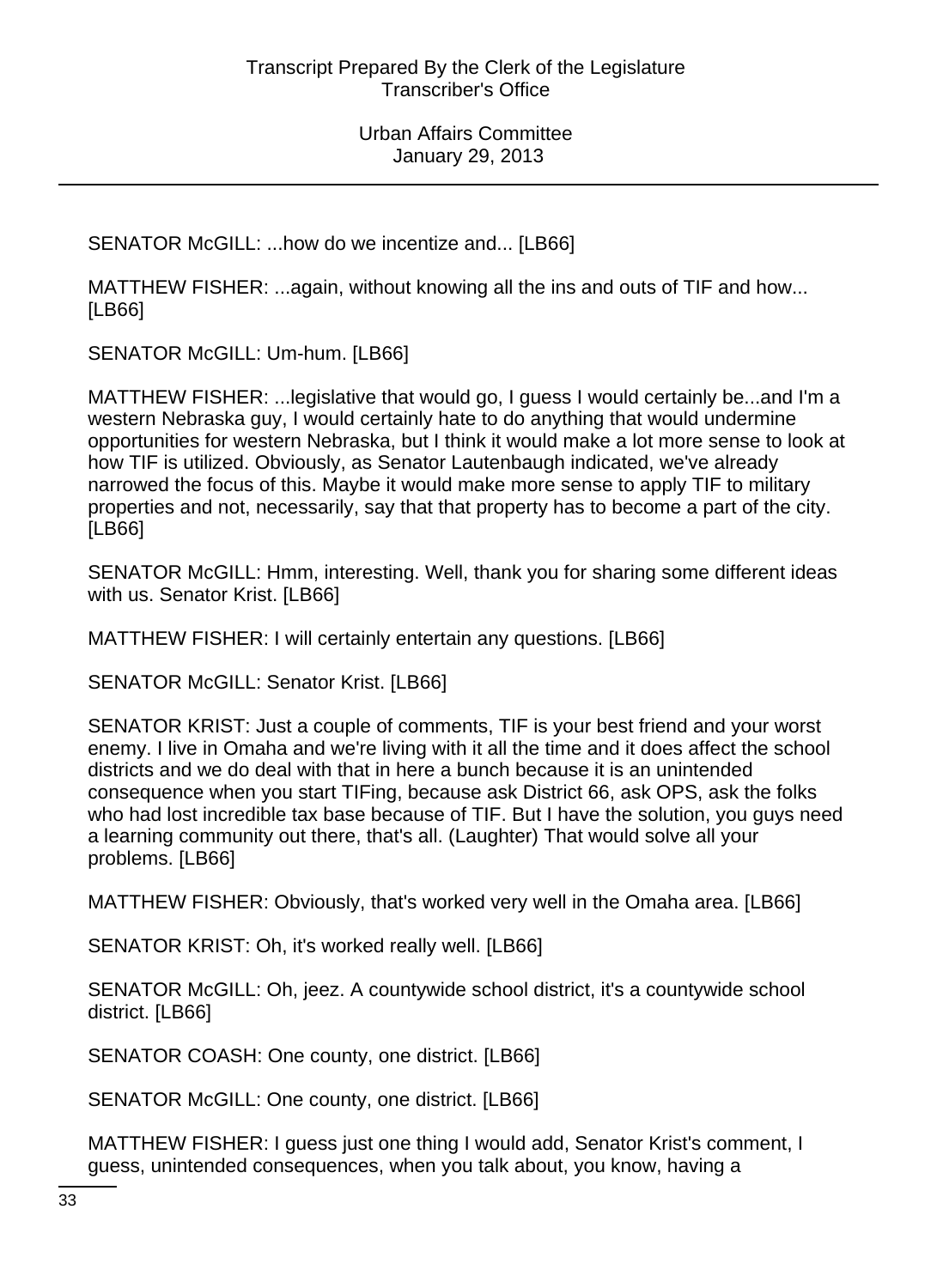SENATOR McGILL: ...how do we incentize and... [LB66]

MATTHEW FISHER: ...again, without knowing all the ins and outs of TIF and how... [LB66]

SENATOR McGILL: Um-hum. [LB66]

MATTHEW FISHER: ...legislative that would go, I guess I would certainly be...and I'm a western Nebraska guy, I would certainly hate to do anything that would undermine opportunities for western Nebraska, but I think it would make a lot more sense to look at how TIF is utilized. Obviously, as Senator Lautenbaugh indicated, we've already narrowed the focus of this. Maybe it would make more sense to apply TIF to military properties and not, necessarily, say that that property has to become a part of the city. [LB66]

SENATOR McGILL: Hmm, interesting. Well, thank you for sharing some different ideas with us. Senator Krist. [LB66]

MATTHEW FISHER: I will certainly entertain any questions. [LB66]

SENATOR McGILL: Senator Krist. [LB66]

SENATOR KRIST: Just a couple of comments, TIF is your best friend and your worst enemy. I live in Omaha and we're living with it all the time and it does affect the school districts and we do deal with that in here a bunch because it is an unintended consequence when you start TIFing, because ask District 66, ask OPS, ask the folks who had lost incredible tax base because of TIF. But I have the solution, you guys need a learning community out there, that's all. (Laughter) That would solve all your problems. [LB66]

MATTHEW FISHER: Obviously, that's worked very well in the Omaha area. [LB66]

SENATOR KRIST: Oh, it's worked really well. [LB66]

SENATOR McGILL: Oh, jeez. A countywide school district, it's a countywide school district. [LB66]

SENATOR COASH: One county, one district. [LB66]

SENATOR McGILL: One county, one district. [LB66]

MATTHEW FISHER: I guess just one thing I would add, Senator Krist's comment, I guess, unintended consequences, when you talk about, you know, having a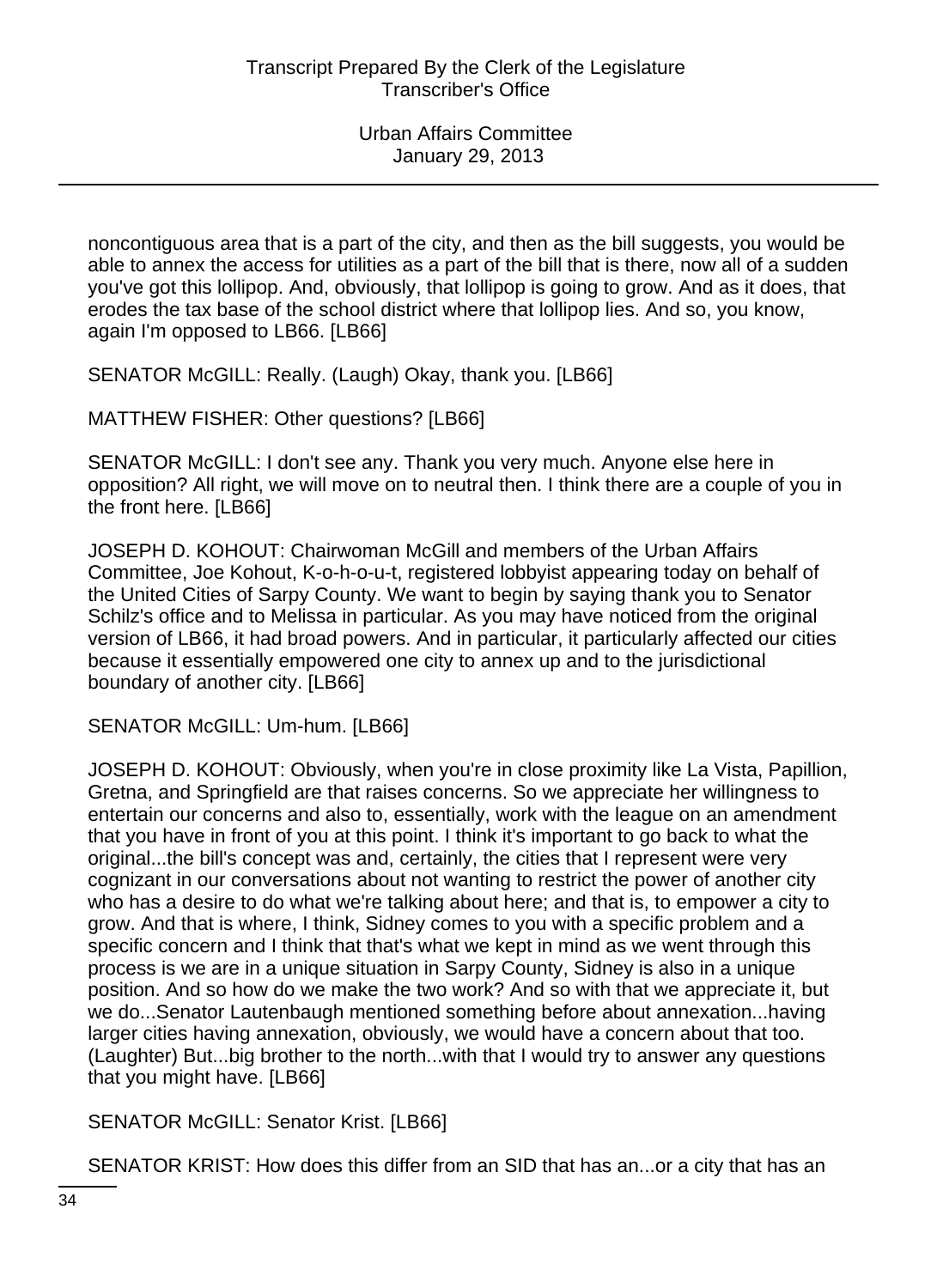noncontiguous area that is a part of the city, and then as the bill suggests, you would be able to annex the access for utilities as a part of the bill that is there, now all of a sudden you've got this lollipop. And, obviously, that lollipop is going to grow. And as it does, that erodes the tax base of the school district where that lollipop lies. And so, you know, again I'm opposed to LB66. [LB66]

SENATOR McGILL: Really. (Laugh) Okay, thank you. [LB66]

MATTHEW FISHER: Other questions? [LB66]

SENATOR McGILL: I don't see any. Thank you very much. Anyone else here in opposition? All right, we will move on to neutral then. I think there are a couple of you in the front here. [LB66]

JOSEPH D. KOHOUT: Chairwoman McGill and members of the Urban Affairs Committee, Joe Kohout, K-o-h-o-u-t, registered lobbyist appearing today on behalf of the United Cities of Sarpy County. We want to begin by saying thank you to Senator Schilz's office and to Melissa in particular. As you may have noticed from the original version of LB66, it had broad powers. And in particular, it particularly affected our cities because it essentially empowered one city to annex up and to the jurisdictional boundary of another city. [LB66]

SENATOR McGILL: Um-hum. [LB66]

JOSEPH D. KOHOUT: Obviously, when you're in close proximity like La Vista, Papillion, Gretna, and Springfield are that raises concerns. So we appreciate her willingness to entertain our concerns and also to, essentially, work with the league on an amendment that you have in front of you at this point. I think it's important to go back to what the original...the bill's concept was and, certainly, the cities that I represent were very cognizant in our conversations about not wanting to restrict the power of another city who has a desire to do what we're talking about here; and that is, to empower a city to grow. And that is where, I think, Sidney comes to you with a specific problem and a specific concern and I think that that's what we kept in mind as we went through this process is we are in a unique situation in Sarpy County, Sidney is also in a unique position. And so how do we make the two work? And so with that we appreciate it, but we do...Senator Lautenbaugh mentioned something before about annexation...having larger cities having annexation, obviously, we would have a concern about that too. (Laughter) But...big brother to the north...with that I would try to answer any questions that you might have. [LB66]

SENATOR McGILL: Senator Krist. [LB66]

SENATOR KRIST: How does this differ from an SID that has an...or a city that has an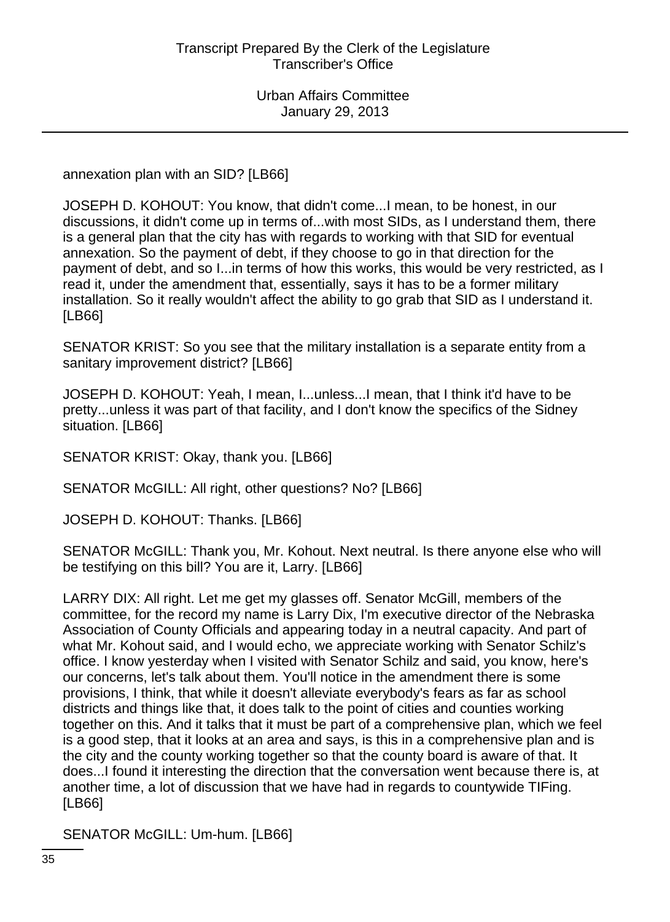annexation plan with an SID? [LB66]

JOSEPH D. KOHOUT: You know, that didn't come...I mean, to be honest, in our discussions, it didn't come up in terms of...with most SIDs, as I understand them, there is a general plan that the city has with regards to working with that SID for eventual annexation. So the payment of debt, if they choose to go in that direction for the payment of debt, and so I...in terms of how this works, this would be very restricted, as I read it, under the amendment that, essentially, says it has to be a former military installation. So it really wouldn't affect the ability to go grab that SID as I understand it. [LB66]

SENATOR KRIST: So you see that the military installation is a separate entity from a sanitary improvement district? [LB66]

JOSEPH D. KOHOUT: Yeah, I mean, I...unless...I mean, that I think it'd have to be pretty...unless it was part of that facility, and I don't know the specifics of the Sidney situation. [LB66]

SENATOR KRIST: Okay, thank you. [LB66]

SENATOR McGILL: All right, other questions? No? [LB66]

JOSEPH D. KOHOUT: Thanks. [LB66]

SENATOR McGILL: Thank you, Mr. Kohout. Next neutral. Is there anyone else who will be testifying on this bill? You are it, Larry. [LB66]

LARRY DIX: All right. Let me get my glasses off. Senator McGill, members of the committee, for the record my name is Larry Dix, I'm executive director of the Nebraska Association of County Officials and appearing today in a neutral capacity. And part of what Mr. Kohout said, and I would echo, we appreciate working with Senator Schilz's office. I know yesterday when I visited with Senator Schilz and said, you know, here's our concerns, let's talk about them. You'll notice in the amendment there is some provisions, I think, that while it doesn't alleviate everybody's fears as far as school districts and things like that, it does talk to the point of cities and counties working together on this. And it talks that it must be part of a comprehensive plan, which we feel is a good step, that it looks at an area and says, is this in a comprehensive plan and is the city and the county working together so that the county board is aware of that. It does...I found it interesting the direction that the conversation went because there is, at another time, a lot of discussion that we have had in regards to countywide TIFing. [LB66]

SENATOR McGILL: Um-hum. [LB66]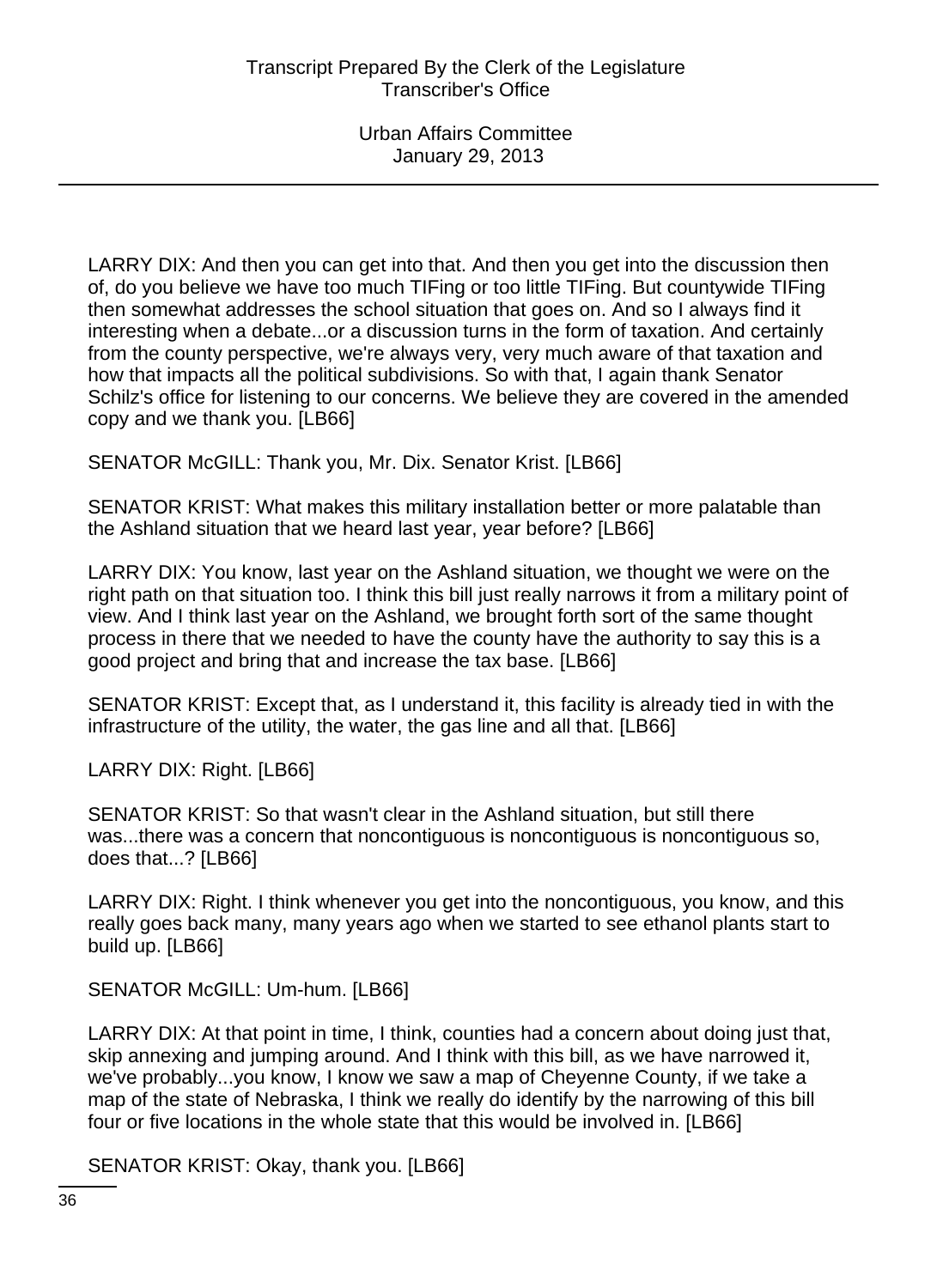LARRY DIX: And then you can get into that. And then you get into the discussion then of, do you believe we have too much TIFing or too little TIFing. But countywide TIFing then somewhat addresses the school situation that goes on. And so I always find it interesting when a debate...or a discussion turns in the form of taxation. And certainly from the county perspective, we're always very, very much aware of that taxation and how that impacts all the political subdivisions. So with that, I again thank Senator Schilz's office for listening to our concerns. We believe they are covered in the amended copy and we thank you. [LB66]

SENATOR McGILL: Thank you, Mr. Dix. Senator Krist. [LB66]

SENATOR KRIST: What makes this military installation better or more palatable than the Ashland situation that we heard last year, year before? [LB66]

LARRY DIX: You know, last year on the Ashland situation, we thought we were on the right path on that situation too. I think this bill just really narrows it from a military point of view. And I think last year on the Ashland, we brought forth sort of the same thought process in there that we needed to have the county have the authority to say this is a good project and bring that and increase the tax base. [LB66]

SENATOR KRIST: Except that, as I understand it, this facility is already tied in with the infrastructure of the utility, the water, the gas line and all that. [LB66]

LARRY DIX: Right. [LB66]

SENATOR KRIST: So that wasn't clear in the Ashland situation, but still there was...there was a concern that noncontiguous is noncontiguous is noncontiguous so, does that...? [LB66]

LARRY DIX: Right. I think whenever you get into the noncontiguous, you know, and this really goes back many, many years ago when we started to see ethanol plants start to build up. [LB66]

SENATOR McGILL: Um-hum. [LB66]

LARRY DIX: At that point in time, I think, counties had a concern about doing just that, skip annexing and jumping around. And I think with this bill, as we have narrowed it, we've probably...you know, I know we saw a map of Cheyenne County, if we take a map of the state of Nebraska, I think we really do identify by the narrowing of this bill four or five locations in the whole state that this would be involved in. [LB66]

SENATOR KRIST: Okay, thank you. [LB66]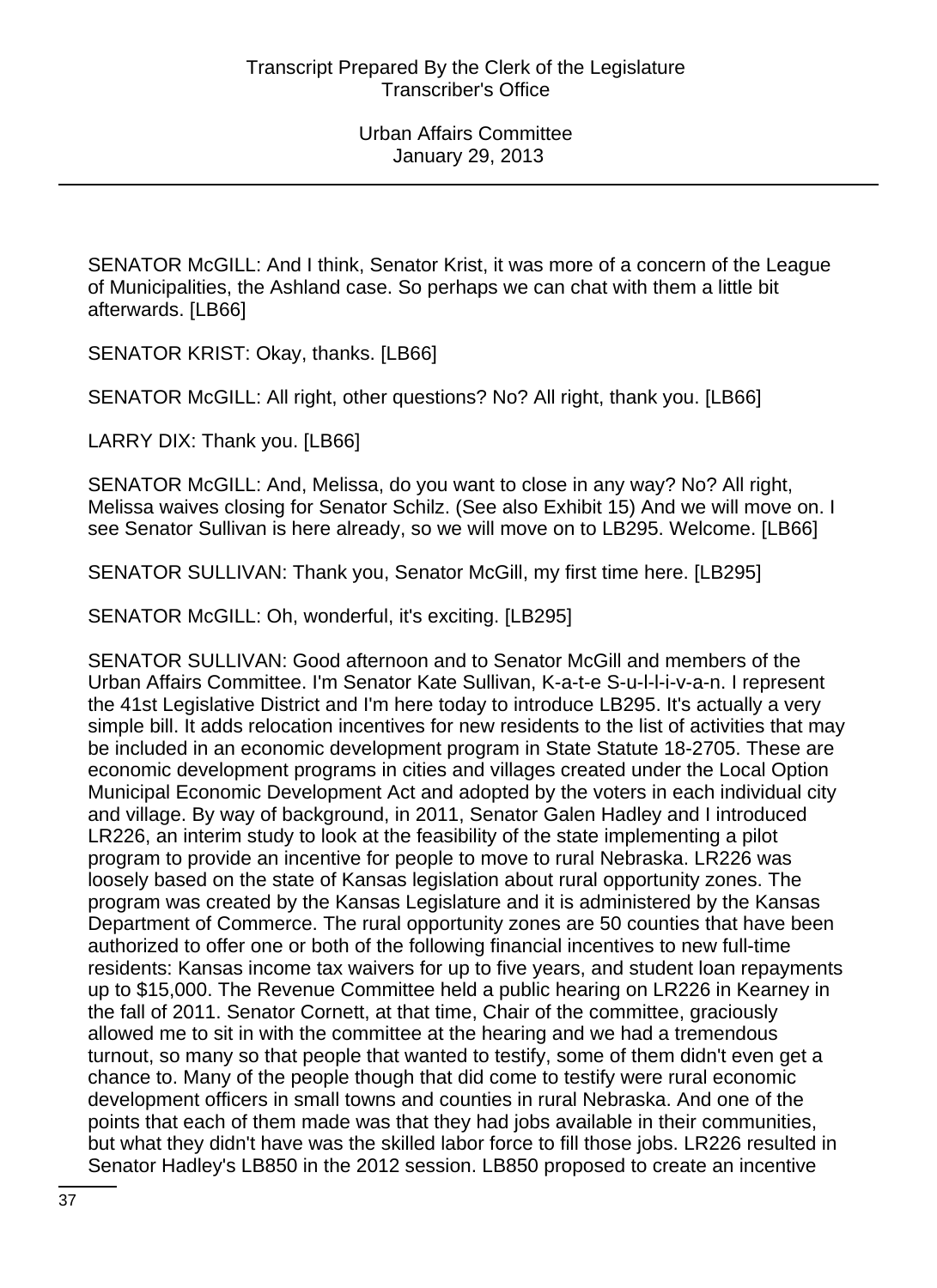SENATOR McGILL: And I think, Senator Krist, it was more of a concern of the League of Municipalities, the Ashland case. So perhaps we can chat with them a little bit afterwards. [LB66]

SENATOR KRIST: Okay, thanks. [LB66]

SENATOR McGILL: All right, other questions? No? All right, thank you. [LB66]

LARRY DIX: Thank you. [LB66]

SENATOR McGILL: And, Melissa, do you want to close in any way? No? All right, Melissa waives closing for Senator Schilz. (See also Exhibit 15) And we will move on. I see Senator Sullivan is here already, so we will move on to LB295. Welcome. [LB66]

SENATOR SULLIVAN: Thank you, Senator McGill, my first time here. [LB295]

SENATOR McGILL: Oh, wonderful, it's exciting. [LB295]

SENATOR SULLIVAN: Good afternoon and to Senator McGill and members of the Urban Affairs Committee. I'm Senator Kate Sullivan, K-a-t-e S-u-l-l-i-v-a-n. I represent the 41st Legislative District and I'm here today to introduce LB295. It's actually a very simple bill. It adds relocation incentives for new residents to the list of activities that may be included in an economic development program in State Statute 18-2705. These are economic development programs in cities and villages created under the Local Option Municipal Economic Development Act and adopted by the voters in each individual city and village. By way of background, in 2011, Senator Galen Hadley and I introduced LR226, an interim study to look at the feasibility of the state implementing a pilot program to provide an incentive for people to move to rural Nebraska. LR226 was loosely based on the state of Kansas legislation about rural opportunity zones. The program was created by the Kansas Legislature and it is administered by the Kansas Department of Commerce. The rural opportunity zones are 50 counties that have been authorized to offer one or both of the following financial incentives to new full-time residents: Kansas income tax waivers for up to five years, and student loan repayments up to $15,000. The Revenue Committee held a public hearing on LR226 in Kearney in the fall of 2011. Senator Cornett, at that time, Chair of the committee, graciously allowed me to sit in with the committee at the hearing and we had a tremendous turnout, so many so that people that wanted to testify, some of them didn't even get a chance to. Many of the people though that did come to testify were rural economic development officers in small towns and counties in rural Nebraska. And one of the points that each of them made was that they had jobs available in their communities, but what they didn't have was the skilled labor force to fill those jobs. LR226 resulted in Senator Hadley's LB850 in the 2012 session. LB850 proposed to create an incentive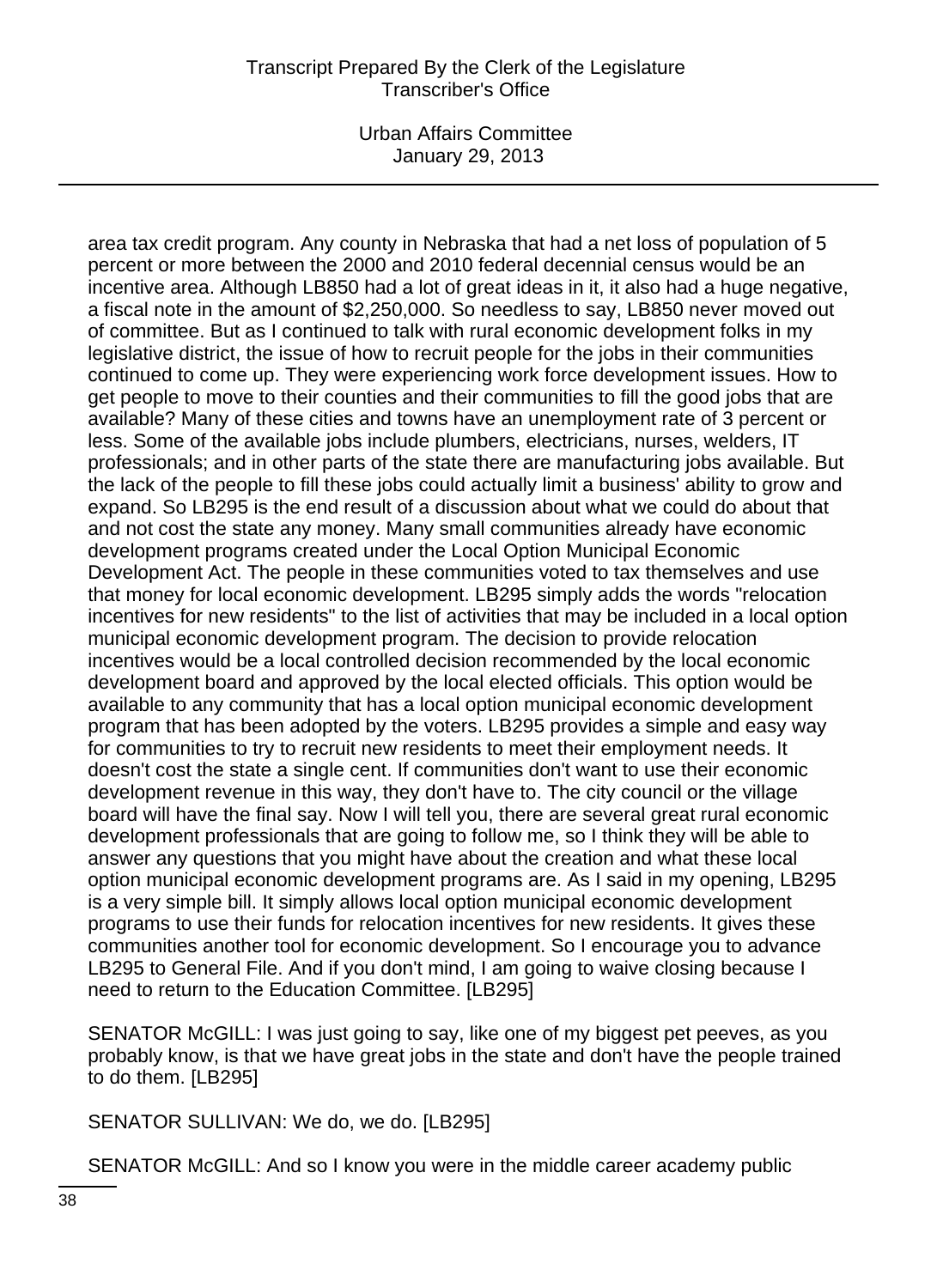area tax credit program. Any county in Nebraska that had a net loss of population of 5 percent or more between the 2000 and 2010 federal decennial census would be an incentive area. Although LB850 had a lot of great ideas in it, it also had a huge negative, a fiscal note in the amount of $2,250,000. So needless to say, LB850 never moved out of committee. But as I continued to talk with rural economic development folks in my legislative district, the issue of how to recruit people for the jobs in their communities continued to come up. They were experiencing work force development issues. How to get people to move to their counties and their communities to fill the good jobs that are available? Many of these cities and towns have an unemployment rate of 3 percent or less. Some of the available jobs include plumbers, electricians, nurses, welders, IT professionals; and in other parts of the state there are manufacturing jobs available. But the lack of the people to fill these jobs could actually limit a business' ability to grow and expand. So LB295 is the end result of a discussion about what we could do about that and not cost the state any money. Many small communities already have economic development programs created under the Local Option Municipal Economic Development Act. The people in these communities voted to tax themselves and use that money for local economic development. LB295 simply adds the words "relocation incentives for new residents" to the list of activities that may be included in a local option municipal economic development program. The decision to provide relocation incentives would be a local controlled decision recommended by the local economic development board and approved by the local elected officials. This option would be available to any community that has a local option municipal economic development program that has been adopted by the voters. LB295 provides a simple and easy way for communities to try to recruit new residents to meet their employment needs. It doesn't cost the state a single cent. If communities don't want to use their economic development revenue in this way, they don't have to. The city council or the village board will have the final say. Now I will tell you, there are several great rural economic development professionals that are going to follow me, so I think they will be able to answer any questions that you might have about the creation and what these local option municipal economic development programs are. As I said in my opening, LB295 is a very simple bill. It simply allows local option municipal economic development programs to use their funds for relocation incentives for new residents. It gives these communities another tool for economic development. So I encourage you to advance LB295 to General File. And if you don't mind, I am going to waive closing because I need to return to the Education Committee. [LB295]

SENATOR McGILL: I was just going to say, like one of my biggest pet peeves, as you probably know, is that we have great jobs in the state and don't have the people trained to do them. [LB295]

SENATOR SULLIVAN: We do, we do. [LB295]

SENATOR McGILL: And so I know you were in the middle career academy public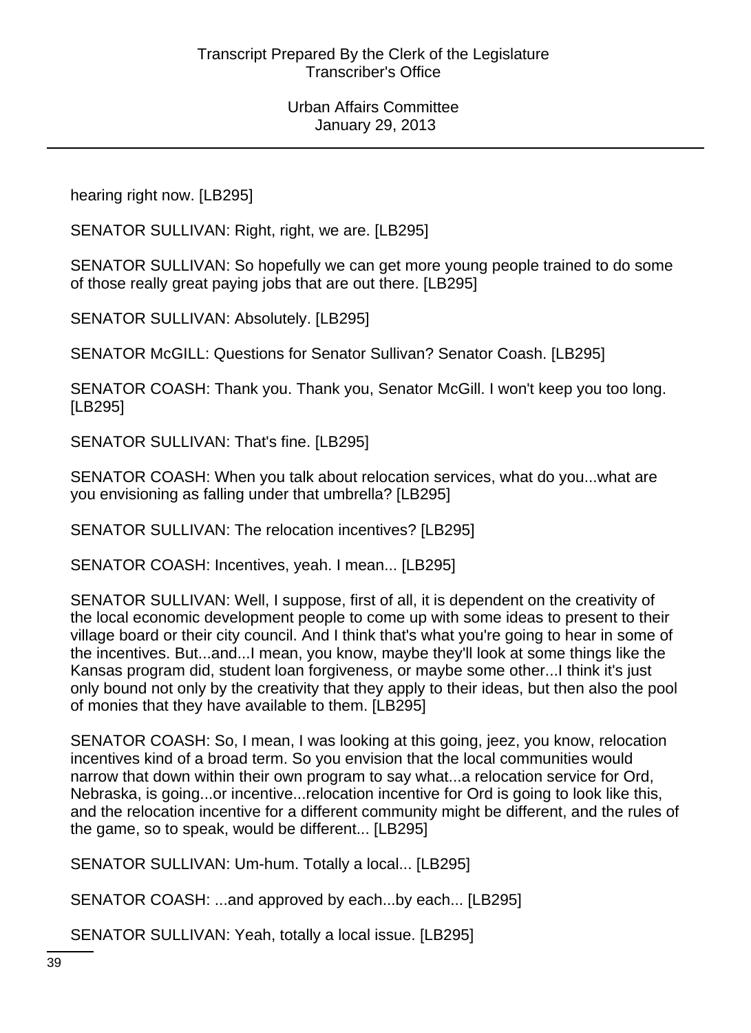hearing right now. [LB295]

SENATOR SULLIVAN: Right, right, we are. [LB295]

SENATOR SULLIVAN: So hopefully we can get more young people trained to do some of those really great paying jobs that are out there. [LB295]

SENATOR SULLIVAN: Absolutely. [LB295]

SENATOR McGILL: Questions for Senator Sullivan? Senator Coash. [LB295]

SENATOR COASH: Thank you. Thank you, Senator McGill. I won't keep you too long. [LB295]

SENATOR SULLIVAN: That's fine. [LB295]

SENATOR COASH: When you talk about relocation services, what do you...what are you envisioning as falling under that umbrella? [LB295]

SENATOR SULLIVAN: The relocation incentives? [LB295]

SENATOR COASH: Incentives, yeah. I mean... [LB295]

SENATOR SULLIVAN: Well, I suppose, first of all, it is dependent on the creativity of the local economic development people to come up with some ideas to present to their village board or their city council. And I think that's what you're going to hear in some of the incentives. But...and...I mean, you know, maybe they'll look at some things like the Kansas program did, student loan forgiveness, or maybe some other...I think it's just only bound not only by the creativity that they apply to their ideas, but then also the pool of monies that they have available to them. [LB295]

SENATOR COASH: So, I mean, I was looking at this going, jeez, you know, relocation incentives kind of a broad term. So you envision that the local communities would narrow that down within their own program to say what...a relocation service for Ord, Nebraska, is going...or incentive...relocation incentive for Ord is going to look like this, and the relocation incentive for a different community might be different, and the rules of the game, so to speak, would be different... [LB295]

SENATOR SULLIVAN: Um-hum. Totally a local... [LB295]

SENATOR COASH: ...and approved by each...by each... [LB295]

SENATOR SULLIVAN: Yeah, totally a local issue. [LB295]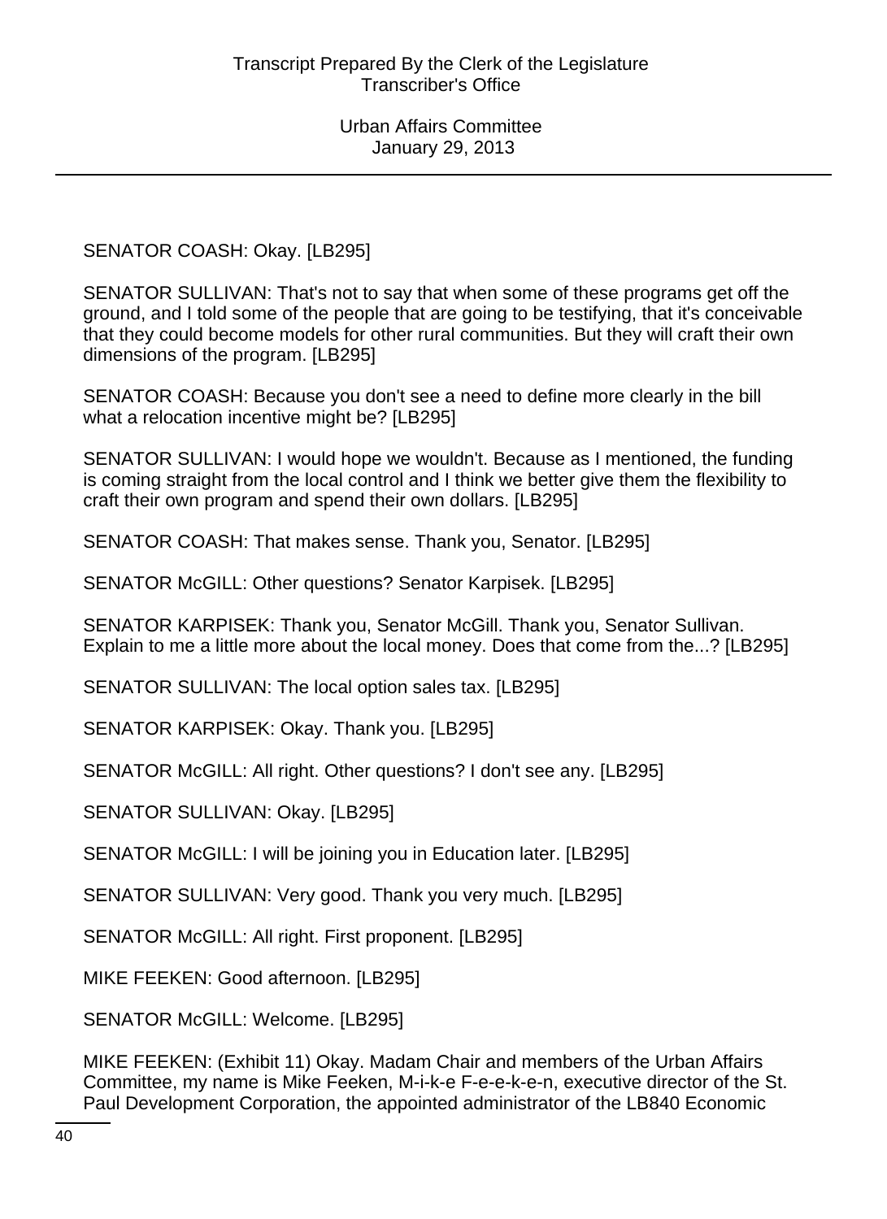SENATOR COASH: Okay. [LB295]

SENATOR SULLIVAN: That's not to say that when some of these programs get off the ground, and I told some of the people that are going to be testifying, that it's conceivable that they could become models for other rural communities. But they will craft their own dimensions of the program. [LB295]

SENATOR COASH: Because you don't see a need to define more clearly in the bill what a relocation incentive might be? [LB295]

SENATOR SULLIVAN: I would hope we wouldn't. Because as I mentioned, the funding is coming straight from the local control and I think we better give them the flexibility to craft their own program and spend their own dollars. [LB295]

SENATOR COASH: That makes sense. Thank you, Senator. [LB295]

SENATOR McGILL: Other questions? Senator Karpisek. [LB295]

SENATOR KARPISEK: Thank you, Senator McGill. Thank you, Senator Sullivan. Explain to me a little more about the local money. Does that come from the...? [LB295]

SENATOR SULLIVAN: The local option sales tax. [LB295]

SENATOR KARPISEK: Okay. Thank you. [LB295]

SENATOR McGILL: All right. Other questions? I don't see any. [LB295]

SENATOR SULLIVAN: Okay. [LB295]

SENATOR McGILL: I will be joining you in Education later. [LB295]

SENATOR SULLIVAN: Very good. Thank you very much. [LB295]

SENATOR McGILL: All right. First proponent. [LB295]

MIKE FEEKEN: Good afternoon. [LB295]

SENATOR McGILL: Welcome. [LB295]

MIKE FEEKEN: (Exhibit 11) Okay. Madam Chair and members of the Urban Affairs Committee, my name is Mike Feeken, M-i-k-e F-e-e-k-e-n, executive director of the St. Paul Development Corporation, the appointed administrator of the LB840 Economic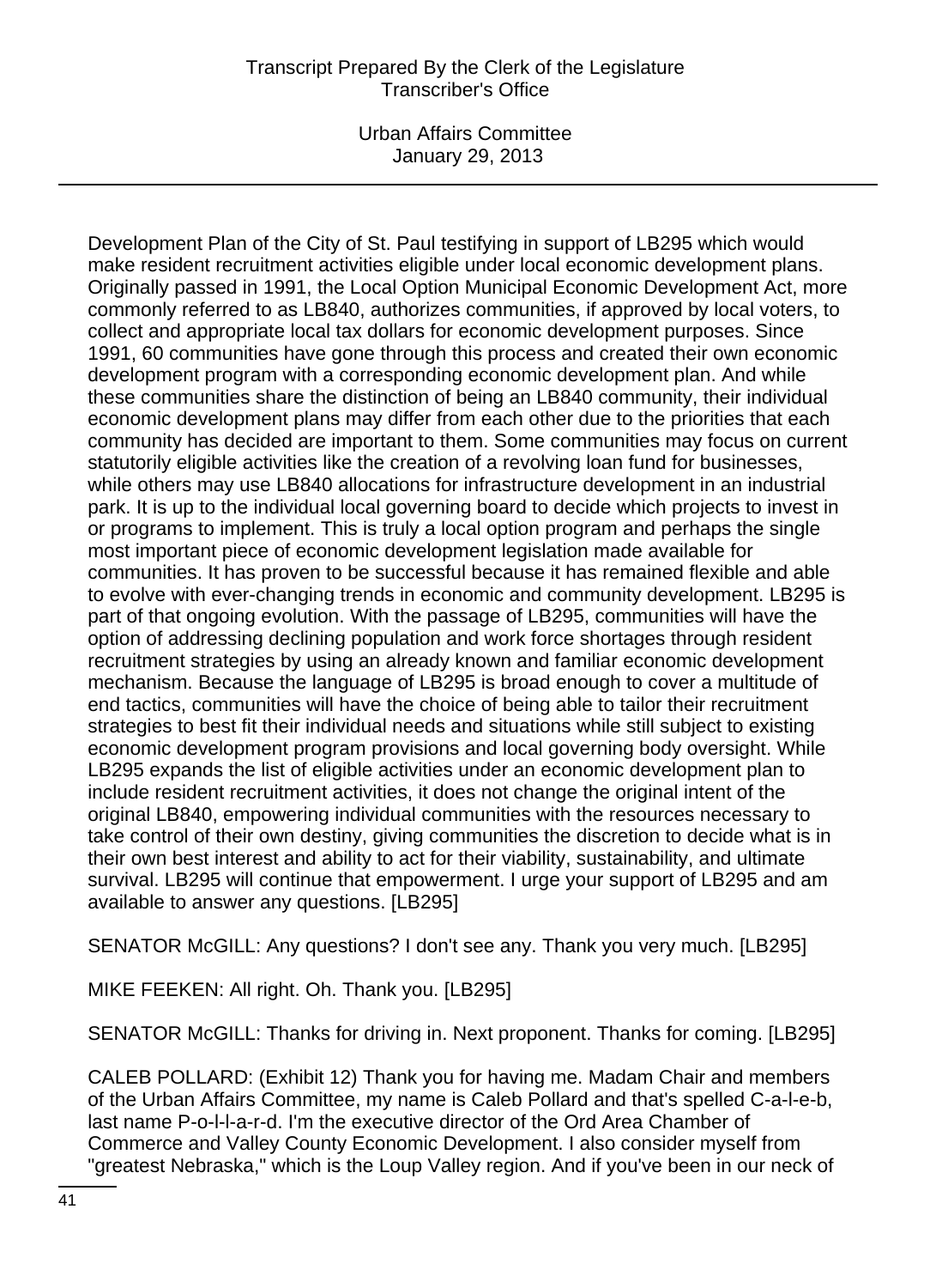Development Plan of the City of St. Paul testifying in support of LB295 which would make resident recruitment activities eligible under local economic development plans. Originally passed in 1991, the Local Option Municipal Economic Development Act, more commonly referred to as LB840, authorizes communities, if approved by local voters, to collect and appropriate local tax dollars for economic development purposes. Since 1991, 60 communities have gone through this process and created their own economic development program with a corresponding economic development plan. And while these communities share the distinction of being an LB840 community, their individual economic development plans may differ from each other due to the priorities that each community has decided are important to them. Some communities may focus on current statutorily eligible activities like the creation of a revolving loan fund for businesses, while others may use LB840 allocations for infrastructure development in an industrial park. It is up to the individual local governing board to decide which projects to invest in or programs to implement. This is truly a local option program and perhaps the single most important piece of economic development legislation made available for communities. It has proven to be successful because it has remained flexible and able to evolve with ever-changing trends in economic and community development. LB295 is part of that ongoing evolution. With the passage of LB295, communities will have the option of addressing declining population and work force shortages through resident recruitment strategies by using an already known and familiar economic development mechanism. Because the language of LB295 is broad enough to cover a multitude of end tactics, communities will have the choice of being able to tailor their recruitment strategies to best fit their individual needs and situations while still subject to existing economic development program provisions and local governing body oversight. While LB295 expands the list of eligible activities under an economic development plan to include resident recruitment activities, it does not change the original intent of the original LB840, empowering individual communities with the resources necessary to take control of their own destiny, giving communities the discretion to decide what is in their own best interest and ability to act for their viability, sustainability, and ultimate survival. LB295 will continue that empowerment. I urge your support of LB295 and am available to answer any questions. [LB295]

SENATOR McGILL: Any questions? I don't see any. Thank you very much. [LB295]

MIKE FEEKEN: All right. Oh. Thank you. [LB295]

SENATOR McGILL: Thanks for driving in. Next proponent. Thanks for coming. [LB295]

CALEB POLLARD: (Exhibit 12) Thank you for having me. Madam Chair and members of the Urban Affairs Committee, my name is Caleb Pollard and that's spelled C-a-l-e-b, last name P-o-l-l-a-r-d. I'm the executive director of the Ord Area Chamber of Commerce and Valley County Economic Development. I also consider myself from "greatest Nebraska," which is the Loup Valley region. And if you've been in our neck of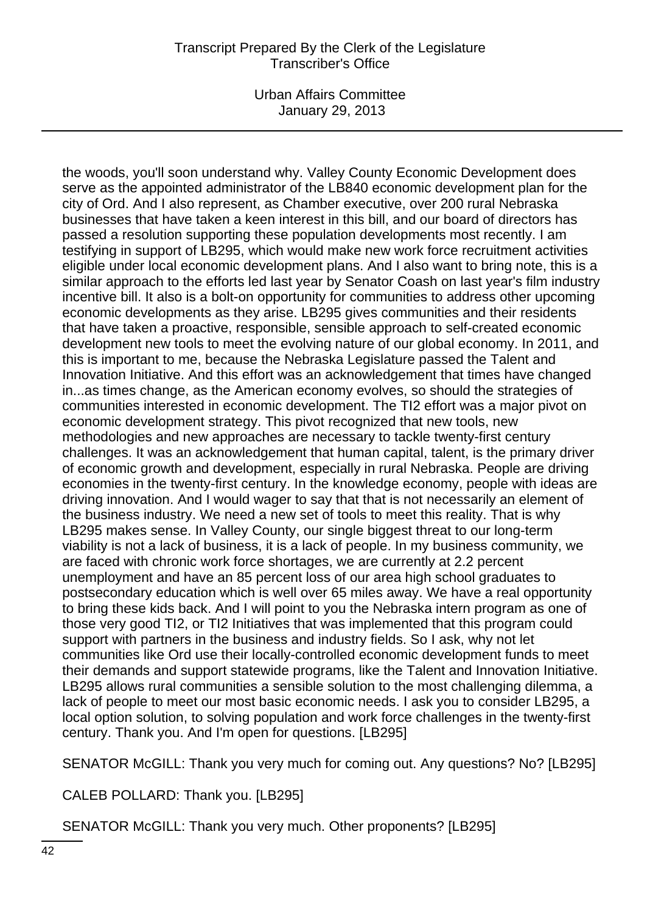the woods, you'll soon understand why. Valley County Economic Development does serve as the appointed administrator of the LB840 economic development plan for the city of Ord. And I also represent, as Chamber executive, over 200 rural Nebraska businesses that have taken a keen interest in this bill, and our board of directors has passed a resolution supporting these population developments most recently. I am testifying in support of LB295, which would make new work force recruitment activities eligible under local economic development plans. And I also want to bring note, this is a similar approach to the efforts led last year by Senator Coash on last year's film industry incentive bill. It also is a bolt-on opportunity for communities to address other upcoming economic developments as they arise. LB295 gives communities and their residents that have taken a proactive, responsible, sensible approach to self-created economic development new tools to meet the evolving nature of our global economy. In 2011, and this is important to me, because the Nebraska Legislature passed the Talent and Innovation Initiative. And this effort was an acknowledgement that times have changed in...as times change, as the American economy evolves, so should the strategies of communities interested in economic development. The TI2 effort was a major pivot on economic development strategy. This pivot recognized that new tools, new methodologies and new approaches are necessary to tackle twenty-first century challenges. It was an acknowledgement that human capital, talent, is the primary driver of economic growth and development, especially in rural Nebraska. People are driving economies in the twenty-first century. In the knowledge economy, people with ideas are driving innovation. And I would wager to say that that is not necessarily an element of the business industry. We need a new set of tools to meet this reality. That is why LB295 makes sense. In Valley County, our single biggest threat to our long-term viability is not a lack of business, it is a lack of people. In my business community, we are faced with chronic work force shortages, we are currently at 2.2 percent unemployment and have an 85 percent loss of our area high school graduates to postsecondary education which is well over 65 miles away. We have a real opportunity to bring these kids back. And I will point to you the Nebraska intern program as one of those very good TI2, or TI2 Initiatives that was implemented that this program could support with partners in the business and industry fields. So I ask, why not let communities like Ord use their locally-controlled economic development funds to meet their demands and support statewide programs, like the Talent and Innovation Initiative. LB295 allows rural communities a sensible solution to the most challenging dilemma, a lack of people to meet our most basic economic needs. I ask you to consider LB295, a local option solution, to solving population and work force challenges in the twenty-first century. Thank you. And I'm open for questions. [LB295]

SENATOR McGILL: Thank you very much for coming out. Any questions? No? [LB295]

CALEB POLLARD: Thank you. [LB295]

SENATOR McGILL: Thank you very much. Other proponents? [LB295]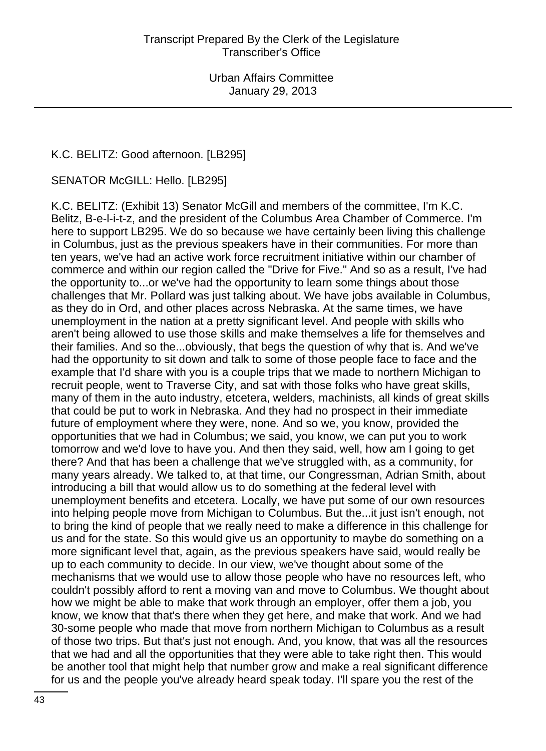K.C. BELITZ: Good afternoon. [LB295]

SENATOR McGILL: Hello. [LB295]

K.C. BELITZ: (Exhibit 13) Senator McGill and members of the committee, I'm K.C. Belitz, B-e-l-i-t-z, and the president of the Columbus Area Chamber of Commerce. I'm here to support LB295. We do so because we have certainly been living this challenge in Columbus, just as the previous speakers have in their communities. For more than ten years, we've had an active work force recruitment initiative within our chamber of commerce and within our region called the "Drive for Five." And so as a result, I've had the opportunity to...or we've had the opportunity to learn some things about those challenges that Mr. Pollard was just talking about. We have jobs available in Columbus, as they do in Ord, and other places across Nebraska. At the same times, we have unemployment in the nation at a pretty significant level. And people with skills who aren't being allowed to use those skills and make themselves a life for themselves and their families. And so the...obviously, that begs the question of why that is. And we've had the opportunity to sit down and talk to some of those people face to face and the example that I'd share with you is a couple trips that we made to northern Michigan to recruit people, went to Traverse City, and sat with those folks who have great skills, many of them in the auto industry, etcetera, welders, machinists, all kinds of great skills that could be put to work in Nebraska. And they had no prospect in their immediate future of employment where they were, none. And so we, you know, provided the opportunities that we had in Columbus; we said, you know, we can put you to work tomorrow and we'd love to have you. And then they said, well, how am I going to get there? And that has been a challenge that we've struggled with, as a community, for many years already. We talked to, at that time, our Congressman, Adrian Smith, about introducing a bill that would allow us to do something at the federal level with unemployment benefits and etcetera. Locally, we have put some of our own resources into helping people move from Michigan to Columbus. But the...it just isn't enough, not to bring the kind of people that we really need to make a difference in this challenge for us and for the state. So this would give us an opportunity to maybe do something on a more significant level that, again, as the previous speakers have said, would really be up to each community to decide. In our view, we've thought about some of the mechanisms that we would use to allow those people who have no resources left, who couldn't possibly afford to rent a moving van and move to Columbus. We thought about how we might be able to make that work through an employer, offer them a job, you know, we know that that's there when they get here, and make that work. And we had 30-some people who made that move from northern Michigan to Columbus as a result of those two trips. But that's just not enough. And, you know, that was all the resources that we had and all the opportunities that they were able to take right then. This would be another tool that might help that number grow and make a real significant difference for us and the people you've already heard speak today. I'll spare you the rest of the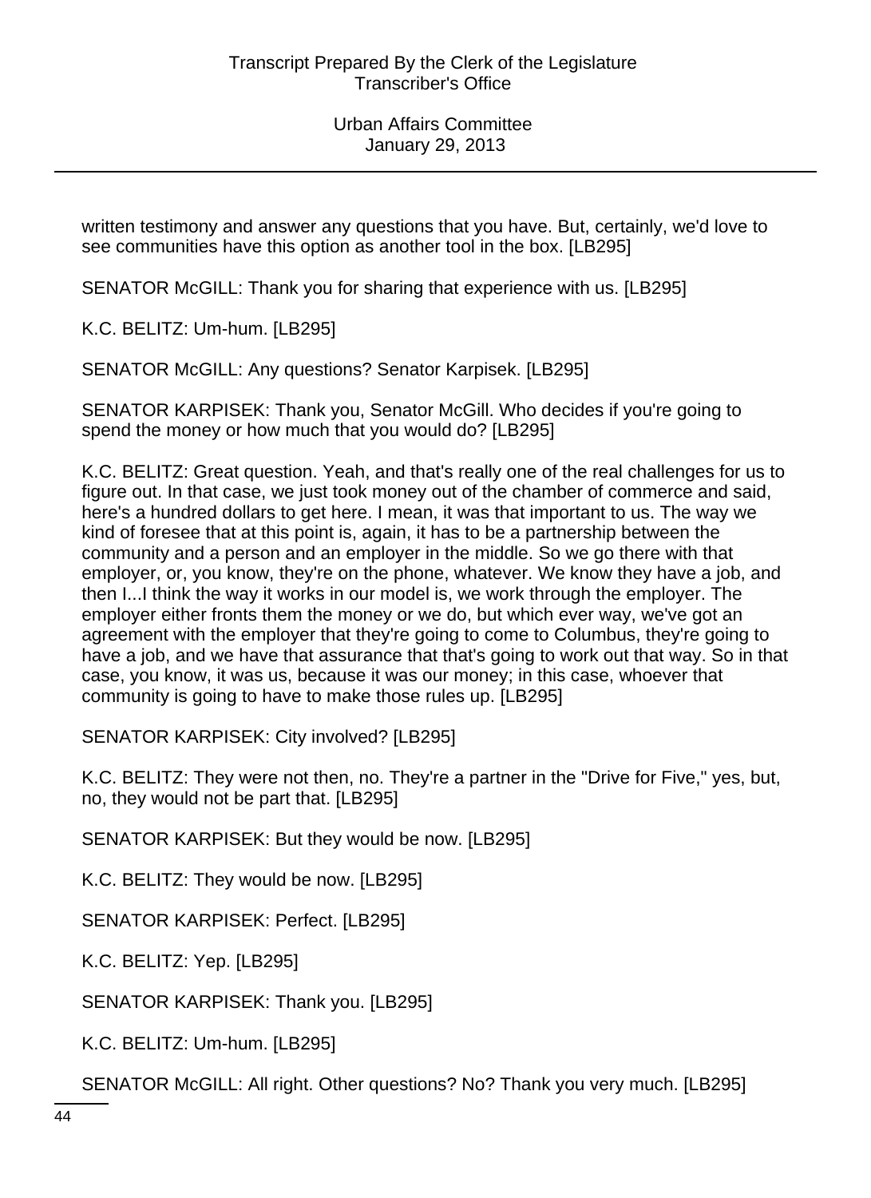written testimony and answer any questions that you have. But, certainly, we'd love to see communities have this option as another tool in the box. [LB295]

SENATOR McGILL: Thank you for sharing that experience with us. [LB295]

K.C. BELITZ: Um-hum. [LB295]

SENATOR McGILL: Any questions? Senator Karpisek. [LB295]

SENATOR KARPISEK: Thank you, Senator McGill. Who decides if you're going to spend the money or how much that you would do? [LB295]

K.C. BELITZ: Great question. Yeah, and that's really one of the real challenges for us to figure out. In that case, we just took money out of the chamber of commerce and said, here's a hundred dollars to get here. I mean, it was that important to us. The way we kind of foresee that at this point is, again, it has to be a partnership between the community and a person and an employer in the middle. So we go there with that employer, or, you know, they're on the phone, whatever. We know they have a job, and then I...I think the way it works in our model is, we work through the employer. The employer either fronts them the money or we do, but which ever way, we've got an agreement with the employer that they're going to come to Columbus, they're going to have a job, and we have that assurance that that's going to work out that way. So in that case, you know, it was us, because it was our money; in this case, whoever that community is going to have to make those rules up. [LB295]

SENATOR KARPISEK: City involved? [LB295]

K.C. BELITZ: They were not then, no. They're a partner in the "Drive for Five," yes, but, no, they would not be part that. [LB295]

SENATOR KARPISEK: But they would be now. [LB295]

K.C. BELITZ: They would be now. [LB295]

SENATOR KARPISEK: Perfect. [LB295]

K.C. BELITZ: Yep. [LB295]

SENATOR KARPISEK: Thank you. [LB295]

K.C. BELITZ: Um-hum. [LB295]

SENATOR McGILL: All right. Other questions? No? Thank you very much. [LB295]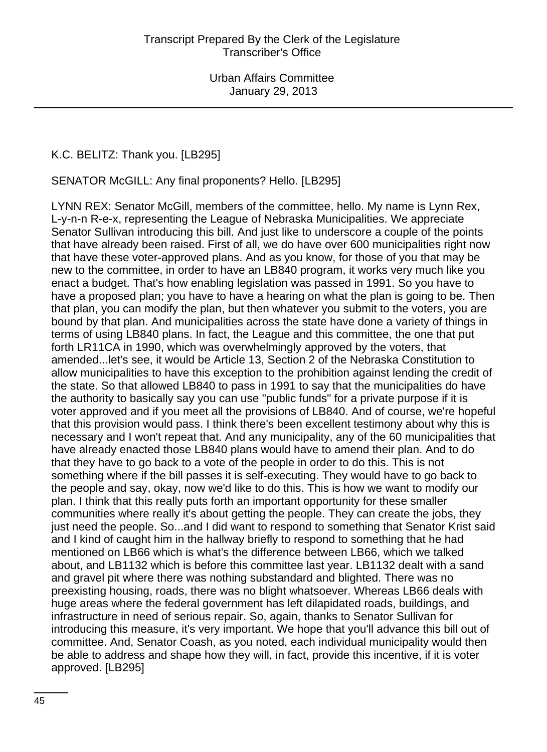K.C. BELITZ: Thank you. [LB295]

SENATOR McGILL: Any final proponents? Hello. [LB295]

LYNN REX: Senator McGill, members of the committee, hello. My name is Lynn Rex, L-y-n-n R-e-x, representing the League of Nebraska Municipalities. We appreciate Senator Sullivan introducing this bill. And just like to underscore a couple of the points that have already been raised. First of all, we do have over 600 municipalities right now that have these voter-approved plans. And as you know, for those of you that may be new to the committee, in order to have an LB840 program, it works very much like you enact a budget. That's how enabling legislation was passed in 1991. So you have to have a proposed plan; you have to have a hearing on what the plan is going to be. Then that plan, you can modify the plan, but then whatever you submit to the voters, you are bound by that plan. And municipalities across the state have done a variety of things in terms of using LB840 plans. In fact, the League and this committee, the one that put forth LR11CA in 1990, which was overwhelmingly approved by the voters, that amended...let's see, it would be Article 13, Section 2 of the Nebraska Constitution to allow municipalities to have this exception to the prohibition against lending the credit of the state. So that allowed LB840 to pass in 1991 to say that the municipalities do have the authority to basically say you can use "public funds" for a private purpose if it is voter approved and if you meet all the provisions of LB840. And of course, we're hopeful that this provision would pass. I think there's been excellent testimony about why this is necessary and I won't repeat that. And any municipality, any of the 60 municipalities that have already enacted those LB840 plans would have to amend their plan. And to do that they have to go back to a vote of the people in order to do this. This is not something where if the bill passes it is self-executing. They would have to go back to the people and say, okay, now we'd like to do this. This is how we want to modify our plan. I think that this really puts forth an important opportunity for these smaller communities where really it's about getting the people. They can create the jobs, they just need the people. So...and I did want to respond to something that Senator Krist said and I kind of caught him in the hallway briefly to respond to something that he had mentioned on LB66 which is what's the difference between LB66, which we talked about, and LB1132 which is before this committee last year. LB1132 dealt with a sand and gravel pit where there was nothing substandard and blighted. There was no preexisting housing, roads, there was no blight whatsoever. Whereas LB66 deals with huge areas where the federal government has left dilapidated roads, buildings, and infrastructure in need of serious repair. So, again, thanks to Senator Sullivan for introducing this measure, it's very important. We hope that you'll advance this bill out of committee. And, Senator Coash, as you noted, each individual municipality would then be able to address and shape how they will, in fact, provide this incentive, if it is voter approved. [LB295]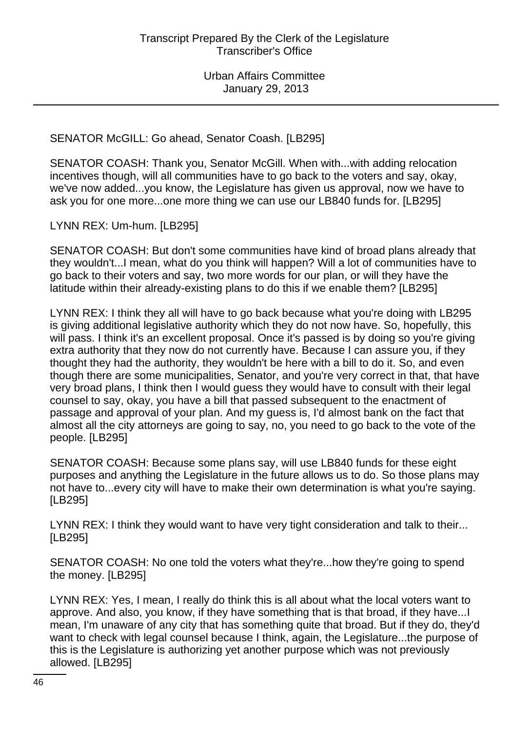SENATOR McGILL: Go ahead, Senator Coash. [LB295]

SENATOR COASH: Thank you, Senator McGill. When with...with adding relocation incentives though, will all communities have to go back to the voters and say, okay, we've now added...you know, the Legislature has given us approval, now we have to ask you for one more...one more thing we can use our LB840 funds for. [LB295]

LYNN REX: Um-hum. [LB295]

SENATOR COASH: But don't some communities have kind of broad plans already that they wouldn't...I mean, what do you think will happen? Will a lot of communities have to go back to their voters and say, two more words for our plan, or will they have the latitude within their already-existing plans to do this if we enable them? [LB295]

LYNN REX: I think they all will have to go back because what you're doing with LB295 is giving additional legislative authority which they do not now have. So, hopefully, this will pass. I think it's an excellent proposal. Once it's passed is by doing so you're giving extra authority that they now do not currently have. Because I can assure you, if they thought they had the authority, they wouldn't be here with a bill to do it. So, and even though there are some municipalities, Senator, and you're very correct in that, that have very broad plans, I think then I would guess they would have to consult with their legal counsel to say, okay, you have a bill that passed subsequent to the enactment of passage and approval of your plan. And my guess is, I'd almost bank on the fact that almost all the city attorneys are going to say, no, you need to go back to the vote of the people. [LB295]

SENATOR COASH: Because some plans say, will use LB840 funds for these eight purposes and anything the Legislature in the future allows us to do. So those plans may not have to...every city will have to make their own determination is what you're saying. [LB295]

LYNN REX: I think they would want to have very tight consideration and talk to their... [LB295]

SENATOR COASH: No one told the voters what they're...how they're going to spend the money. [LB295]

LYNN REX: Yes, I mean, I really do think this is all about what the local voters want to approve. And also, you know, if they have something that is that broad, if they have...I mean, I'm unaware of any city that has something quite that broad. But if they do, they'd want to check with legal counsel because I think, again, the Legislature...the purpose of this is the Legislature is authorizing yet another purpose which was not previously allowed. [LB295]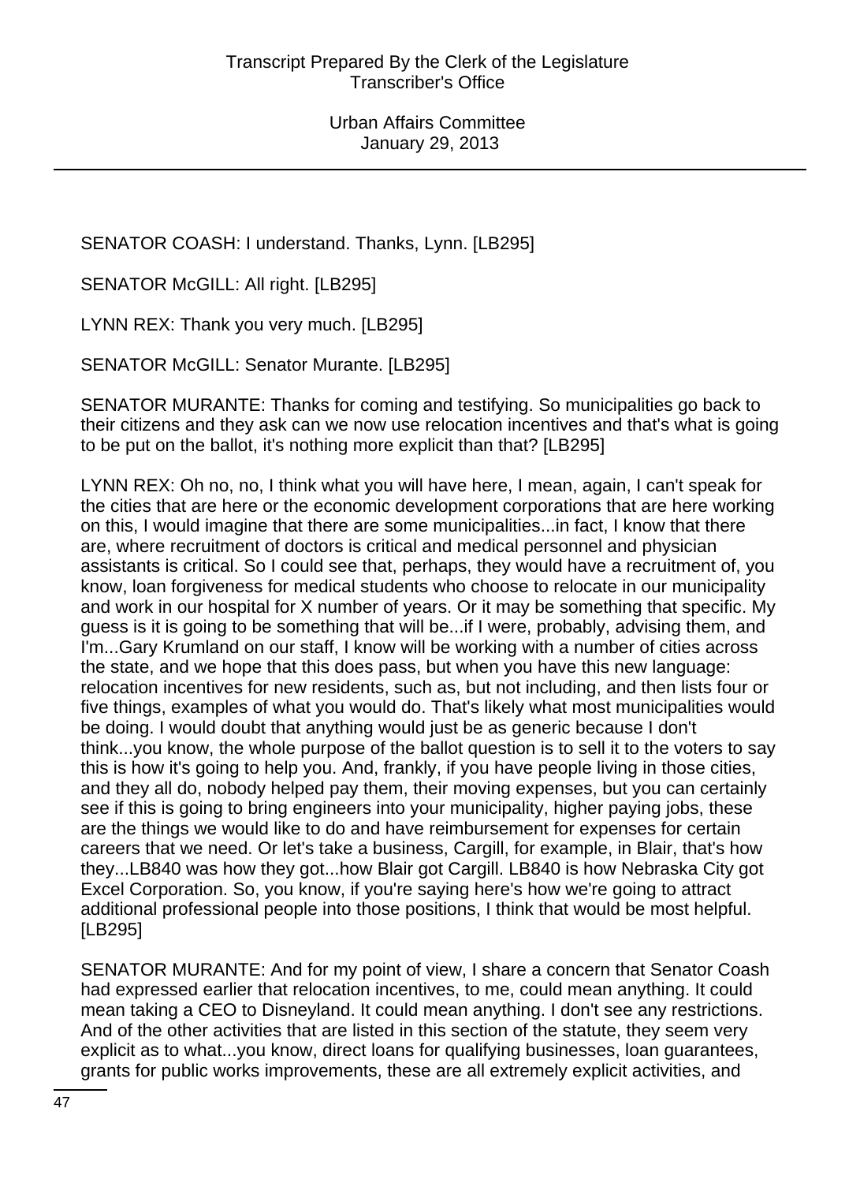SENATOR COASH: I understand. Thanks, Lynn. [LB295]

SENATOR McGILL: All right. [LB295]

LYNN REX: Thank you very much. [LB295]

SENATOR McGILL: Senator Murante. [LB295]

SENATOR MURANTE: Thanks for coming and testifying. So municipalities go back to their citizens and they ask can we now use relocation incentives and that's what is going to be put on the ballot, it's nothing more explicit than that? [LB295]

LYNN REX: Oh no, no, I think what you will have here, I mean, again, I can't speak for the cities that are here or the economic development corporations that are here working on this, I would imagine that there are some municipalities...in fact, I know that there are, where recruitment of doctors is critical and medical personnel and physician assistants is critical. So I could see that, perhaps, they would have a recruitment of, you know, loan forgiveness for medical students who choose to relocate in our municipality and work in our hospital for X number of years. Or it may be something that specific. My guess is it is going to be something that will be...if I were, probably, advising them, and I'm...Gary Krumland on our staff, I know will be working with a number of cities across the state, and we hope that this does pass, but when you have this new language: relocation incentives for new residents, such as, but not including, and then lists four or five things, examples of what you would do. That's likely what most municipalities would be doing. I would doubt that anything would just be as generic because I don't think...you know, the whole purpose of the ballot question is to sell it to the voters to say this is how it's going to help you. And, frankly, if you have people living in those cities, and they all do, nobody helped pay them, their moving expenses, but you can certainly see if this is going to bring engineers into your municipality, higher paying jobs, these are the things we would like to do and have reimbursement for expenses for certain careers that we need. Or let's take a business, Cargill, for example, in Blair, that's how they...LB840 was how they got...how Blair got Cargill. LB840 is how Nebraska City got Excel Corporation. So, you know, if you're saying here's how we're going to attract additional professional people into those positions, I think that would be most helpful. [LB295]

SENATOR MURANTE: And for my point of view, I share a concern that Senator Coash had expressed earlier that relocation incentives, to me, could mean anything. It could mean taking a CEO to Disneyland. It could mean anything. I don't see any restrictions. And of the other activities that are listed in this section of the statute, they seem very explicit as to what...you know, direct loans for qualifying businesses, loan guarantees, grants for public works improvements, these are all extremely explicit activities, and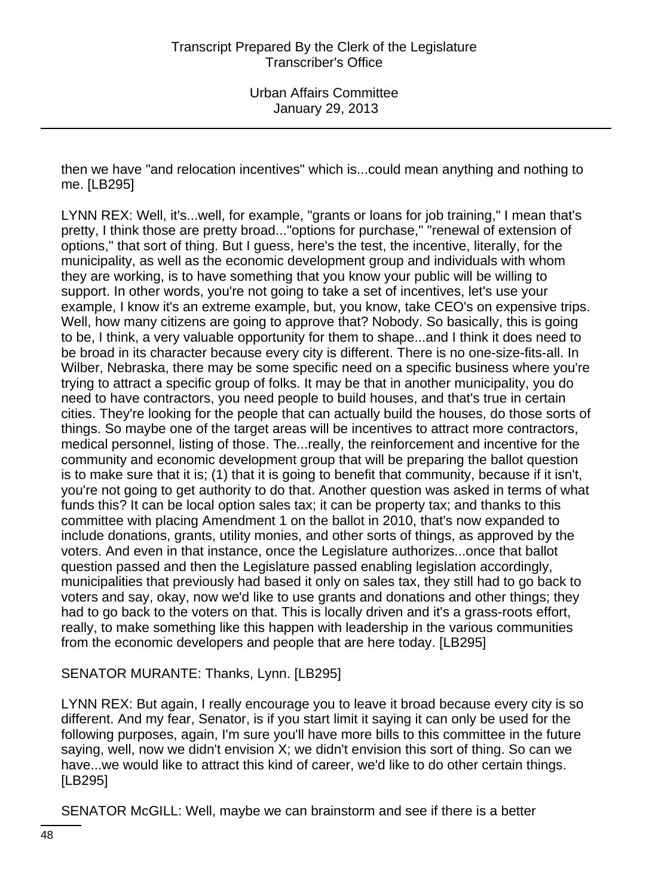then we have "and relocation incentives" which is...could mean anything and nothing to me. [LB295]

LYNN REX: Well, it's...well, for example, "grants or loans for job training," I mean that's pretty, I think those are pretty broad..."options for purchase," "renewal of extension of options," that sort of thing. But I guess, here's the test, the incentive, literally, for the municipality, as well as the economic development group and individuals with whom they are working, is to have something that you know your public will be willing to support. In other words, you're not going to take a set of incentives, let's use your example, I know it's an extreme example, but, you know, take CEO's on expensive trips. Well, how many citizens are going to approve that? Nobody. So basically, this is going to be, I think, a very valuable opportunity for them to shape...and I think it does need to be broad in its character because every city is different. There is no one-size-fits-all. In Wilber, Nebraska, there may be some specific need on a specific business where you're trying to attract a specific group of folks. It may be that in another municipality, you do need to have contractors, you need people to build houses, and that's true in certain cities. They're looking for the people that can actually build the houses, do those sorts of things. So maybe one of the target areas will be incentives to attract more contractors, medical personnel, listing of those. The...really, the reinforcement and incentive for the community and economic development group that will be preparing the ballot question is to make sure that it is; (1) that it is going to benefit that community, because if it isn't, you're not going to get authority to do that. Another question was asked in terms of what funds this? It can be local option sales tax; it can be property tax; and thanks to this committee with placing Amendment 1 on the ballot in 2010, that's now expanded to include donations, grants, utility monies, and other sorts of things, as approved by the voters. And even in that instance, once the Legislature authorizes...once that ballot question passed and then the Legislature passed enabling legislation accordingly, municipalities that previously had based it only on sales tax, they still had to go back to voters and say, okay, now we'd like to use grants and donations and other things; they had to go back to the voters on that. This is locally driven and it's a grass-roots effort, really, to make something like this happen with leadership in the various communities from the economic developers and people that are here today. [LB295]

SENATOR MURANTE: Thanks, Lynn. [LB295]

LYNN REX: But again, I really encourage you to leave it broad because every city is so different. And my fear, Senator, is if you start limit it saying it can only be used for the following purposes, again, I'm sure you'll have more bills to this committee in the future saying, well, now we didn't envision X; we didn't envision this sort of thing. So can we have...we would like to attract this kind of career, we'd like to do other certain things. [LB295]

SENATOR McGILL: Well, maybe we can brainstorm and see if there is a better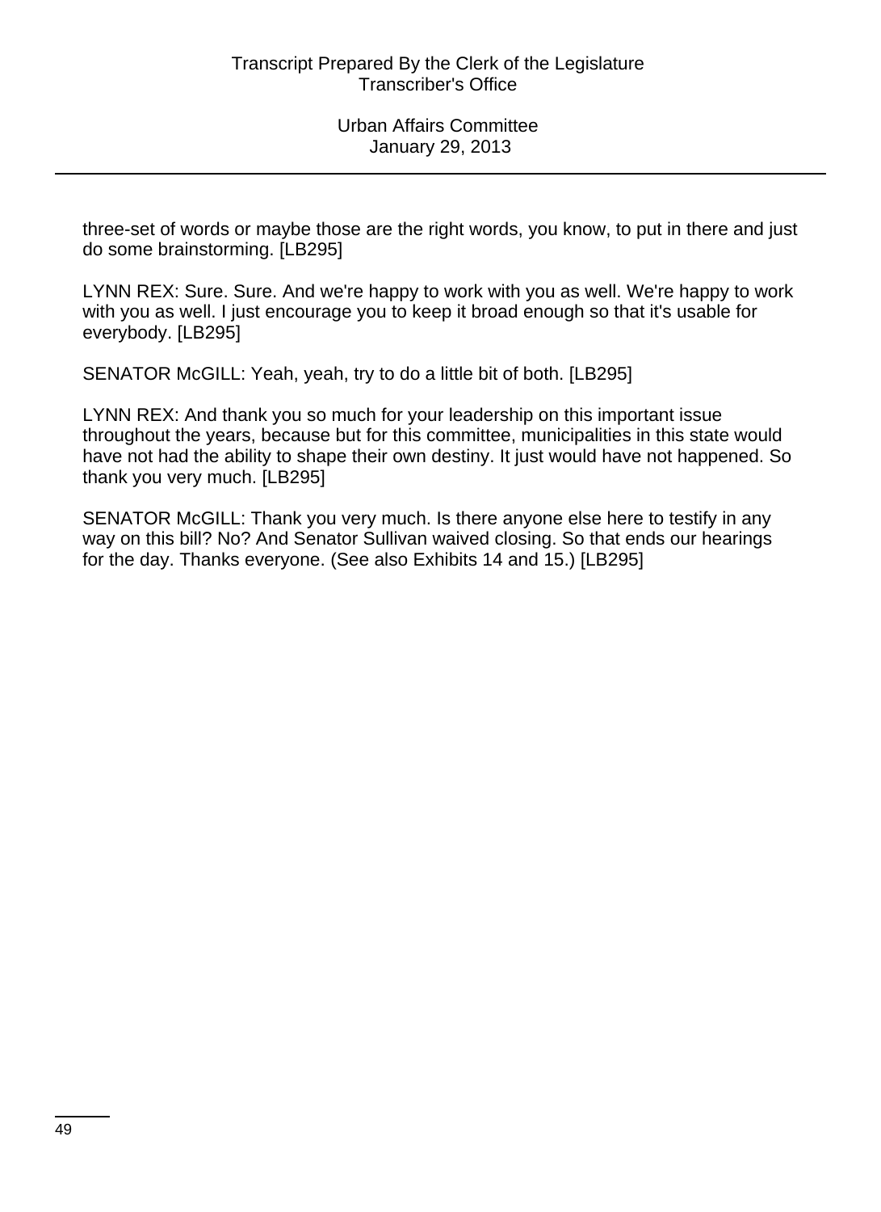three-set of words or maybe those are the right words, you know, to put in there and just do some brainstorming. [LB295]

LYNN REX: Sure. Sure. And we're happy to work with you as well. We're happy to work with you as well. I just encourage you to keep it broad enough so that it's usable for everybody. [LB295]

SENATOR McGILL: Yeah, yeah, try to do a little bit of both. [LB295]

LYNN REX: And thank you so much for your leadership on this important issue throughout the years, because but for this committee, municipalities in this state would have not had the ability to shape their own destiny. It just would have not happened. So thank you very much. [LB295]

SENATOR McGILL: Thank you very much. Is there anyone else here to testify in any way on this bill? No? And Senator Sullivan waived closing. So that ends our hearings for the day. Thanks everyone. (See also Exhibits 14 and 15.) [LB295]